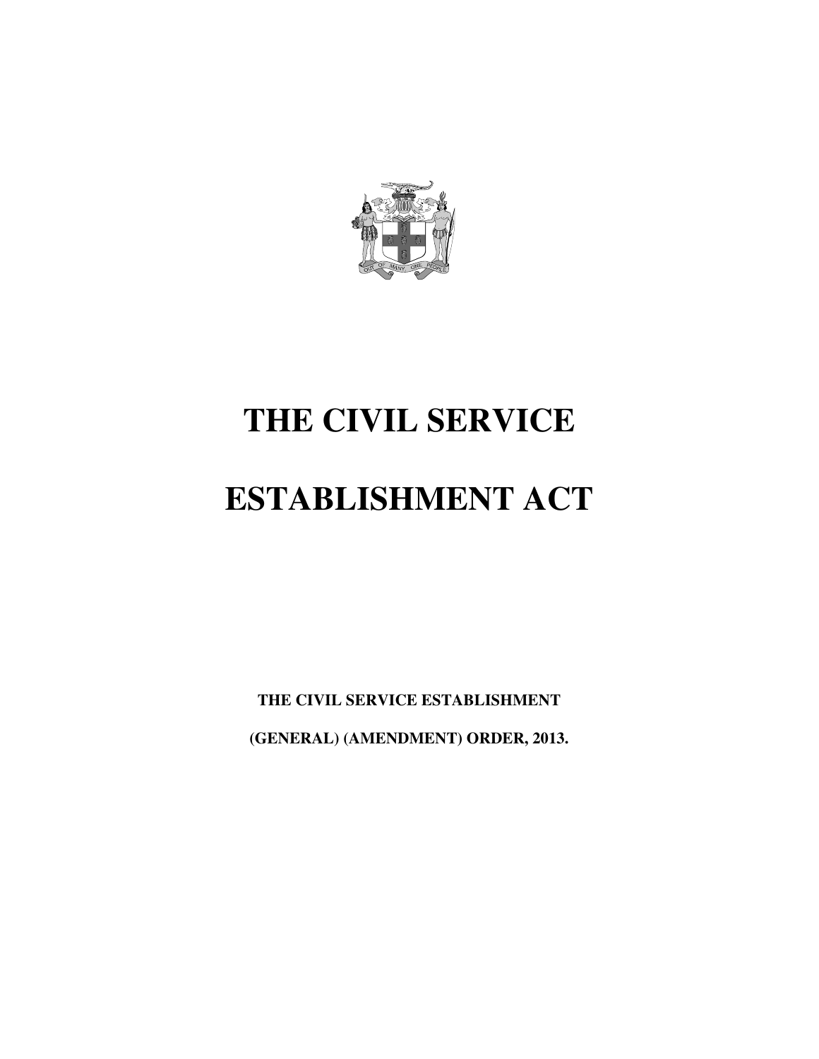# THE CIVIL SERVICE

# ESTABLISHMENT ACT

**THE CIVIL SERVICE ESTABLISHMENT**

**(GENERAL) (AMENDMENT) ORDER, 2013.**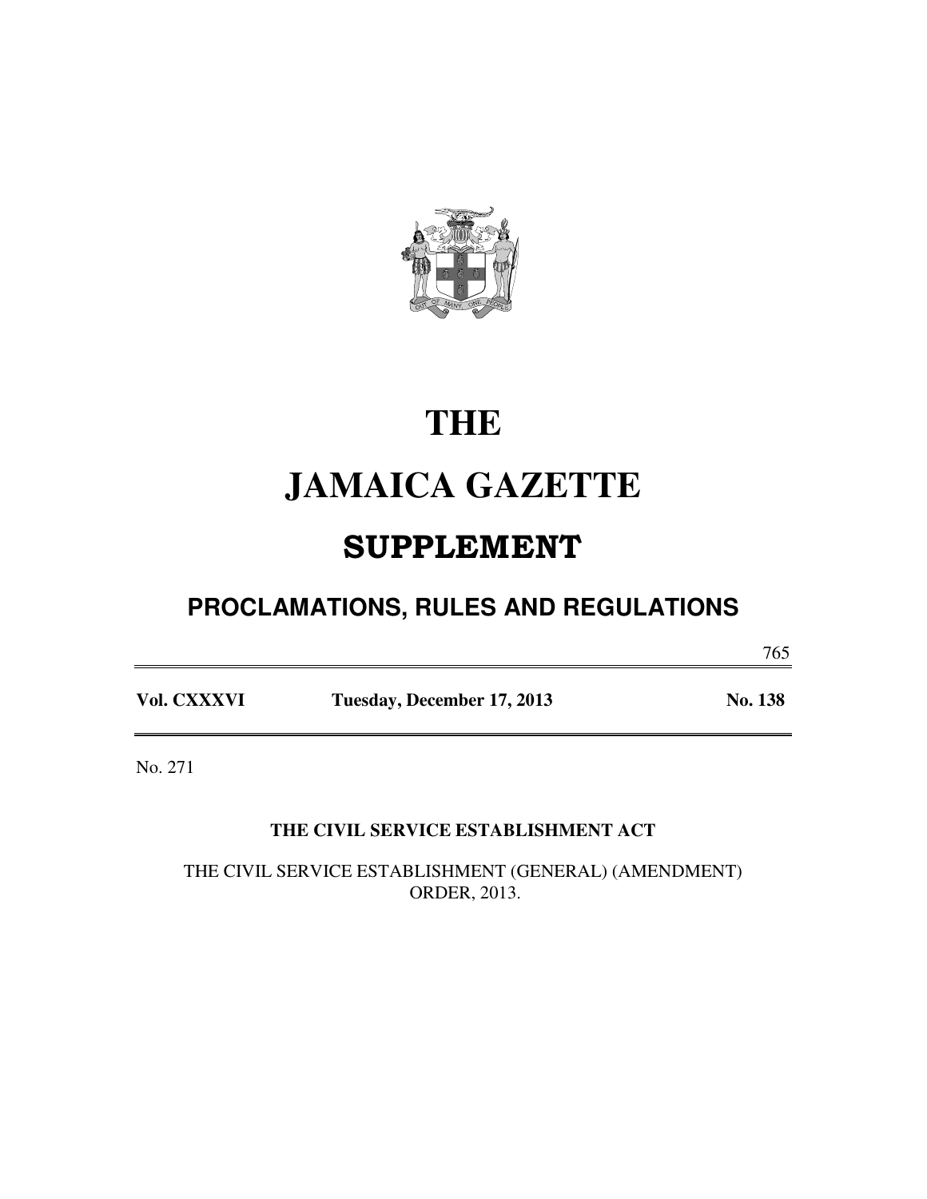# THE

# JAMAICA GAZETTE

## SUPPLEMENT

### PROCLAMATIONS, RULES AND REGULATIONS

| Vol. CXXXVI | Tuesday, December 17, 2013 | No. 138 |
| --- | --- | --- |

No. 271

**THE CIVIL SERVICE ESTABLISHMENT ACT**

THE CIVIL SERVICE ESTABLISHMENT (GENERAL) (AMENDMENT) ORDER, 2013.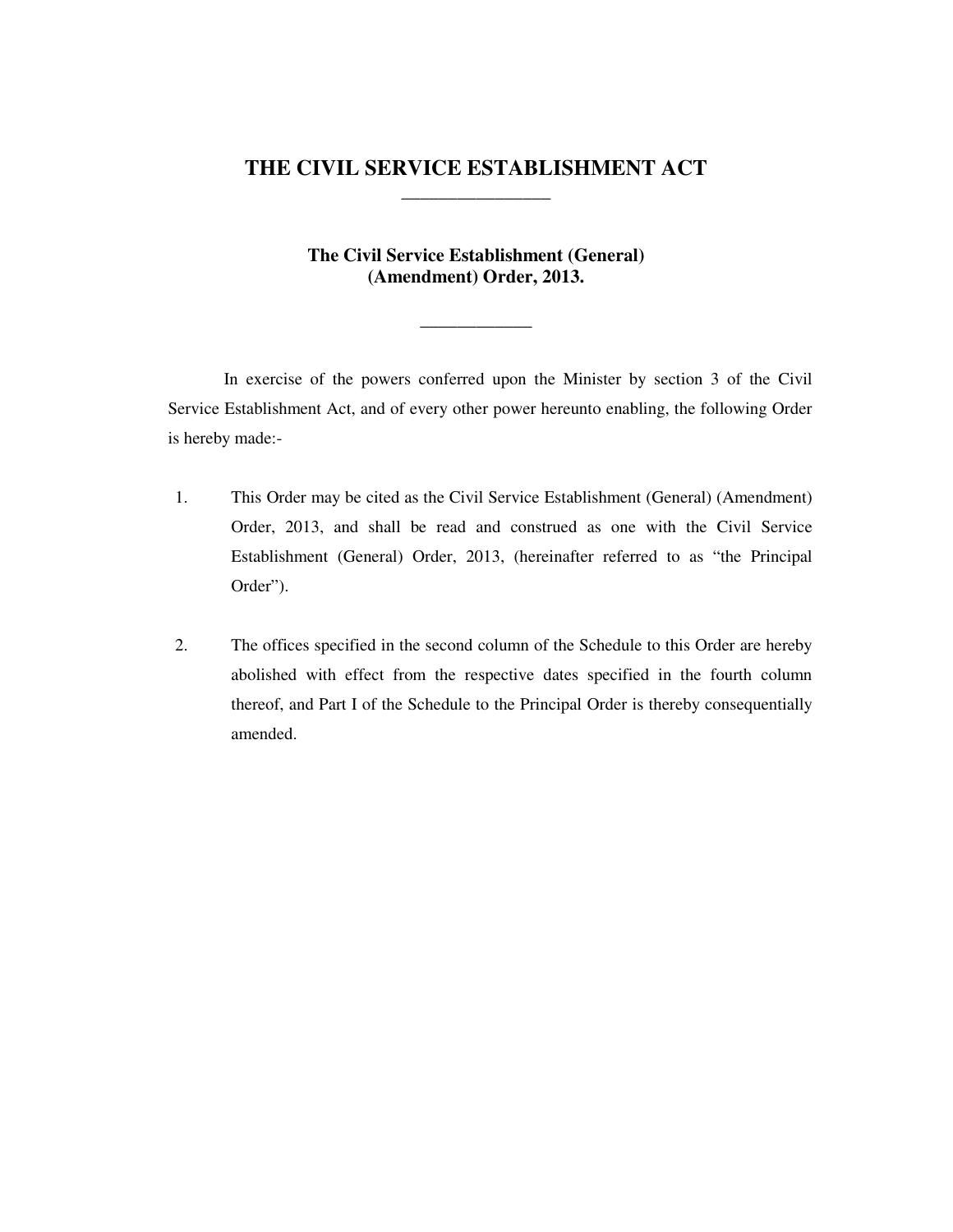# THE CIVIL SERVICE ESTABLISHMENT ACT

---

## The Civil Service Establishment (General) (Amendment) Order, 2013.

---

In exercise of the powers conferred upon the Minister by section 3 of the Civil Service Establishment Act, and of every other power hereunto enabling, the following Order is hereby made:-

1. This Order may be cited as the Civil Service Establishment (General) (Amendment) Order, 2013, and shall be read and construed as one with the Civil Service Establishment (General) Order, 2013, (hereinafter referred to as "the Principal Order").

2. The offices specified in the second column of the Schedule to this Order are hereby abolished with effect from the respective dates specified in the fourth column thereof, and Part I of the Schedule to the Principal Order is thereby consequentially amended.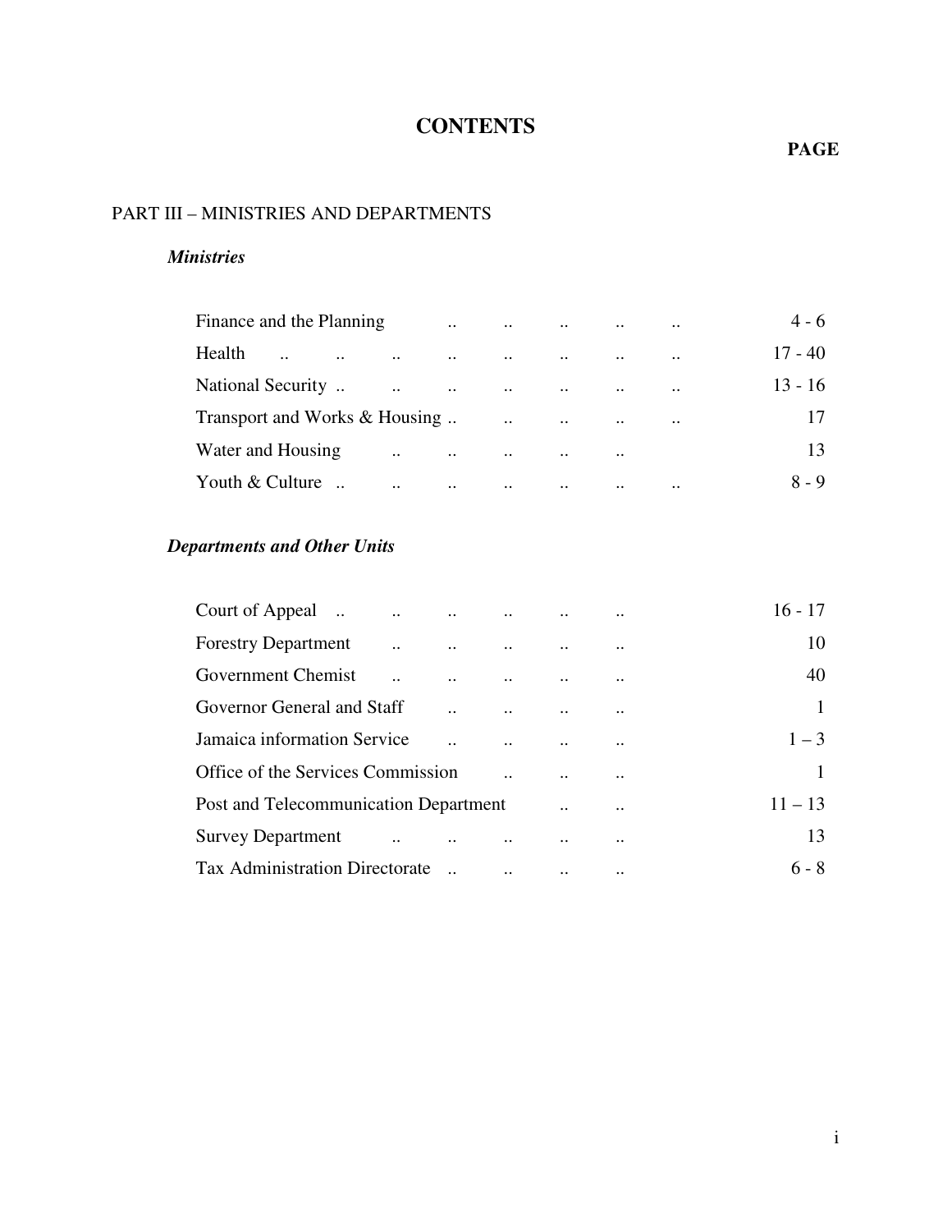# CONTENTS

| | PAGE |
|---|---|
| **PART III – MINISTRIES AND DEPARTMENTS** | |
| ***Ministries*** | |
| Finance and the Planning .. .. .. .. .. | 4 - 6 |
| Health .. .. .. .. .. .. .. .. | 17 - 40 |
| National Security .. .. .. .. .. .. .. | 13 - 16 |
| Transport and Works & Housing .. .. .. .. .. | 17 |
| Water and Housing .. .. .. .. .. | 13 |
| Youth & Culture .. .. .. .. .. .. .. | 8 - 9 |
| ***Departments and Other Units*** | |
| Court of Appeal .. .. .. .. .. .. | 16 - 17 |
| Forestry Department .. .. .. .. .. | 10 |
| Government Chemist .. .. .. .. .. | 40 |
| Governor General and Staff .. .. .. .. | 1 |
| Jamaica information Service .. .. .. .. | 1 – 3 |
| Office of the Services Commission .. .. .. | 1 |
| Post and Telecommunication Department .. .. | 11 – 13 |
| Survey Department .. .. .. .. .. | 13 |
| Tax Administration Directorate .. .. .. .. | 6 - 8 |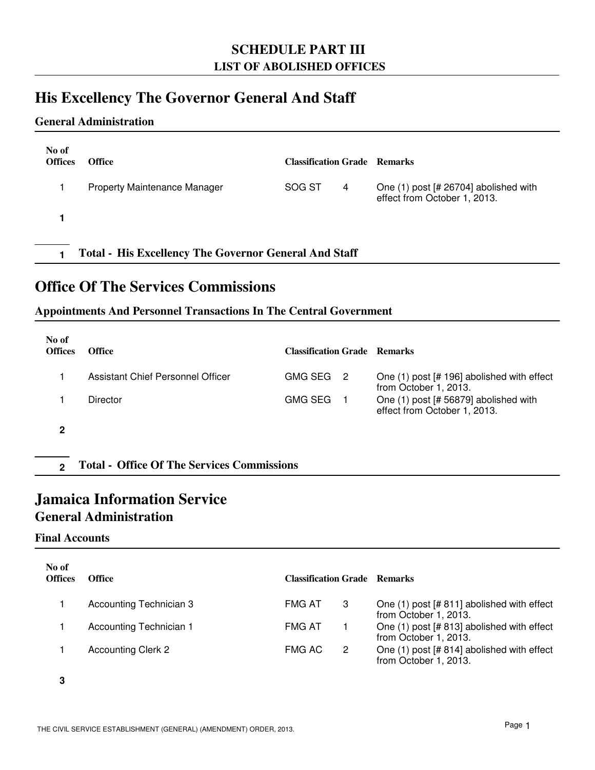## SCHEDULE PART III
### LIST OF ABOLISHED OFFICES

# His Excellency The Governor General And Staff

### General Administration

| No of Offices | Office | Classification | Grade | Remarks |
|---|---|---|---|---|
| 1 | Property Maintenance Manager | SOG ST | 4 | One (1) post [# 26704] abolished with effect from October 1, 2013. |
| **1** | | | | |

**1 Total - His Excellency The Governor General And Staff**

# Office Of The Services Commissions

### Appointments And Personnel Transactions In The Central Government

| No of Offices | Office | Classification | Grade | Remarks |
|---|---|---|---|---|
| 1 | Assistant Chief Personnel Officer | GMG SEG | 2 | One (1) post [# 196] abolished with effect from October 1, 2013. |
| 1 | Director | GMG SEG | 1 | One (1) post [# 56879] abolished with effect from October 1, 2013. |
| **2** | | | | |

**2 Total - Office Of The Services Commissions**

# Jamaica Information Service
## General Administration

### Final Accounts

| No of Offices | Office | Classification | Grade | Remarks |
|---|---|---|---|---|
| 1 | Accounting Technician 3 | FMG AT | 3 | One (1) post [# 811] abolished with effect from October 1, 2013. |
| 1 | Accounting Technician 1 | FMG AT | 1 | One (1) post [# 813] abolished with effect from October 1, 2013. |
| 1 | Accounting Clerk 2 | FMG AC | 2 | One (1) post [# 814] abolished with effect from October 1, 2013. |
| **3** | | | | |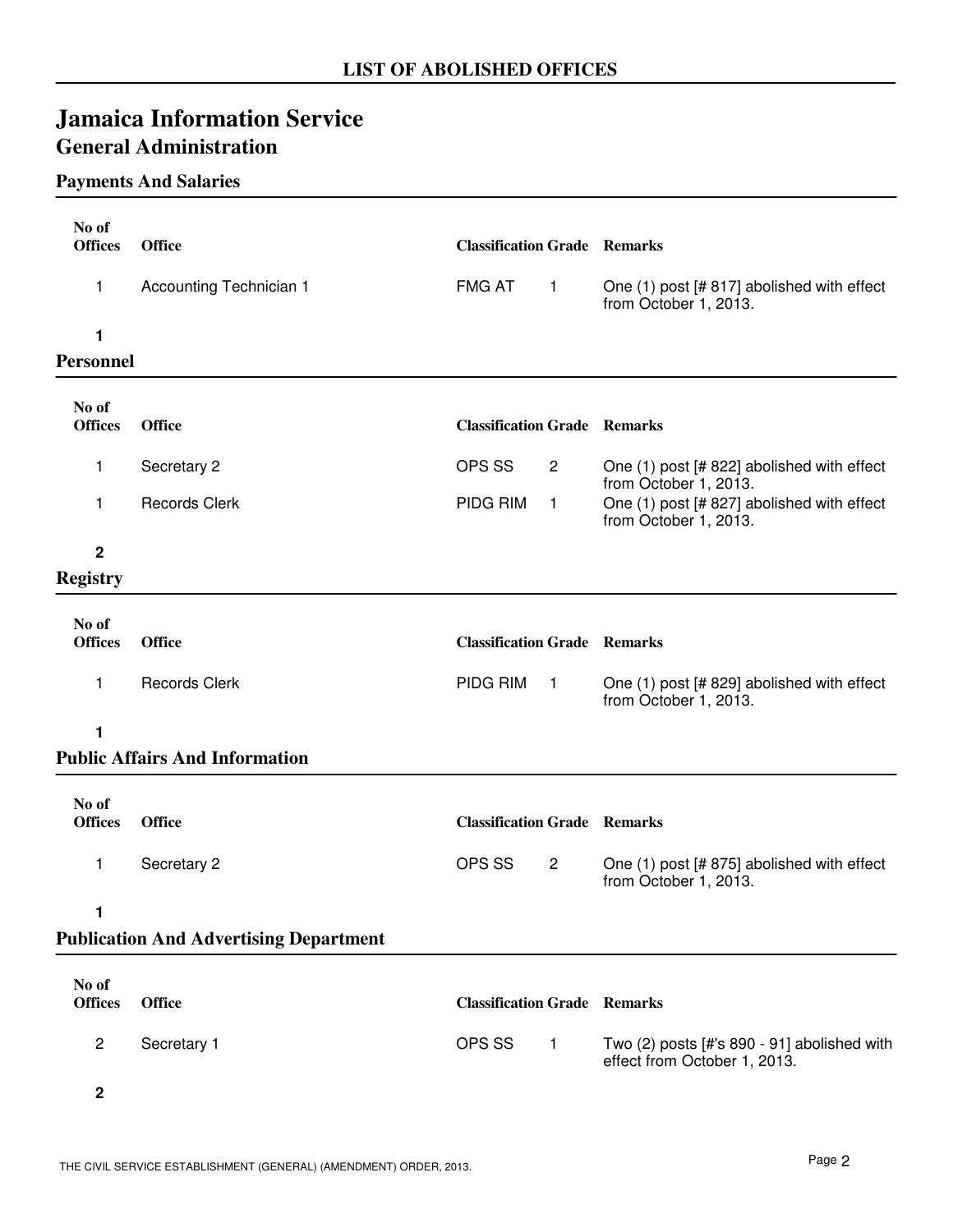## LIST OF ABOLISHED OFFICES

# Jamaica Information Service

## General Administration

### Payments And Salaries

| No of Offices | Office | Classification | Grade | Remarks |
|---|---|---|---|---|
| 1 | Accounting Technician 1 | FMG AT | 1 | One (1) post [# 817] abolished with effect from October 1, 2013. |
| **1** | | | | |

### Personnel

| No of Offices | Office | Classification | Grade | Remarks |
|---|---|---|---|---|
| 1 | Secretary 2 | OPS SS | 2 | One (1) post [# 822] abolished with effect from October 1, 2013. |
| 1 | Records Clerk | PIDG RIM | 1 | One (1) post [# 827] abolished with effect from October 1, 2013. |
| **2** | | | | |

### Registry

| No of Offices | Office | Classification | Grade | Remarks |
|---|---|---|---|---|
| 1 | Records Clerk | PIDG RIM | 1 | One (1) post [# 829] abolished with effect from October 1, 2013. |
| **1** | | | | |

### Public Affairs And Information

| No of Offices | Office | Classification | Grade | Remarks |
|---|---|---|---|---|
| 1 | Secretary 2 | OPS SS | 2 | One (1) post [# 875] abolished with effect from October 1, 2013. |
| **1** | | | | |

### Publication And Advertising Department

| No of Offices | Office | Classification | Grade | Remarks |
|---|---|---|---|---|
| 2 | Secretary 1 | OPS SS | 1 | Two (2) posts [#'s 890 - 91] abolished with effect from October 1, 2013. |
| **2** | | | | |

THE CIVIL SERVICE ESTABLISHMENT (GENERAL) (AMENDMENT) ORDER, 2013.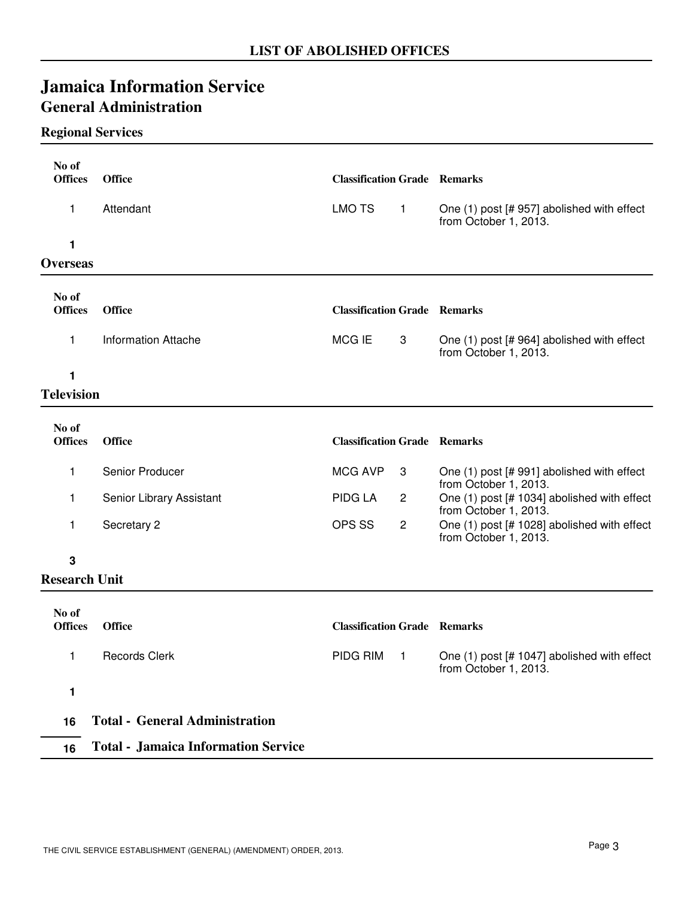## LIST OF ABOLISHED OFFICES

# Jamaica Information Service

## General Administration

### Regional Services

| No of Offices | Office | Classification | Grade | Remarks |
|---|---|---|---|---|
| 1 | Attendant | LMO TS | 1 | One (1) post [# 957] abolished with effect from October 1, 2013. |
| **1** | | | | |

### Overseas

| No of Offices | Office | Classification | Grade | Remarks |
|---|---|---|---|---|
| 1 | Information Attache | MCG IE | 3 | One (1) post [# 964] abolished with effect from October 1, 2013. |
| **1** | | | | |

### Television

| No of Offices | Office | Classification | Grade | Remarks |
|---|---|---|---|---|
| 1 | Senior Producer | MCG AVP | 3 | One (1) post [# 991] abolished with effect from October 1, 2013. |
| 1 | Senior Library Assistant | PIDG LA | 2 | One (1) post [# 1034] abolished with effect from October 1, 2013. |
| 1 | Secretary 2 | OPS SS | 2 | One (1) post [# 1028] abolished with effect from October 1, 2013. |
| **3** | | | | |

### Research Unit

| No of Offices | Office | Classification | Grade | Remarks |
|---|---|---|---|---|
| 1 | Records Clerk | PIDG RIM | 1 | One (1) post [# 1047] abolished with effect from October 1, 2013. |
| **1** | | | | |

**16 Total - General Administration**

**16 Total - Jamaica Information Service**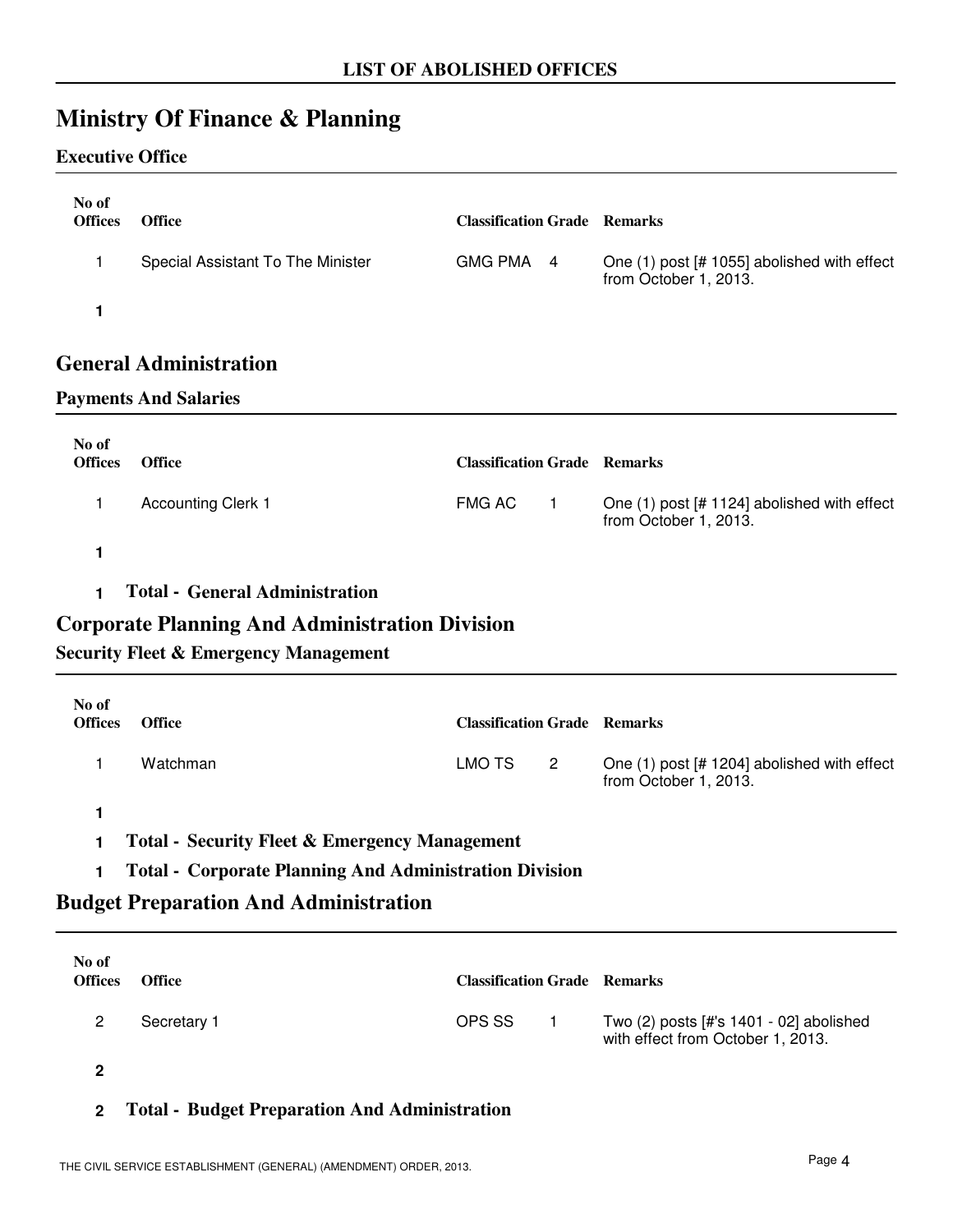## LIST OF ABOLISHED OFFICES

# Ministry Of Finance & Planning

### Executive Office

| No of Offices | Office | Classification | Grade | Remarks |
|---|---|---|---|---|
| 1 | Special Assistant To The Minister | GMG PMA | 4 | One (1) post [# 1055] abolished with effect from October 1, 2013. |
| **1** | | | | |

## General Administration

### Payments And Salaries

| No of Offices | Office | Classification | Grade | Remarks |
|---|---|---|---|---|
| 1 | Accounting Clerk 1 | FMG AC | 1 | One (1) post [# 1124] abolished with effect from October 1, 2013. |
| **1** | | | | |

**1 Total - General Administration**

## Corporate Planning And Administration Division

### Security Fleet & Emergency Management

| No of Offices | Office | Classification | Grade | Remarks |
|---|---|---|---|---|
| 1 | Watchman | LMO TS | 2 | One (1) post [# 1204] abolished with effect from October 1, 2013. |
| **1** | | | | |

**1 Total - Security Fleet & Emergency Management**

**1 Total - Corporate Planning And Administration Division**

## Budget Preparation And Administration

| No of Offices | Office | Classification | Grade | Remarks |
|---|---|---|---|---|
| 2 | Secretary 1 | OPS SS | 1 | Two (2) posts [#'s 1401 - 02] abolished with effect from October 1, 2013. |
| **2** | | | | |

**2 Total - Budget Preparation And Administration**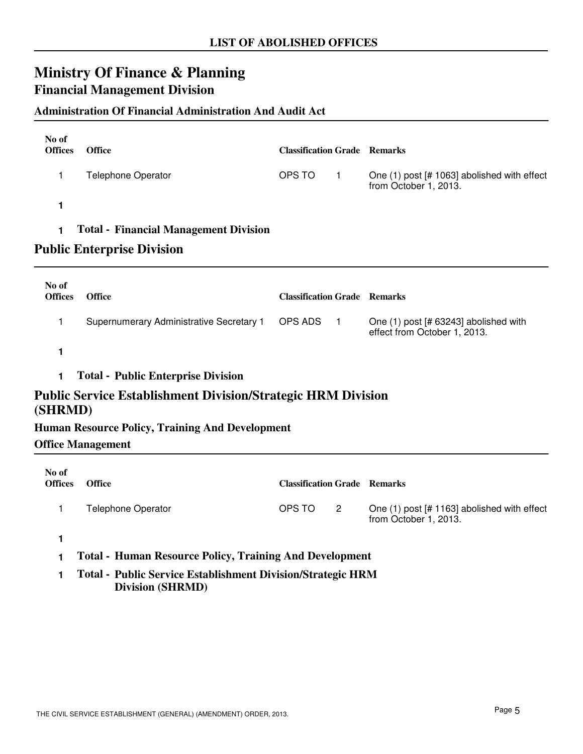**LIST OF ABOLISHED OFFICES**

# Ministry Of Finance & Planning

## Financial Management Division

### Administration Of Financial Administration And Audit Act

| No of Offices | Office | Classification | Grade | Remarks |
|---|---|---|---|---|
| 1 | Telephone Operator | OPS TO | 1 | One (1) post [# 1063] abolished with effect from October 1, 2013. |
| **1** | | | | |
| **1** | **Total - Financial Management Division** | | | |

## Public Enterprise Division

| No of Offices | Office | Classification | Grade | Remarks |
|---|---|---|---|---|
| 1 | Supernumerary Administrative Secretary 1 | OPS ADS | 1 | One (1) post [# 63243] abolished with effect from October 1, 2013. |
| **1** | | | | |
| **1** | **Total - Public Enterprise Division** | | | |

## Public Service Establishment Division/Strategic HRM Division (SHRMD)

### Human Resource Policy, Training And Development

#### Office Management

| No of Offices | Office | Classification | Grade | Remarks |
|---|---|---|---|---|
| 1 | Telephone Operator | OPS TO | 2 | One (1) post [# 1163] abolished with effect from October 1, 2013. |
| **1** | | | | |
| **1** | **Total - Human Resource Policy, Training And Development** | | | |
| **1** | **Total - Public Service Establishment Division/Strategic HRM Division (SHRMD)** | | | |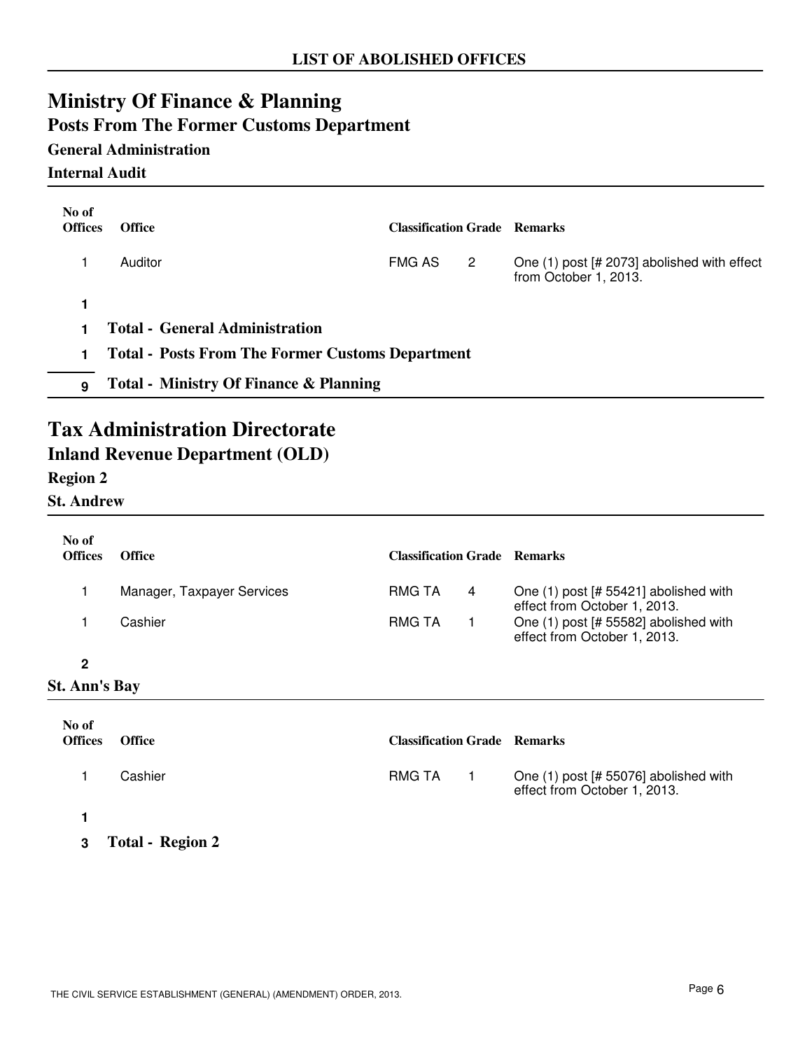**LIST OF ABOLISHED OFFICES**

# Ministry Of Finance & Planning

## Posts From The Former Customs Department

### General Administration

### Internal Audit

| No of Offices | Office | Classification | Grade | Remarks |
|---|---|---|---|---|
| 1 | Auditor | FMG AS | 2 | One (1) post [# 2073] abolished with effect from October 1, 2013. |
| **1** | | | | |
| **1** | **Total - General Administration** | | | |
| **1** | **Total - Posts From The Former Customs Department** | | | |
| **9** | **Total - Ministry Of Finance & Planning** | | | |

# Tax Administration Directorate

## Inland Revenue Department (OLD)

### Region 2

### St. Andrew

| No of Offices | Office | Classification | Grade | Remarks |
|---|---|---|---|---|
| 1 | Manager, Taxpayer Services | RMG TA | 4 | One (1) post [# 55421] abolished with effect from October 1, 2013. |
| 1 | Cashier | RMG TA | 1 | One (1) post [# 55582] abolished with effect from October 1, 2013. |
| **2** | | | | |

### St. Ann's Bay

| No of Offices | Office | Classification | Grade | Remarks |
|---|---|---|---|---|
| 1 | Cashier | RMG TA | 1 | One (1) post [# 55076] abolished with effect from October 1, 2013. |
| **1** | | | | |
| **3** | **Total - Region 2** | | | |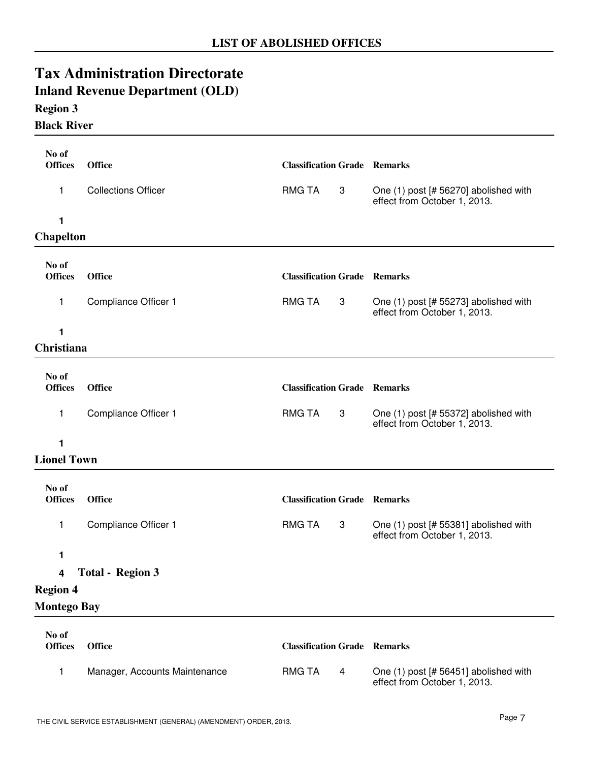## LIST OF ABOLISHED OFFICES

# Tax Administration Directorate

## Inland Revenue Department (OLD)

### Region 3

#### Black River

| No of Offices | Office | Classification | Grade | Remarks |
|---|---|---|---|---|
| 1 | Collections Officer | RMG TA | 3 | One (1) post [# 56270] abolished with effect from October 1, 2013. |
| **1** | | | | |

#### Chapelton

| No of Offices | Office | Classification | Grade | Remarks |
|---|---|---|---|---|
| 1 | Compliance Officer 1 | RMG TA | 3 | One (1) post [# 55273] abolished with effect from October 1, 2013. |
| **1** | | | | |

#### Christiana

| No of Offices | Office | Classification | Grade | Remarks |
|---|---|---|---|---|
| 1 | Compliance Officer 1 | RMG TA | 3 | One (1) post [# 55372] abolished with effect from October 1, 2013. |
| **1** | | | | |

#### Lionel Town

| No of Offices | Office | Classification | Grade | Remarks |
|---|---|---|---|---|
| 1 | Compliance Officer 1 | RMG TA | 3 | One (1) post [# 55381] abolished with effect from October 1, 2013. |
| **1** | | | | |

**4 Total - Region 3**

### Region 4

#### Montego Bay

| No of Offices | Office | Classification | Grade | Remarks |
|---|---|---|---|---|
| 1 | Manager, Accounts Maintenance | RMG TA | 4 | One (1) post [# 56451] abolished with effect from October 1, 2013. |

THE CIVIL SERVICE ESTABLISHMENT (GENERAL) (AMENDMENT) ORDER, 2013.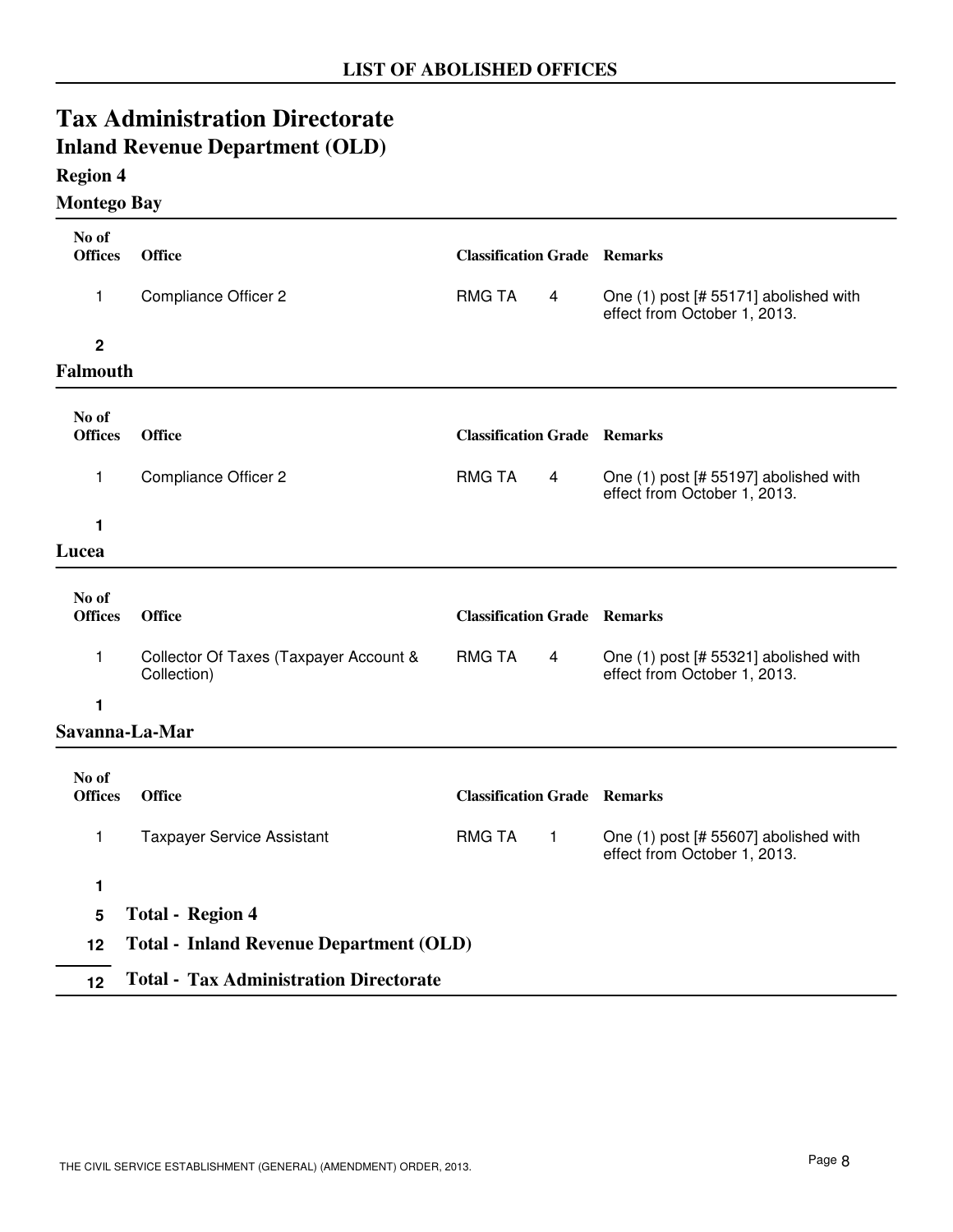## LIST OF ABOLISHED OFFICES

# Tax Administration Directorate

## Inland Revenue Department (OLD)

### Region 4

### Montego Bay

| No of Offices | Office | Classification | Grade | Remarks |
|---|---|---|---|---|
| 1 | Compliance Officer 2 | RMG TA | 4 | One (1) post [# 55171] abolished with effect from October 1, 2013. |
| **2** | | | | |

### Falmouth

| No of Offices | Office | Classification | Grade | Remarks |
|---|---|---|---|---|
| 1 | Compliance Officer 2 | RMG TA | 4 | One (1) post [# 55197] abolished with effect from October 1, 2013. |
| **1** | | | | |

### Lucea

| No of Offices | Office | Classification | Grade | Remarks |
|---|---|---|---|---|
| 1 | Collector Of Taxes (Taxpayer Account & Collection) | RMG TA | 4 | One (1) post [# 55321] abolished with effect from October 1, 2013. |
| **1** | | | | |

### Savanna-La-Mar

| No of Offices | Office | Classification | Grade | Remarks |
|---|---|---|---|---|
| 1 | Taxpayer Service Assistant | RMG TA | 1 | One (1) post [# 55607] abolished with effect from October 1, 2013. |
| **1** | | | | |

| No of Offices | Total |
|---|---|
| **5** | **Total - Region 4** |
| **12** | **Total - Inland Revenue Department (OLD)** |
| **12** | **Total - Tax Administration Directorate** |

THE CIVIL SERVICE ESTABLISHMENT (GENERAL) (AMENDMENT) ORDER, 2013.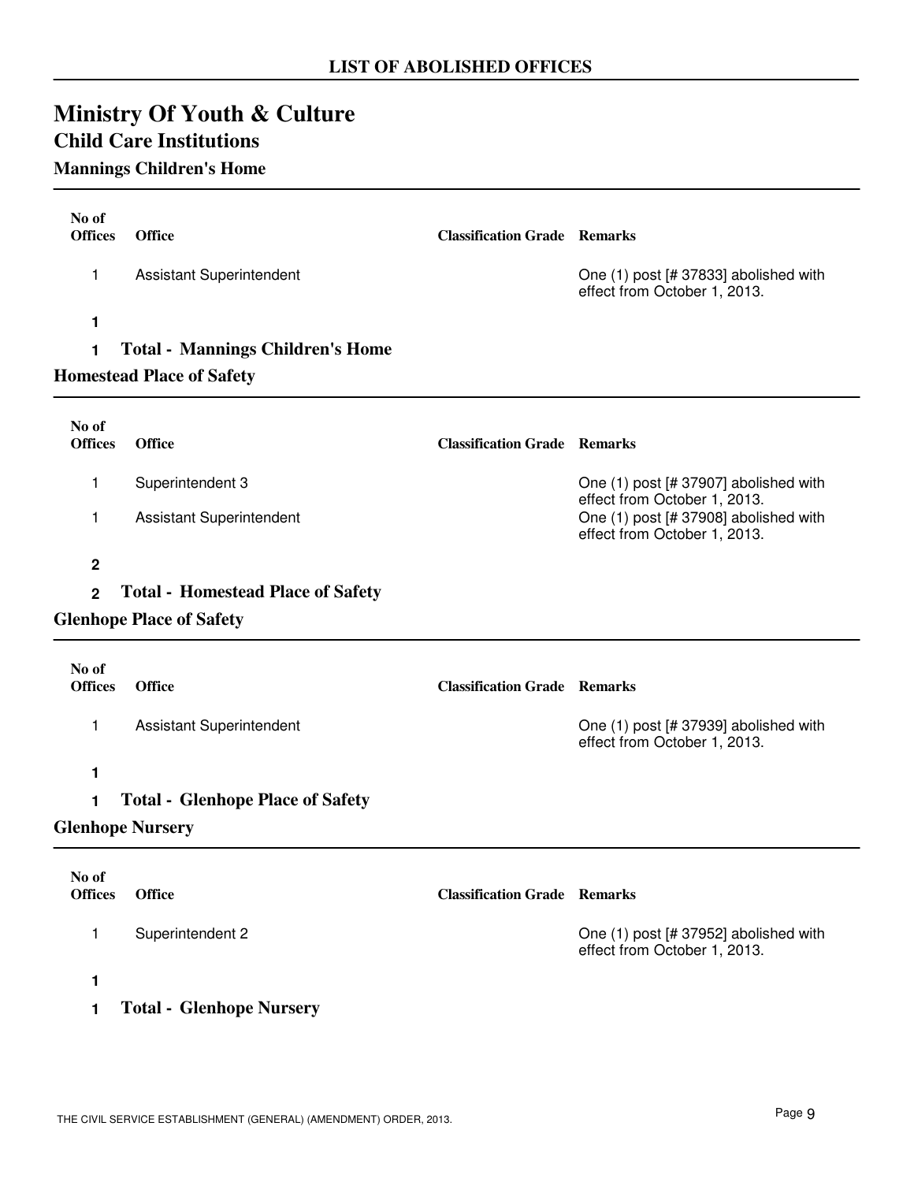## LIST OF ABOLISHED OFFICES

# Ministry Of Youth & Culture

## Child Care Institutions

### Mannings Children's Home

| No of Offices | Office | Classification Grade | Remarks |
|---|---|---|---|
| 1 | Assistant Superintendent | | One (1) post [# 37833] abolished with effect from October 1, 2013. |
| **1** | | | |
| **1** | **Total - Mannings Children's Home** | | |

### Homestead Place of Safety

| No of Offices | Office | Classification Grade | Remarks |
|---|---|---|---|
| 1 | Superintendent 3 | | One (1) post [# 37907] abolished with effect from October 1, 2013. |
| 1 | Assistant Superintendent | | One (1) post [# 37908] abolished with effect from October 1, 2013. |
| **2** | | | |
| **2** | **Total - Homestead Place of Safety** | | |

### Glenhope Place of Safety

| No of Offices | Office | Classification Grade | Remarks |
|---|---|---|---|
| 1 | Assistant Superintendent | | One (1) post [# 37939] abolished with effect from October 1, 2013. |
| **1** | | | |
| **1** | **Total - Glenhope Place of Safety** | | |

### Glenhope Nursery

| No of Offices | Office | Classification Grade | Remarks |
|---|---|---|---|
| 1 | Superintendent 2 | | One (1) post [# 37952] abolished with effect from October 1, 2013. |
| **1** | | | |
| **1** | **Total - Glenhope Nursery** | | |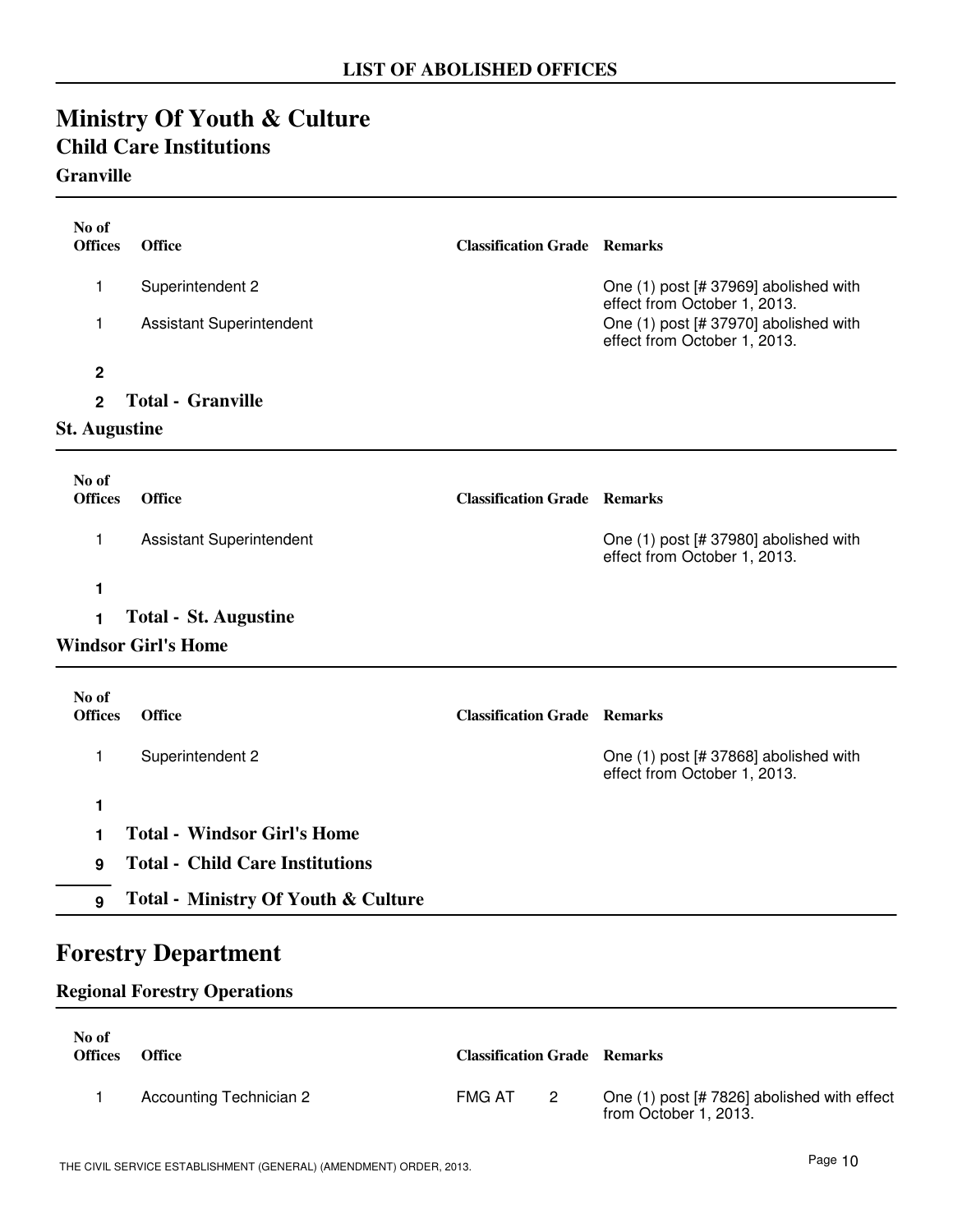## LIST OF ABOLISHED OFFICES

# Ministry Of Youth & Culture

## Child Care Institutions

### Granville

| No of Offices | Office | Classification Grade | | Remarks |
|---|---|---|---|---|
| 1 | Superintendent 2 | | | One (1) post [# 37969] abolished with effect from October 1, 2013. |
| 1 | Assistant Superintendent | | | One (1) post [# 37970] abolished with effect from October 1, 2013. |
| **2** | | | | |
| **2** | **Total - Granville** | | | |

### St. Augustine

| No of Offices | Office | Classification Grade | | Remarks |
|---|---|---|---|---|
| 1 | Assistant Superintendent | | | One (1) post [# 37980] abolished with effect from October 1, 2013. |
| **1** | | | | |
| **1** | **Total - St. Augustine** | | | |

### Windsor Girl's Home

| No of Offices | Office | Classification Grade | | Remarks |
|---|---|---|---|---|
| 1 | Superintendent 2 | | | One (1) post [# 37868] abolished with effect from October 1, 2013. |
| **1** | | | | |
| **1** | **Total - Windsor Girl's Home** | | | |
| **9** | **Total - Child Care Institutions** | | | |
| **9** | **Total - Ministry Of Youth & Culture** | | | |

# Forestry Department

## Regional Forestry Operations

| No of Offices | Office | Classification Grade | | Remarks |
|---|---|---|---|---|
| 1 | Accounting Technician 2 | FMG AT | 2 | One (1) post [# 7826] abolished with effect from October 1, 2013. |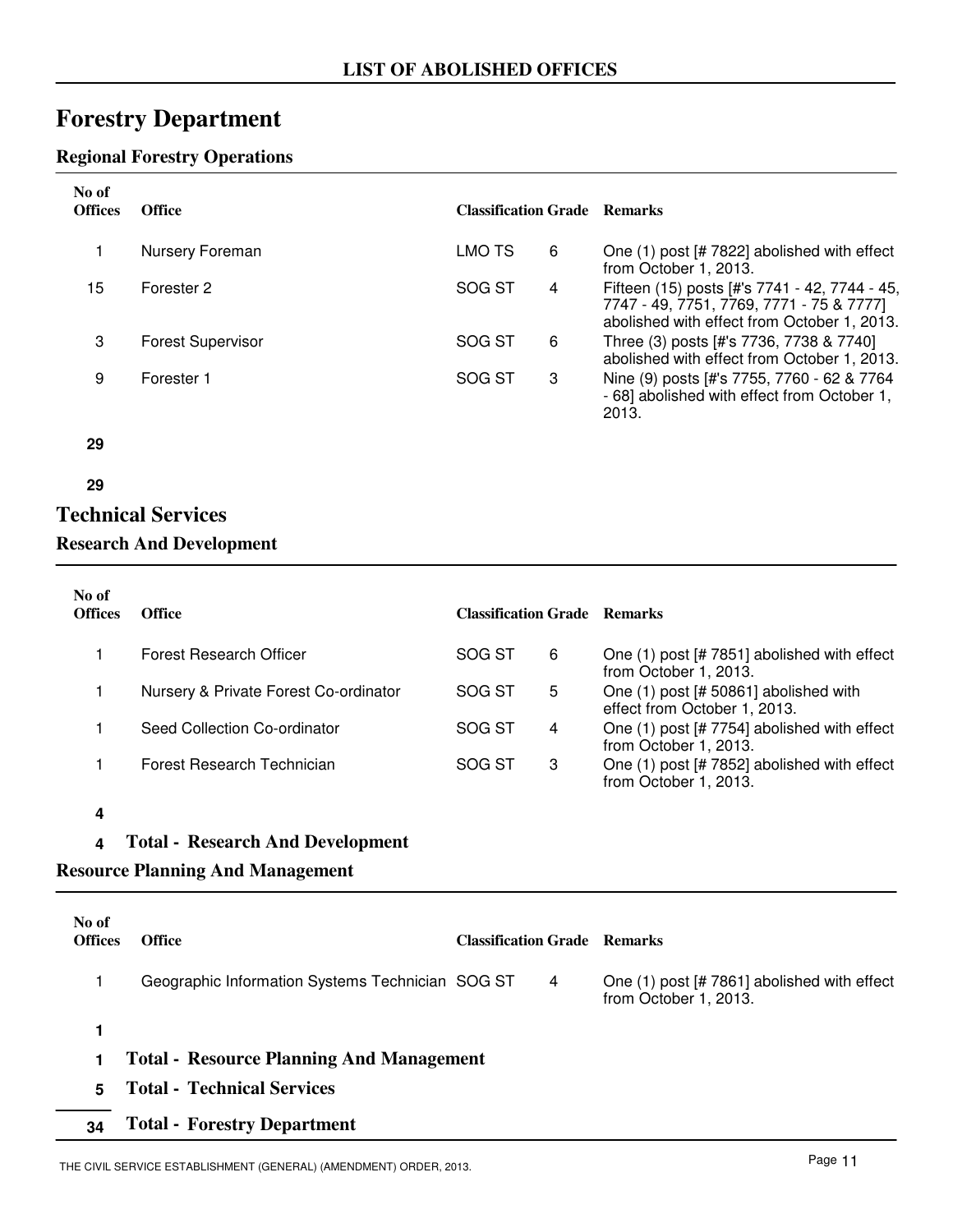**LIST OF ABOLISHED OFFICES**

# Forestry Department

### Regional Forestry Operations

| No of Offices | Office | Classification | Grade | Remarks |
|---|---|---|---|---|
| 1 | Nursery Foreman | LMO TS | 6 | One (1) post [# 7822] abolished with effect from October 1, 2013. |
| 15 | Forester 2 | SOG ST | 4 | Fifteen (15) posts [#'s 7741 - 42, 7744 - 45, 7747 - 49, 7751, 7769, 7771 - 75 & 7777] abolished with effect from October 1, 2013. |
| 3 | Forest Supervisor | SOG ST | 6 | Three (3) posts [#'s 7736, 7738 & 7740] abolished with effect from October 1, 2013. |
| 9 | Forester 1 | SOG ST | 3 | Nine (9) posts [#'s 7755, 7760 - 62 & 7764 - 68] abolished with effect from October 1, 2013. |
| **29** | | | | |

**29**

## Technical Services

### Research And Development

| No of Offices | Office | Classification | Grade | Remarks |
|---|---|---|---|---|
| 1 | Forest Research Officer | SOG ST | 6 | One (1) post [# 7851] abolished with effect from October 1, 2013. |
| 1 | Nursery & Private Forest Co-ordinator | SOG ST | 5 | One (1) post [# 50861] abolished with effect from October 1, 2013. |
| 1 | Seed Collection Co-ordinator | SOG ST | 4 | One (1) post [# 7754] abolished with effect from October 1, 2013. |
| 1 | Forest Research Technician | SOG ST | 3 | One (1) post [# 7852] abolished with effect from October 1, 2013. |
| **4** | | | | |

**4 Total - Research And Development**

### Resource Planning And Management

| No of Offices | Office | Classification | Grade | Remarks |
|---|---|---|---|---|
| 1 | Geographic Information Systems Technician | SOG ST | 4 | One (1) post [# 7861] abolished with effect from October 1, 2013. |
| **1** | | | | |

**1 Total - Resource Planning And Management**

**5 Total - Technical Services**

**34 Total - Forestry Department**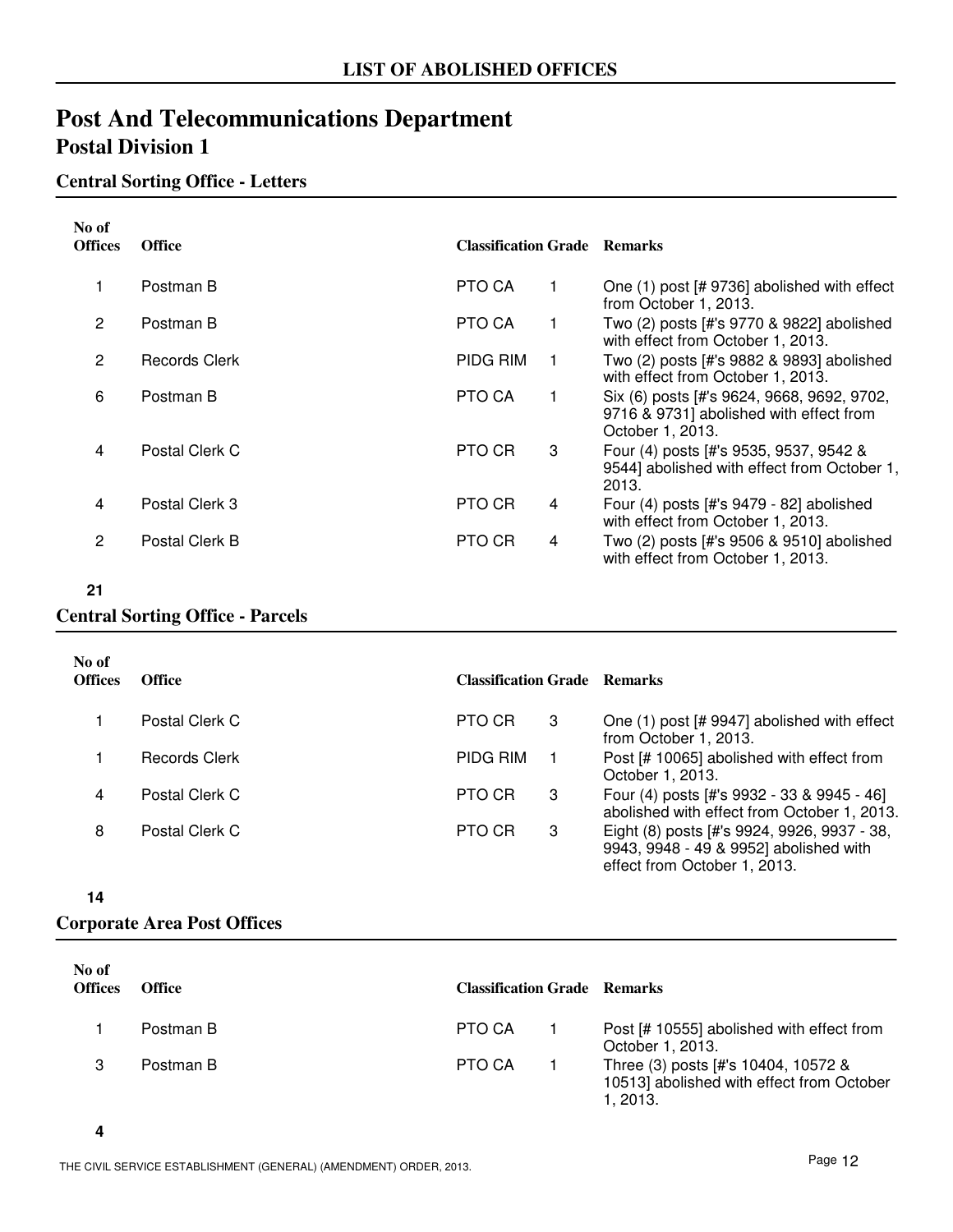# LIST OF ABOLISHED OFFICES

## Post And Telecommunications Department

### Postal Division 1

#### Central Sorting Office - Letters

| No of Offices | Office | Classification | Grade | Remarks |
|---|---|---|---|---|
| 1 | Postman B | PTO CA | 1 | One (1) post [# 9736] abolished with effect from October 1, 2013. |
| 2 | Postman B | PTO CA | 1 | Two (2) posts [#'s 9770 & 9822] abolished with effect from October 1, 2013. |
| 2 | Records Clerk | PIDG RIM | 1 | Two (2) posts [#'s 9882 & 9893] abolished with effect from October 1, 2013. |
| 6 | Postman B | PTO CA | 1 | Six (6) posts [#'s 9624, 9668, 9692, 9702, 9716 & 9731] abolished with effect from October 1, 2013. |
| 4 | Postal Clerk C | PTO CR | 3 | Four (4) posts [#'s 9535, 9537, 9542 & 9544] abolished with effect from October 1, 2013. |
| 4 | Postal Clerk 3 | PTO CR | 4 | Four (4) posts [#'s 9479 - 82] abolished with effect from October 1, 2013. |
| 2 | Postal Clerk B | PTO CR | 4 | Two (2) posts [#'s 9506 & 9510] abolished with effect from October 1, 2013. |
| **21** | | | | |

#### Central Sorting Office - Parcels

| No of Offices | Office | Classification | Grade | Remarks |
|---|---|---|---|---|
| 1 | Postal Clerk C | PTO CR | 3 | One (1) post [# 9947] abolished with effect from October 1, 2013. |
| 1 | Records Clerk | PIDG RIM | 1 | Post [# 10065] abolished with effect from October 1, 2013. |
| 4 | Postal Clerk C | PTO CR | 3 | Four (4) posts [#'s 9932 - 33 & 9945 - 46] abolished with effect from October 1, 2013. |
| 8 | Postal Clerk C | PTO CR | 3 | Eight (8) posts [#'s 9924, 9926, 9937 - 38, 9943, 9948 - 49 & 9952] abolished with effect from October 1, 2013. |
| **14** | | | | |

#### Corporate Area Post Offices

| No of Offices | Office | Classification | Grade | Remarks |
|---|---|---|---|---|
| 1 | Postman B | PTO CA | 1 | Post [# 10555] abolished with effect from October 1, 2013. |
| 3 | Postman B | PTO CA | 1 | Three (3) posts [#'s 10404, 10572 & 10513] abolished with effect from October 1, 2013. |
| **4** | | | | |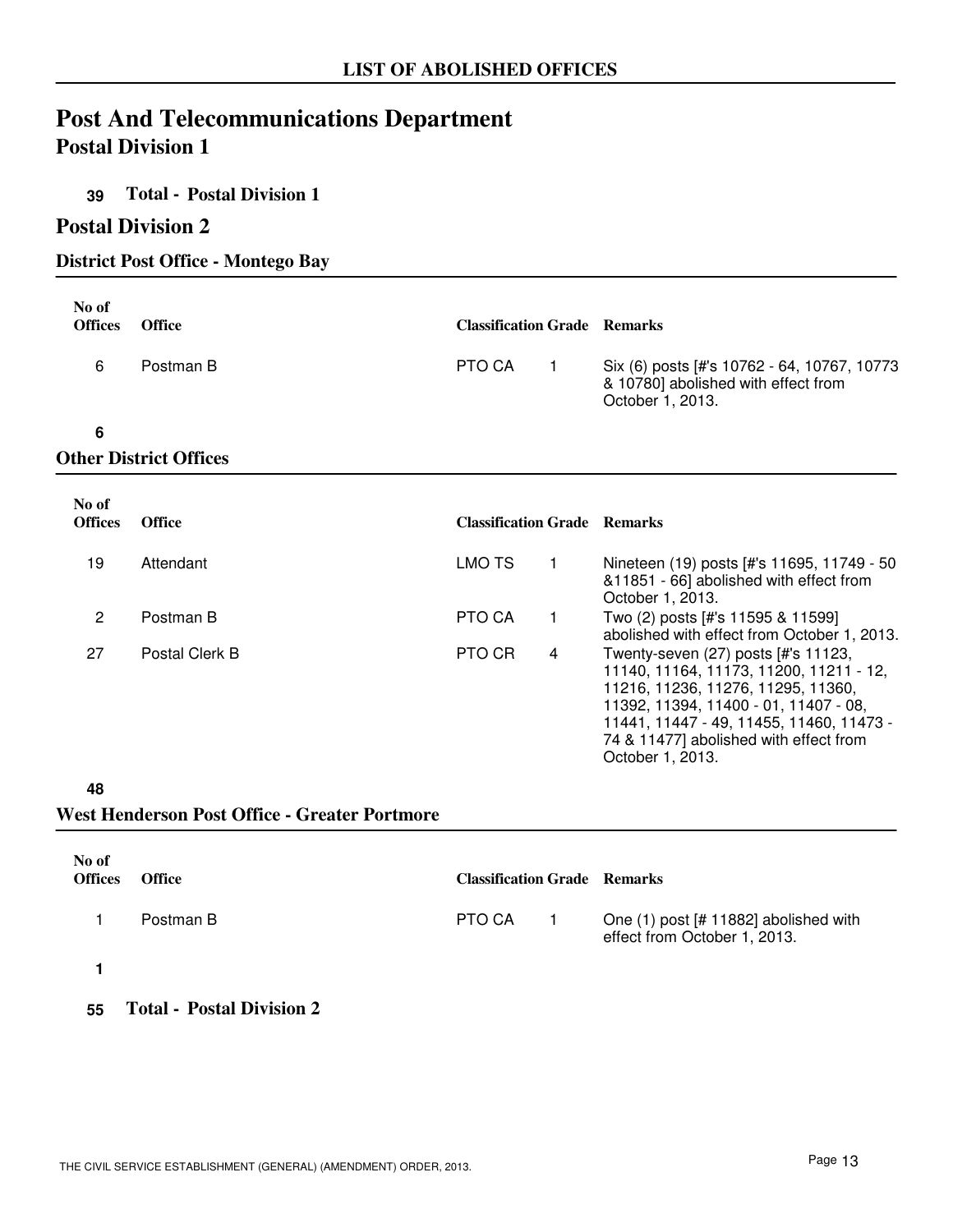## LIST OF ABOLISHED OFFICES

# Post And Telecommunications Department

## Postal Division 1

**39 Total - Postal Division 1**

## Postal Division 2

### District Post Office - Montego Bay

| No of Offices | Office | Classification | Grade | Remarks |
|---|---|---|---|---|
| 6 | Postman B | PTO CA | 1 | Six (6) posts [#'s 10762 - 64, 10767, 10773 & 10780] abolished with effect from October 1, 2013. |
| **6** | | | | |

### Other District Offices

| No of Offices | Office | Classification | Grade | Remarks |
|---|---|---|---|---|
| 19 | Attendant | LMO TS | 1 | Nineteen (19) posts [#'s 11695, 11749 - 50 &11851 - 66] abolished with effect from October 1, 2013. |
| 2 | Postman B | PTO CA | 1 | Two (2) posts [#'s 11595 & 11599] abolished with effect from October 1, 2013. |
| 27 | Postal Clerk B | PTO CR | 4 | Twenty-seven (27) posts [#'s 11123, 11140, 11164, 11173, 11200, 11211 - 12, 11216, 11236, 11276, 11295, 11360, 11392, 11394, 11400 - 01, 11407 - 08, 11441, 11447 - 49, 11455, 11460, 11473 - 74 & 11477] abolished with effect from October 1, 2013. |
| **48** | | | | |

### West Henderson Post Office - Greater Portmore

| No of Offices | Office | Classification | Grade | Remarks |
|---|---|---|---|---|
| 1 | Postman B | PTO CA | 1 | One (1) post [# 11882] abolished with effect from October 1, 2013. |
| **1** | | | | |

**55 Total - Postal Division 2**

THE CIVIL SERVICE ESTABLISHMENT (GENERAL) (AMENDMENT) ORDER, 2013.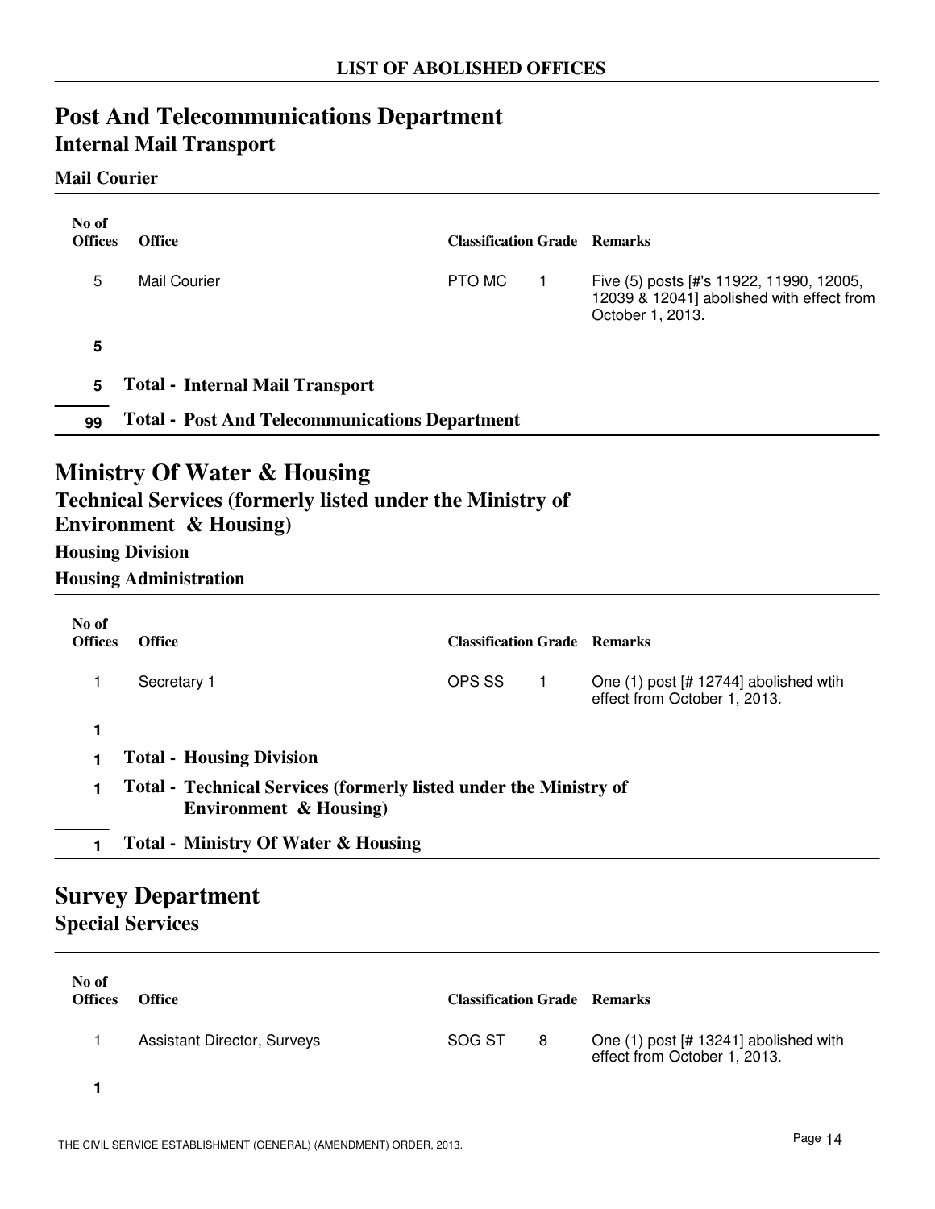**LIST OF ABOLISHED OFFICES**

# Post And Telecommunications Department

## Internal Mail Transport

### Mail Courier

| No of Offices | Office | Classification | Grade | Remarks |
|---|---|---|---|---|
| 5 | Mail Courier | PTO MC | 1 | Five (5) posts [#'s 11922, 11990, 12005, 12039 & 12041] abolished with effect from October 1, 2013. |
| **5** | | | | |
| **5** | **Total - Internal Mail Transport** | | | |
| **99** | **Total - Post And Telecommunications Department** | | | |

# Ministry Of Water & Housing

## Technical Services (formerly listed under the Ministry of Environment & Housing)

### Housing Division

### Housing Administration

| No of Offices | Office | Classification | Grade | Remarks |
|---|---|---|---|---|
| 1 | Secretary 1 | OPS SS | 1 | One (1) post [# 12744] abolished wtih effect from October 1, 2013. |
| **1** | | | | |
| **1** | **Total - Housing Division** | | | |
| **1** | **Total - Technical Services (formerly listed under the Ministry of Environment & Housing)** | | | |
| **1** | **Total - Ministry Of Water & Housing** | | | |

# Survey Department

## Special Services

| No of Offices | Office | Classification | Grade | Remarks |
|---|---|---|---|---|
| 1 | Assistant Director, Surveys | SOG ST | 8 | One (1) post [# 13241] abolished with effect from October 1, 2013. |
| **1** | | | | |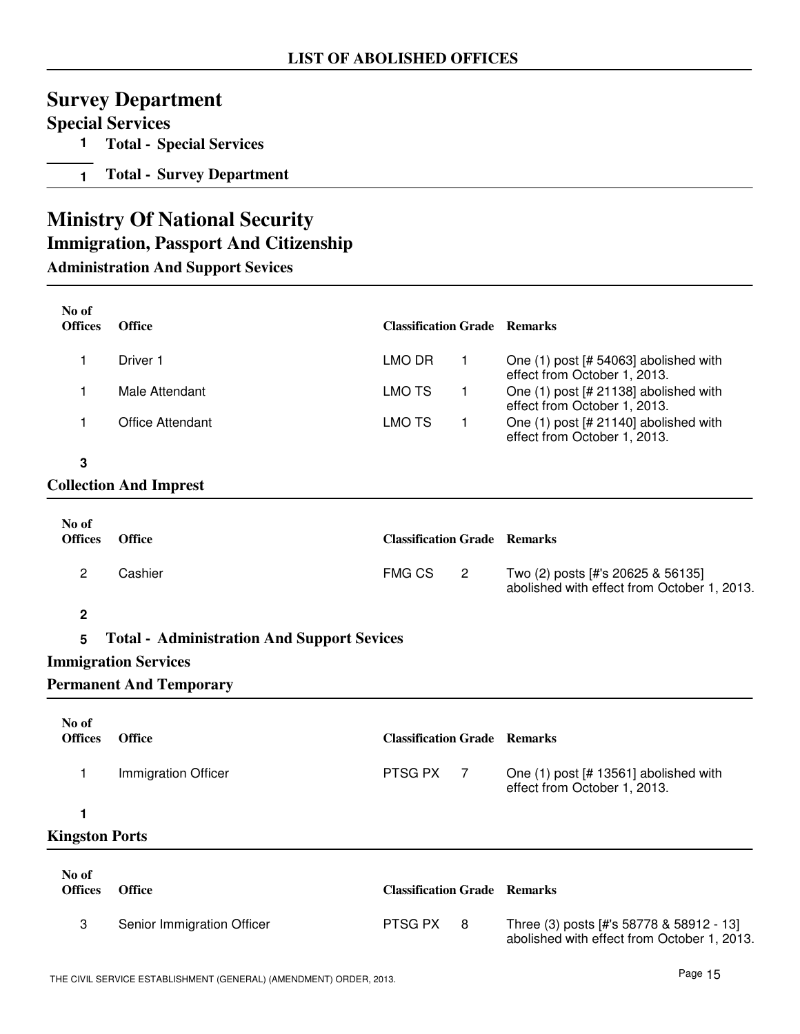**LIST OF ABOLISHED OFFICES**

# Survey Department

## Special Services

**1 Total - Special Services**

**1 Total - Survey Department**

# Ministry Of National Security

## Immigration, Passport And Citizenship

### Administration And Support Sevices

| No of Offices | Office | Classification | Grade | Remarks |
|---|---|---|---|---|
| 1 | Driver 1 | LMO DR | 1 | One (1) post [# 54063] abolished with effect from October 1, 2013. |
| 1 | Male Attendant | LMO TS | 1 | One (1) post [# 21138] abolished with effect from October 1, 2013. |
| 1 | Office Attendant | LMO TS | 1 | One (1) post [# 21140] abolished with effect from October 1, 2013. |
| **3** | | | | |

### Collection And Imprest

| No of Offices | Office | Classification | Grade | Remarks |
|---|---|---|---|---|
| 2 | Cashier | FMG CS | 2 | Two (2) posts [#'s 20625 & 56135] abolished with effect from October 1, 2013. |
| **2** | | | | |

**5 Total - Administration And Support Sevices**

### Immigration Services

### Permanent And Temporary

| No of Offices | Office | Classification | Grade | Remarks |
|---|---|---|---|---|
| 1 | Immigration Officer | PTSG PX | 7 | One (1) post [# 13561] abolished with effect from October 1, 2013. |
| **1** | | | | |

### Kingston Ports

| No of Offices | Office | Classification | Grade | Remarks |
|---|---|---|---|---|
| 3 | Senior Immigration Officer | PTSG PX | 8 | Three (3) posts [#'s 58778 & 58912 - 13] abolished with effect from October 1, 2013. |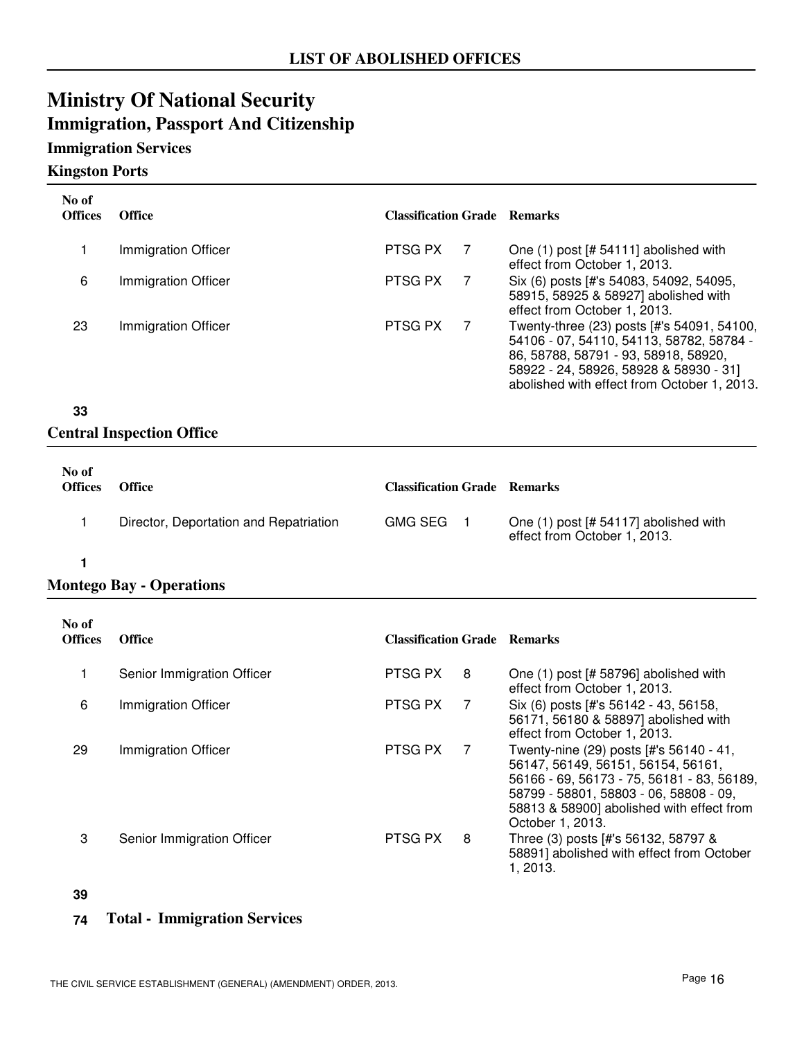## LIST OF ABOLISHED OFFICES

# Ministry Of National Security

## Immigration, Passport And Citizenship

### Immigration Services

#### Kingston Ports

| No of Offices | Office | Classification | Grade | Remarks |
|---|---|---|---|---|
| 1 | Immigration Officer | PTSG PX | 7 | One (1) post [# 54111] abolished with effect from October 1, 2013. |
| 6 | Immigration Officer | PTSG PX | 7 | Six (6) posts [#'s 54083, 54092, 54095, 58915, 58925 & 58927] abolished with effect from October 1, 2013. |
| 23 | Immigration Officer | PTSG PX | 7 | Twenty-three (23) posts [#'s 54091, 54100, 54106 - 07, 54110, 54113, 58782, 58784 - 86, 58788, 58791 - 93, 58918, 58920, 58922 - 24, 58926, 58928 & 58930 - 31] abolished with effect from October 1, 2013. |
| **33** | | | | |

#### Central Inspection Office

| No of Offices | Office | Classification | Grade | Remarks |
|---|---|---|---|---|
| 1 | Director, Deportation and Repatriation | GMG SEG | 1 | One (1) post [# 54117] abolished with effect from October 1, 2013. |
| **1** | | | | |

#### Montego Bay - Operations

| No of Offices | Office | Classification | Grade | Remarks |
|---|---|---|---|---|
| 1 | Senior Immigration Officer | PTSG PX | 8 | One (1) post [# 58796] abolished with effect from October 1, 2013. |
| 6 | Immigration Officer | PTSG PX | 7 | Six (6) posts [#'s 56142 - 43, 56158, 56171, 56180 & 58897] abolished with effect from October 1, 2013. |
| 29 | Immigration Officer | PTSG PX | 7 | Twenty-nine (29) posts [#'s 56140 - 41, 56147, 56149, 56151, 56154, 56161, 56166 - 69, 56173 - 75, 56181 - 83, 56189, 58799 - 58801, 58803 - 06, 58808 - 09, 58813 & 58900] abolished with effect from October 1, 2013. |
| 3 | Senior Immigration Officer | PTSG PX | 8 | Three (3) posts [#'s 56132, 58797 & 58891] abolished with effect from October 1, 2013. |
| **39** | | | | |

**74** **Total - Immigration Services**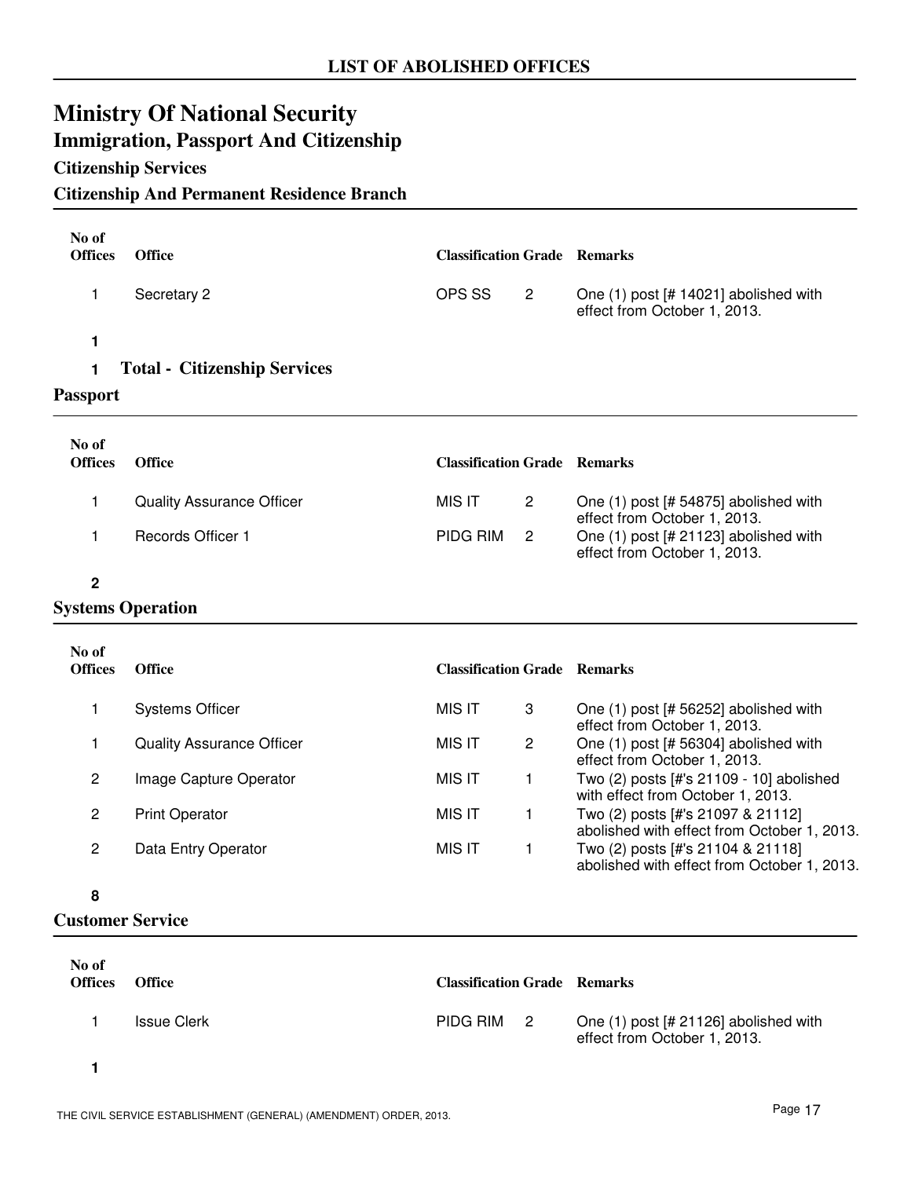## LIST OF ABOLISHED OFFICES

# Ministry Of National Security

## Immigration, Passport And Citizenship

### Citizenship Services

### Citizenship And Permanent Residence Branch

| No of Offices | Office | Classification | Grade | Remarks |
|---|---|---|---|---|
| 1 | Secretary 2 | OPS SS | 2 | One (1) post [# 14021] abolished with effect from October 1, 2013. |
| **1** | | | | |

**1 Total - Citizenship Services**

### Passport

| No of Offices | Office | Classification | Grade | Remarks |
|---|---|---|---|---|
| 1 | Quality Assurance Officer | MIS IT | 2 | One (1) post [# 54875] abolished with effect from October 1, 2013. |
| 1 | Records Officer 1 | PIDG RIM | 2 | One (1) post [# 21123] abolished with effect from October 1, 2013. |
| **2** | | | | |

### Systems Operation

| No of Offices | Office | Classification | Grade | Remarks |
|---|---|---|---|---|
| 1 | Systems Officer | MIS IT | 3 | One (1) post [# 56252] abolished with effect from October 1, 2013. |
| 1 | Quality Assurance Officer | MIS IT | 2 | One (1) post [# 56304] abolished with effect from October 1, 2013. |
| 2 | Image Capture Operator | MIS IT | 1 | Two (2) posts [#'s 21109 - 10] abolished with effect from October 1, 2013. |
| 2 | Print Operator | MIS IT | 1 | Two (2) posts [#'s 21097 & 21112] abolished with effect from October 1, 2013. |
| 2 | Data Entry Operator | MIS IT | 1 | Two (2) posts [#'s 21104 & 21118] abolished with effect from October 1, 2013. |
| **8** | | | | |

### Customer Service

| No of Offices | Office | Classification | Grade | Remarks |
|---|---|---|---|---|
| 1 | Issue Clerk | PIDG RIM | 2 | One (1) post [# 21126] abolished with effect from October 1, 2013. |
| **1** | | | | |

THE CIVIL SERVICE ESTABLISHMENT (GENERAL) (AMENDMENT) ORDER, 2013.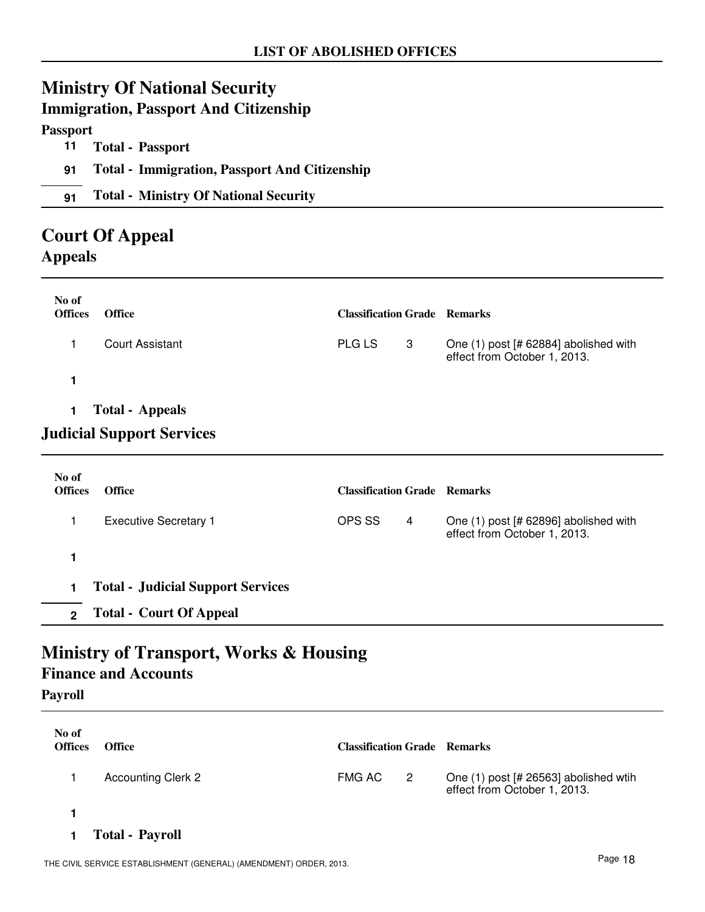**LIST OF ABOLISHED OFFICES**

# Ministry Of National Security

## Immigration, Passport And Citizenship

### Passport

**11 Total - Passport**

**91 Total - Immigration, Passport And Citizenship**

**91 Total - Ministry Of National Security**

# Court Of Appeal

## Appeals

| No of Offices | Office | Classification | Grade | Remarks |
|---|---|---|---|---|
| 1 | Court Assistant | PLG LS | 3 | One (1) post [# 62884] abolished with effect from October 1, 2013. |
| **1** | | | | |

**1 Total - Appeals**

## Judicial Support Services

| No of Offices | Office | Classification | Grade | Remarks |
|---|---|---|---|---|
| 1 | Executive Secretary 1 | OPS SS | 4 | One (1) post [# 62896] abolished with effect from October 1, 2013. |
| **1** | | | | |

**1 Total - Judicial Support Services**

**2 Total - Court Of Appeal**

# Ministry of Transport, Works & Housing

## Finance and Accounts

### Payroll

| No of Offices | Office | Classification | Grade | Remarks |
|---|---|---|---|---|
| 1 | Accounting Clerk 2 | FMG AC | 2 | One (1) post [# 26563] abolished wtih effect from October 1, 2013. |
| **1** | | | | |

**1 Total - Payroll**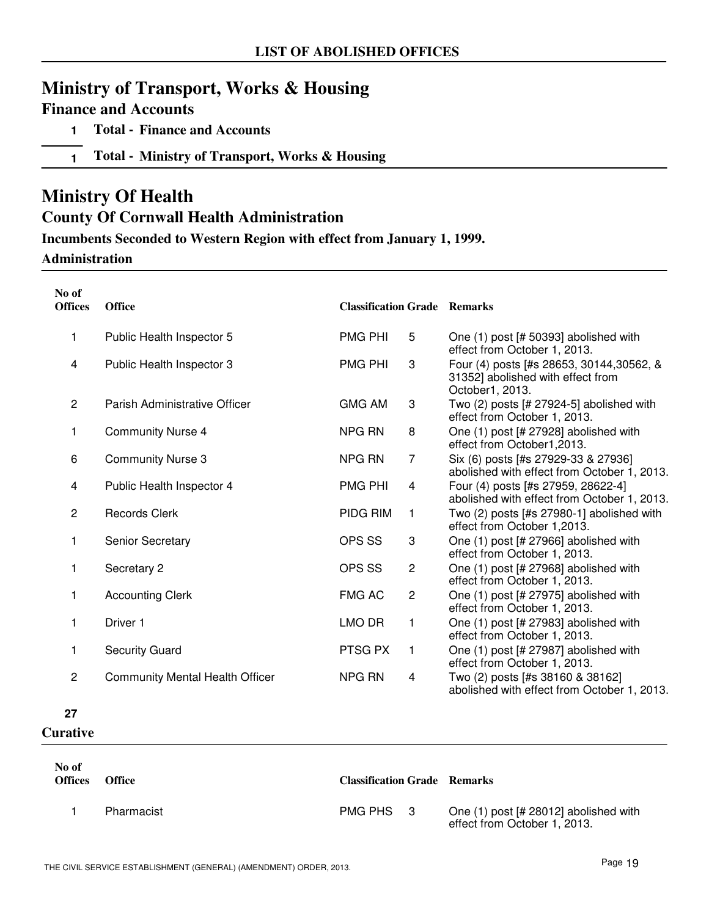# LIST OF ABOLISHED OFFICES

## Ministry of Transport, Works & Housing

### Finance and Accounts

**1** **Total - Finance and Accounts**

**1** **Total - Ministry of Transport, Works & Housing**

## Ministry Of Health

### County Of Cornwall Health Administration

**Incumbents Seconded to Western Region with effect from January 1, 1999.**

**Administration**

| No of Offices | Office | Classification | Grade | Remarks |
|---|---|---|---|---|
| 1 | Public Health Inspector 5 | PMG PHI | 5 | One (1) post [# 50393] abolished with effect from October 1, 2013. |
| 4 | Public Health Inspector 3 | PMG PHI | 3 | Four (4) posts [#s 28653, 30144,30562, & 31352] abolished with effect from October1, 2013. |
| 2 | Parish Administrative Officer | GMG AM | 3 | Two (2) posts [# 27924-5] abolished with effect from October 1, 2013. |
| 1 | Community Nurse 4 | NPG RN | 8 | One (1) post [# 27928] abolished with effect from October1,2013. |
| 6 | Community Nurse 3 | NPG RN | 7 | Six (6) posts [#s 27929-33 & 27936] abolished with effect from October 1, 2013. |
| 4 | Public Health Inspector 4 | PMG PHI | 4 | Four (4) posts [#s 27959, 28622-4] abolished with effect from October 1, 2013. |
| 2 | Records Clerk | PIDG RIM | 1 | Two (2) posts [#s 27980-1] abolished with effect from October 1,2013. |
| 1 | Senior Secretary | OPS SS | 3 | One (1) post [# 27966] abolished with effect from October 1, 2013. |
| 1 | Secretary 2 | OPS SS | 2 | One (1) post [# 27968] abolished with effect from October 1, 2013. |
| 1 | Accounting Clerk | FMG AC | 2 | One (1) post [# 27975] abolished with effect from October 1, 2013. |
| 1 | Driver 1 | LMO DR | 1 | One (1) post [# 27983] abolished with effect from October 1, 2013. |
| 1 | Security Guard | PTSG PX | 1 | One (1) post [# 27987] abolished with effect from October 1, 2013. |
| 2 | Community Mental Health Officer | NPG RN | 4 | Two (2) posts [#s 38160 & 38162] abolished with effect from October 1, 2013. |

**27**

**Curative**

| No of Offices | Office | Classification | Grade | Remarks |
|---|---|---|---|---|
| 1 | Pharmacist | PMG PHS | 3 | One (1) post [# 28012] abolished with effect from October 1, 2013. |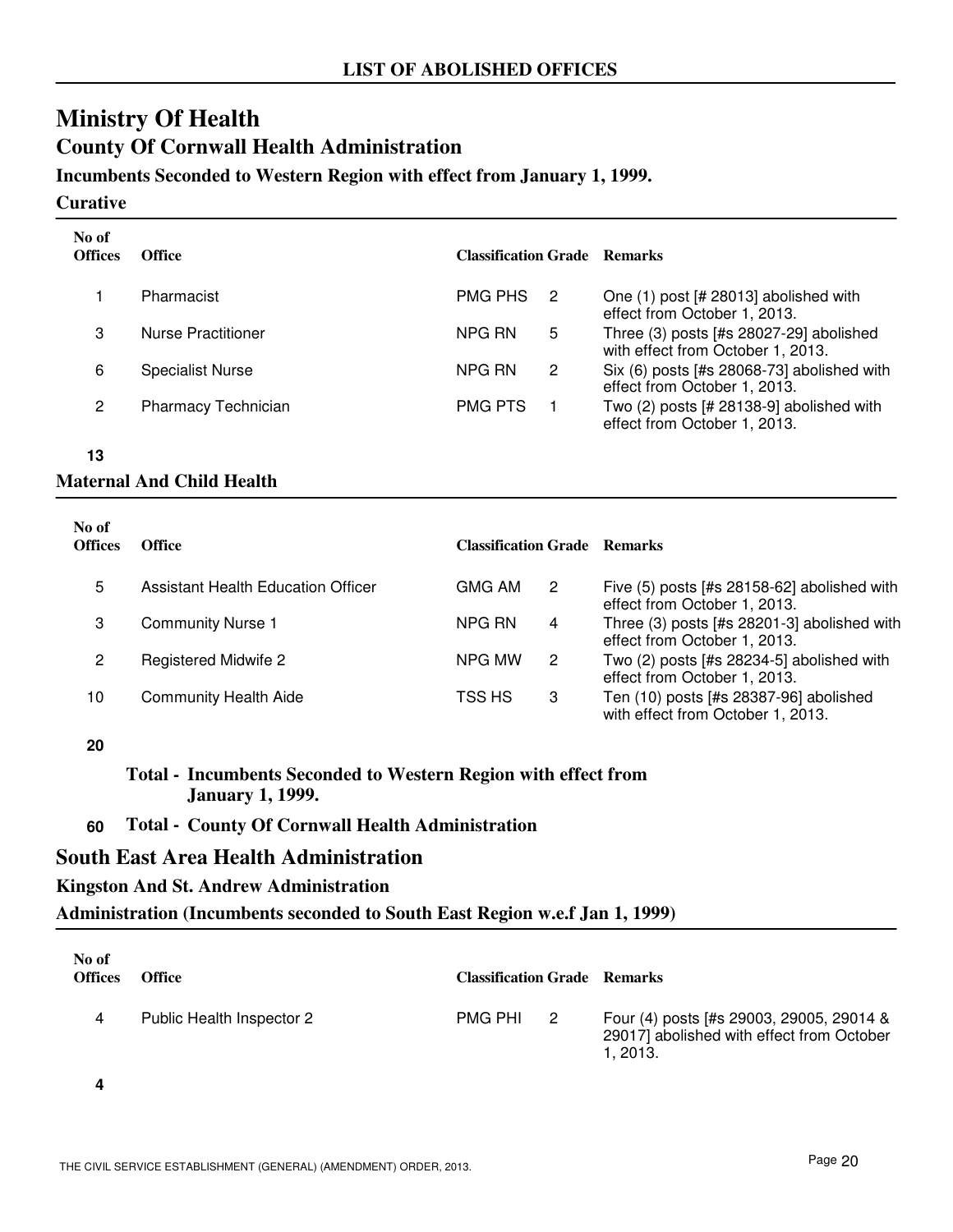## LIST OF ABOLISHED OFFICES

# Ministry Of Health

## County Of Cornwall Health Administration

### Incumbents Seconded to Western Region with effect from January 1, 1999.

#### Curative

| No of Offices | Office | Classification | Grade | Remarks |
|---|---|---|---|---|
| 1 | Pharmacist | PMG PHS | 2 | One (1) post [# 28013] abolished with effect from October 1, 2013. |
| 3 | Nurse Practitioner | NPG RN | 5 | Three (3) posts [#s 28027-29] abolished with effect from October 1, 2013. |
| 6 | Specialist Nurse | NPG RN | 2 | Six (6) posts [#s 28068-73] abolished with effect from October 1, 2013. |
| 2 | Pharmacy Technician | PMG PTS | 1 | Two (2) posts [# 28138-9] abolished with effect from October 1, 2013. |
| **13** | | | | |

#### Maternal And Child Health

| No of Offices | Office | Classification | Grade | Remarks |
|---|---|---|---|---|
| 5 | Assistant Health Education Officer | GMG AM | 2 | Five (5) posts [#s 28158-62] abolished with effect from October 1, 2013. |
| 3 | Community Nurse 1 | NPG RN | 4 | Three (3) posts [#s 28201-3] abolished with effect from October 1, 2013. |
| 2 | Registered Midwife 2 | NPG MW | 2 | Two (2) posts [#s 28234-5] abolished with effect from October 1, 2013. |
| 10 | Community Health Aide | TSS HS | 3 | Ten (10) posts [#s 28387-96] abolished with effect from October 1, 2013. |
| **20** | | | | |

**Total - Incumbents Seconded to Western Region with effect from January 1, 1999.**

**60 Total - County Of Cornwall Health Administration**

## South East Area Health Administration

### Kingston And St. Andrew Administration

### Administration (Incumbents seconded to South East Region w.e.f Jan 1, 1999)

| No of Offices | Office | Classification | Grade | Remarks |
|---|---|---|---|---|
| 4 | Public Health Inspector 2 | PMG PHI | 2 | Four (4) posts [#s 29003, 29005, 29014 & 29017] abolished with effect from October 1, 2013. |
| **4** | | | | |

THE CIVIL SERVICE ESTABLISHMENT (GENERAL) (AMENDMENT) ORDER, 2013.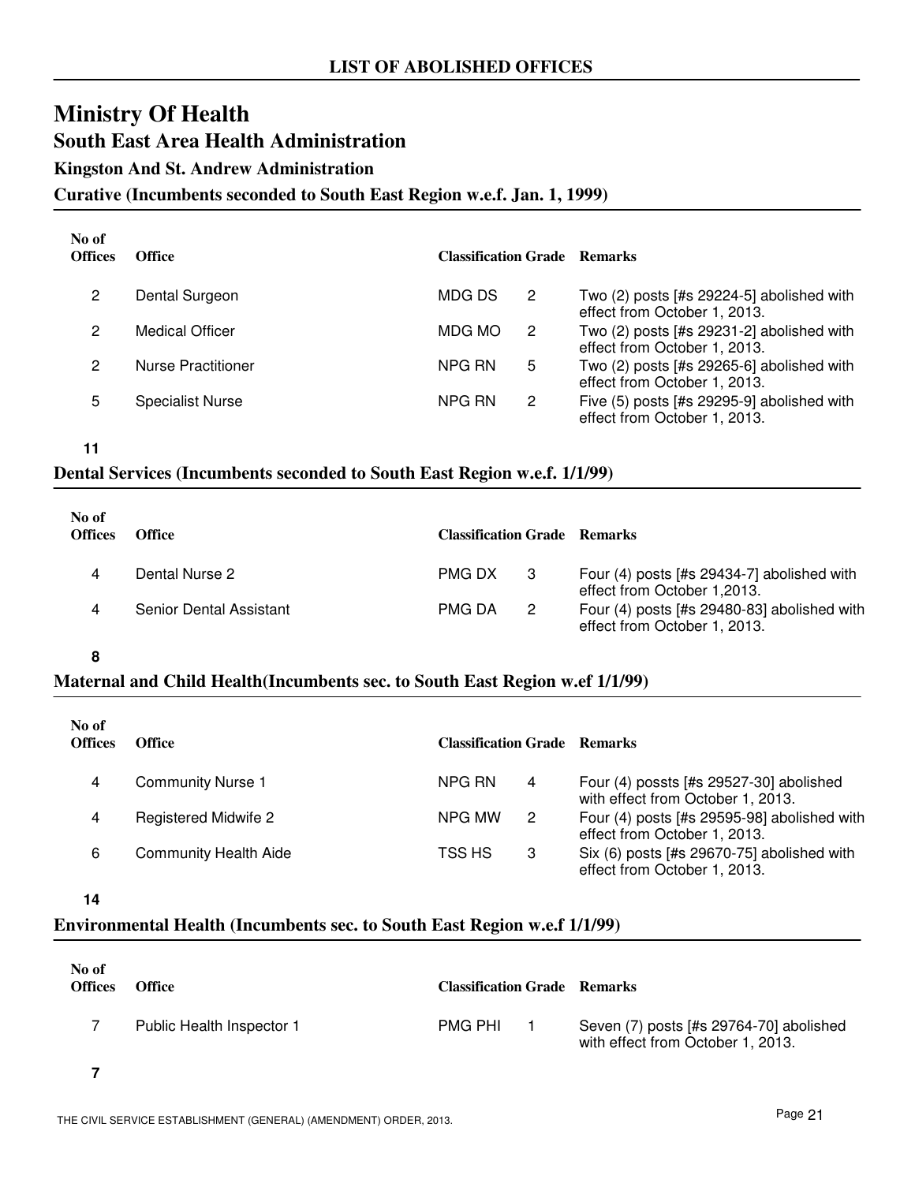## LIST OF ABOLISHED OFFICES

# Ministry Of Health

## South East Area Health Administration

### Kingston And St. Andrew Administration

#### Curative (Incumbents seconded to South East Region w.e.f. Jan. 1, 1999)

| No of Offices | Office | Classification | Grade | Remarks |
|---|---|---|---|---|
| 2 | Dental Surgeon | MDG DS | 2 | Two (2) posts [#s 29224-5] abolished with effect from October 1, 2013. |
| 2 | Medical Officer | MDG MO | 2 | Two (2) posts [#s 29231-2] abolished with effect from October 1, 2013. |
| 2 | Nurse Practitioner | NPG RN | 5 | Two (2) posts [#s 29265-6] abolished with effect from October 1, 2013. |
| 5 | Specialist Nurse | NPG RN | 2 | Five (5) posts [#s 29295-9] abolished with effect from October 1, 2013. |
| **11** | | | | |

#### Dental Services (Incumbents seconded to South East Region w.e.f. 1/1/99)

| No of Offices | Office | Classification | Grade | Remarks |
|---|---|---|---|---|
| 4 | Dental Nurse 2 | PMG DX | 3 | Four (4) posts [#s 29434-7] abolished with effect from October 1,2013. |
| 4 | Senior Dental Assistant | PMG DA | 2 | Four (4) posts [#s 29480-83] abolished with effect from October 1, 2013. |
| **8** | | | | |

#### Maternal and Child Health(Incumbents sec. to South East Region w.ef 1/1/99)

| No of Offices | Office | Classification | Grade | Remarks |
|---|---|---|---|---|
| 4 | Community Nurse 1 | NPG RN | 4 | Four (4) possts [#s 29527-30] abolished with effect from October 1, 2013. |
| 4 | Registered Midwife 2 | NPG MW | 2 | Four (4) posts [#s 29595-98] abolished with effect from October 1, 2013. |
| 6 | Community Health Aide | TSS HS | 3 | Six (6) posts [#s 29670-75] abolished with effect from October 1, 2013. |
| **14** | | | | |

#### Environmental Health (Incumbents sec. to South East Region w.e.f 1/1/99)

| No of Offices | Office | Classification | Grade | Remarks |
|---|---|---|---|---|
| 7 | Public Health Inspector 1 | PMG PHI | 1 | Seven (7) posts [#s 29764-70] abolished with effect from October 1, 2013. |
| **7** | | | | |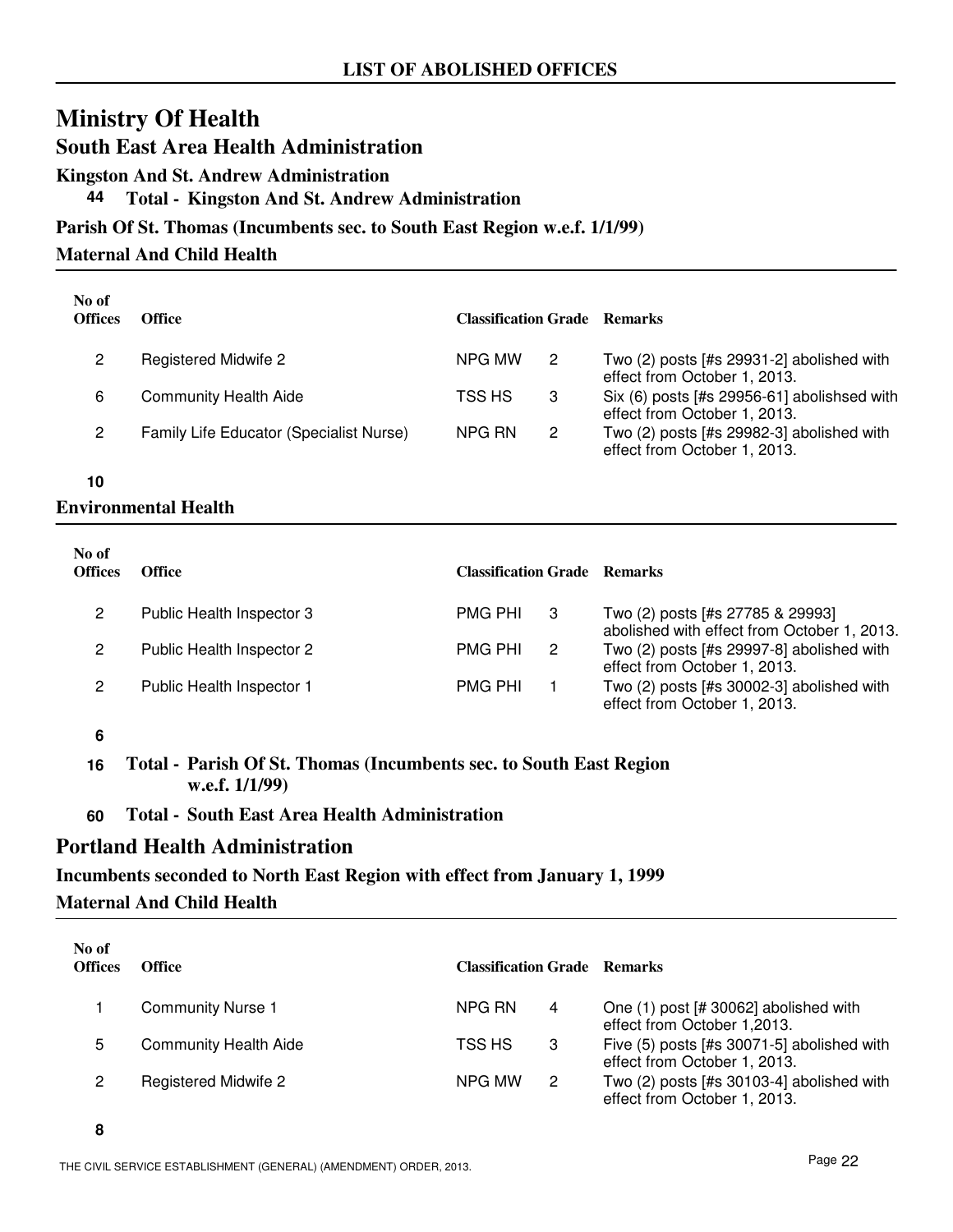# LIST OF ABOLISHED OFFICES

## Ministry Of Health

### South East Area Health Administration

**Kingston And St. Andrew Administration**

**44 Total - Kingston And St. Andrew Administration**

**Parish Of St. Thomas (Incumbents sec. to South East Region w.e.f. 1/1/99)**

**Maternal And Child Health**

| No of Offices | Office | Classification | Grade | Remarks |
|---|---|---|---|---|
| 2 | Registered Midwife 2 | NPG MW | 2 | Two (2) posts [#s 29931-2] abolished with effect from October 1, 2013. |
| 6 | Community Health Aide | TSS HS | 3 | Six (6) posts [#s 29956-61] abolishsed with effect from October 1, 2013. |
| 2 | Family Life Educator (Specialist Nurse) | NPG RN | 2 | Two (2) posts [#s 29982-3] abolished with effect from October 1, 2013. |
| **10** | | | | |

**Environmental Health**

| No of Offices | Office | Classification | Grade | Remarks |
|---|---|---|---|---|
| 2 | Public Health Inspector 3 | PMG PHI | 3 | Two (2) posts [#s 27785 & 29993] abolished with effect from October 1, 2013. |
| 2 | Public Health Inspector 2 | PMG PHI | 2 | Two (2) posts [#s 29997-8] abolished with effect from October 1, 2013. |
| 2 | Public Health Inspector 1 | PMG PHI | 1 | Two (2) posts [#s 30002-3] abolished with effect from October 1, 2013. |
| **6** | | | | |

**16 Total - Parish Of St. Thomas (Incumbents sec. to South East Region w.e.f. 1/1/99)**

**60 Total - South East Area Health Administration**

### Portland Health Administration

**Incumbents seconded to North East Region with effect from January 1, 1999**

**Maternal And Child Health**

| No of Offices | Office | Classification | Grade | Remarks |
|---|---|---|---|---|
| 1 | Community Nurse 1 | NPG RN | 4 | One (1) post [# 30062] abolished with effect from October 1,2013. |
| 5 | Community Health Aide | TSS HS | 3 | Five (5) posts [#s 30071-5] abolished with effect from October 1, 2013. |
| 2 | Registered Midwife 2 | NPG MW | 2 | Two (2) posts [#s 30103-4] abolished with effect from October 1, 2013. |
| **8** | | | | |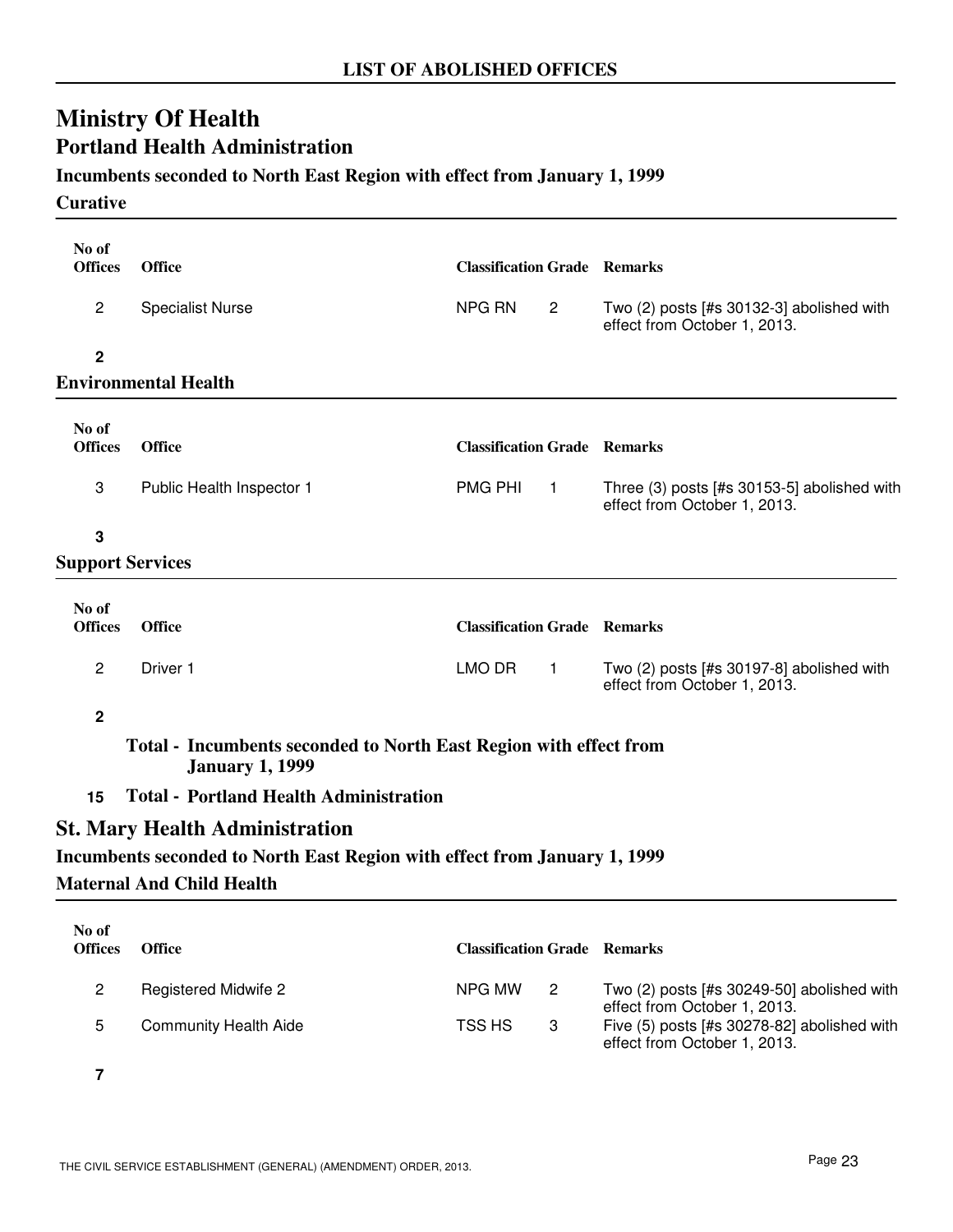## Ministry Of Health

### Portland Health Administration

#### Incumbents seconded to North East Region with effect from January 1, 1999

**Curative**

| No of Offices | Office | Classification | Grade | Remarks |
|---|---|---|---|---|
| 2 | Specialist Nurse | NPG RN | 2 | Two (2) posts [#s 30132-3] abolished with effect from October 1, 2013. |
| **2** | | | | |

**Environmental Health**

| No of Offices | Office | Classification | Grade | Remarks |
|---|---|---|---|---|
| 3 | Public Health Inspector 1 | PMG PHI | 1 | Three (3) posts [#s 30153-5] abolished with effect from October 1, 2013. |
| **3** | | | | |

**Support Services**

| No of Offices | Office | Classification | Grade | Remarks |
|---|---|---|---|---|
| 2 | Driver 1 | LMO DR | 1 | Two (2) posts [#s 30197-8] abolished with effect from October 1, 2013. |
| **2** | | | | |

**Total - Incumbents seconded to North East Region with effect from January 1, 1999**

**15 Total - Portland Health Administration**

### St. Mary Health Administration

#### Incumbents seconded to North East Region with effect from January 1, 1999

**Maternal And Child Health**

| No of Offices | Office | Classification | Grade | Remarks |
|---|---|---|---|---|
| 2 | Registered Midwife 2 | NPG MW | 2 | Two (2) posts [#s 30249-50] abolished with effect from October 1, 2013. |
| 5 | Community Health Aide | TSS HS | 3 | Five (5) posts [#s 30278-82] abolished with effect from October 1, 2013. |
| **7** | | | | |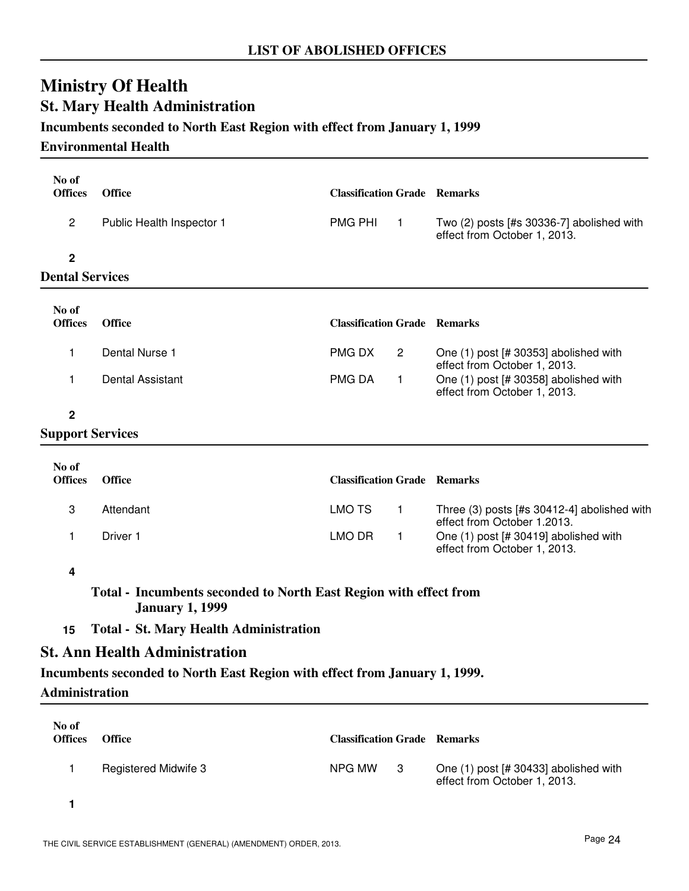## Ministry Of Health

### St. Mary Health Administration

**Incumbents seconded to North East Region with effect from January 1, 1999**

**Environmental Health**

| No of Offices | Office | Classification | Grade | Remarks |
|---|---|---|---|---|
| 2 | Public Health Inspector 1 | PMG PHI | 1 | Two (2) posts [#s 30336-7] abolished with effect from October 1, 2013. |
| **2** | | | | |

**Dental Services**

| No of Offices | Office | Classification | Grade | Remarks |
|---|---|---|---|---|
| 1 | Dental Nurse 1 | PMG DX | 2 | One (1) post [# 30353] abolished with effect from October 1, 2013. |
| 1 | Dental Assistant | PMG DA | 1 | One (1) post [# 30358] abolished with effect from October 1, 2013. |
| **2** | | | | |

**Support Services**

| No of Offices | Office | Classification | Grade | Remarks |
|---|---|---|---|---|
| 3 | Attendant | LMO TS | 1 | Three (3) posts [#s 30412-4] abolished with effect from October 1.2013. |
| 1 | Driver 1 | LMO DR | 1 | One (1) post [# 30419] abolished with effect from October 1, 2013. |
| **4** | | | | |

**Total - Incumbents seconded to North East Region with effect from January 1, 1999**

**15** **Total - St. Mary Health Administration**

### St. Ann Health Administration

**Incumbents seconded to North East Region with effect from January 1, 1999.**

**Administration**

| No of Offices | Office | Classification | Grade | Remarks |
|---|---|---|---|---|
| 1 | Registered Midwife 3 | NPG MW | 3 | One (1) post [# 30433] abolished with effect from October 1, 2013. |
| **1** | | | | |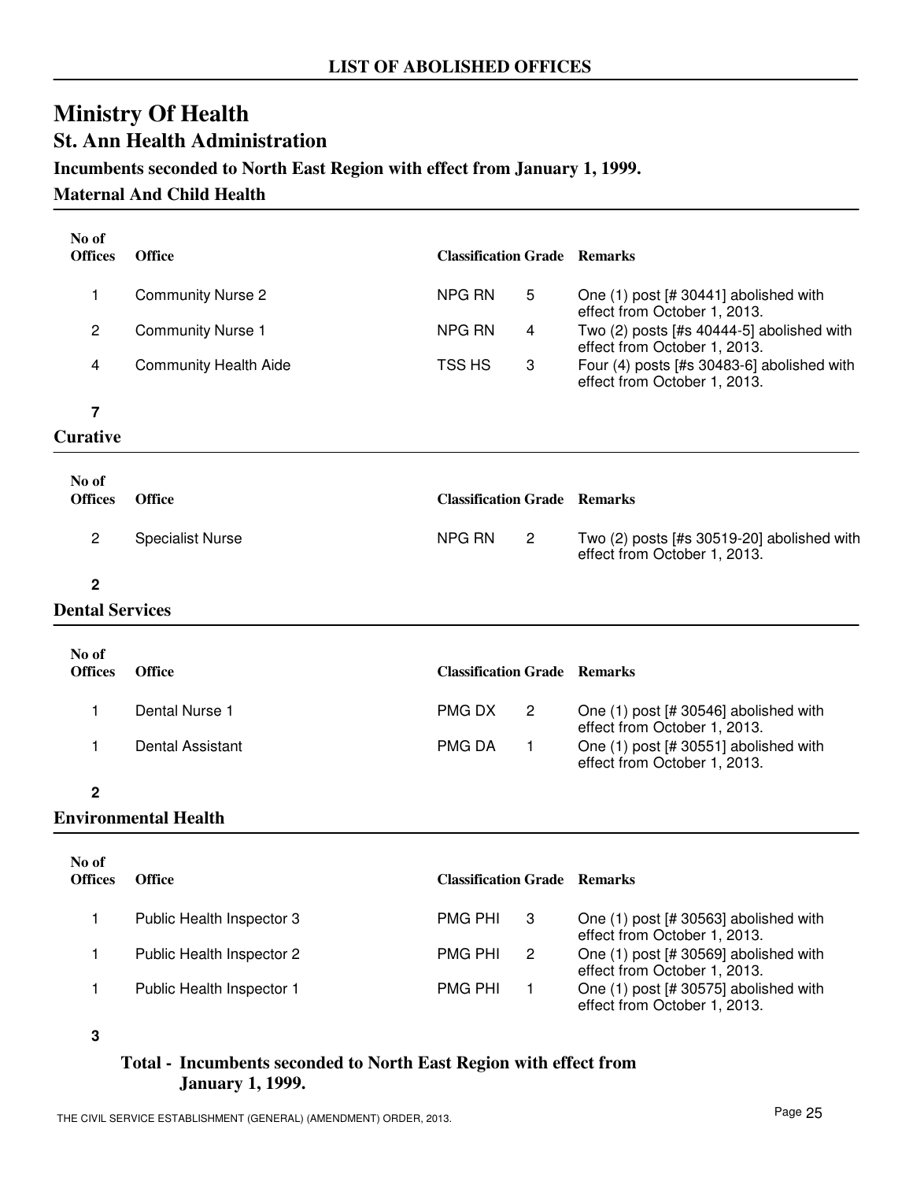## LIST OF ABOLISHED OFFICES

# Ministry Of Health

## St. Ann Health Administration

### Incumbents seconded to North East Region with effect from January 1, 1999.

### Maternal And Child Health

| No of Offices | Office | Classification | Grade | Remarks |
|---|---|---|---|---|
| 1 | Community Nurse 2 | NPG RN | 5 | One (1) post [# 30441] abolished with effect from October 1, 2013. |
| 2 | Community Nurse 1 | NPG RN | 4 | Two (2) posts [#s 40444-5] abolished with effect from October 1, 2013. |
| 4 | Community Health Aide | TSS HS | 3 | Four (4) posts [#s 30483-6] abolished with effect from October 1, 2013. |
| **7** | | | | |

### Curative

| No of Offices | Office | Classification | Grade | Remarks |
|---|---|---|---|---|
| 2 | Specialist Nurse | NPG RN | 2 | Two (2) posts [#s 30519-20] abolished with effect from October 1, 2013. |
| **2** | | | | |

### Dental Services

| No of Offices | Office | Classification | Grade | Remarks |
|---|---|---|---|---|
| 1 | Dental Nurse 1 | PMG DX | 2 | One (1) post [# 30546] abolished with effect from October 1, 2013. |
| 1 | Dental Assistant | PMG DA | 1 | One (1) post [# 30551] abolished with effect from October 1, 2013. |
| **2** | | | | |

### Environmental Health

| No of Offices | Office | Classification | Grade | Remarks |
|---|---|---|---|---|
| 1 | Public Health Inspector 3 | PMG PHI | 3 | One (1) post [# 30563] abolished with effect from October 1, 2013. |
| 1 | Public Health Inspector 2 | PMG PHI | 2 | One (1) post [# 30569] abolished with effect from October 1, 2013. |
| 1 | Public Health Inspector 1 | PMG PHI | 1 | One (1) post [# 30575] abolished with effect from October 1, 2013. |
| **3** | | | | |

**Total - Incumbents seconded to North East Region with effect from January 1, 1999.**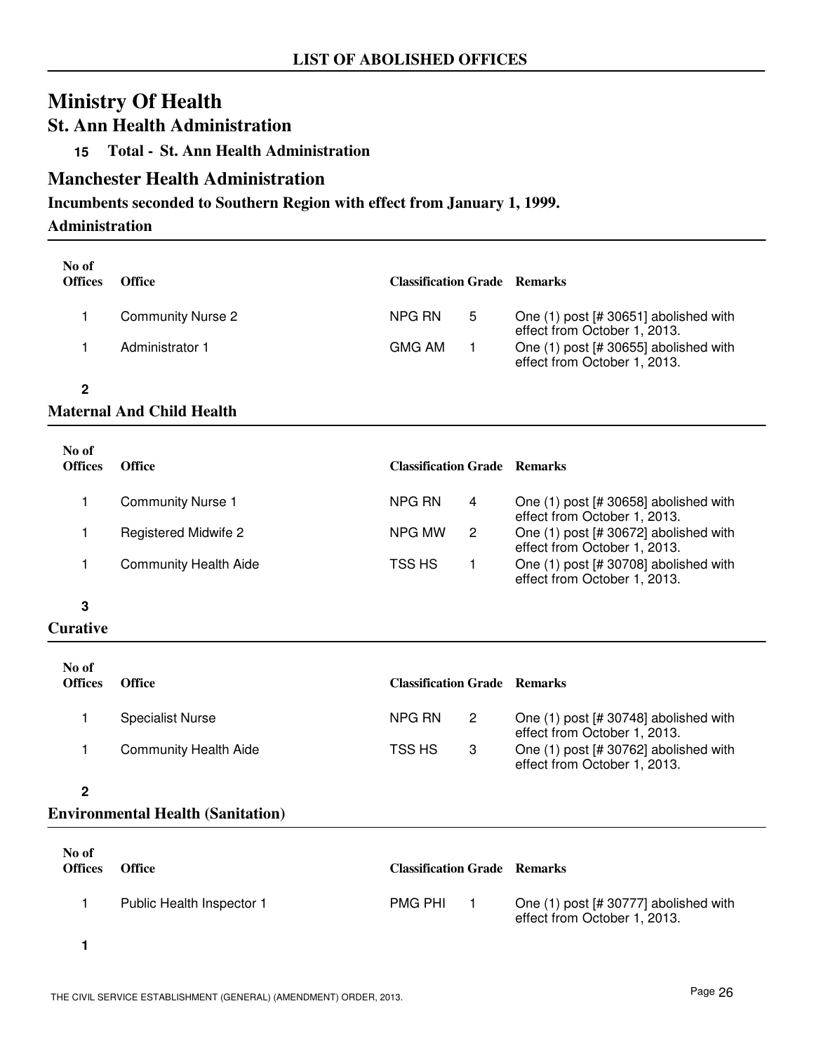LIST OF ABOLISHED OFFICES

# Ministry Of Health

## St. Ann Health Administration

**15 Total - St. Ann Health Administration**

## Manchester Health Administration

**Incumbents seconded to Southern Region with effect from January 1, 1999.**

### Administration

| No of Offices | Office | Classification | Grade | Remarks |
|---|---|---|---|---|
| 1 | Community Nurse 2 | NPG RN | 5 | One (1) post [# 30651] abolished with effect from October 1, 2013. |
| 1 | Administrator 1 | GMG AM | 1 | One (1) post [# 30655] abolished with effect from October 1, 2013. |
| **2** | | | | |

### Maternal And Child Health

| No of Offices | Office | Classification | Grade | Remarks |
|---|---|---|---|---|
| 1 | Community Nurse 1 | NPG RN | 4 | One (1) post [# 30658] abolished with effect from October 1, 2013. |
| 1 | Registered Midwife 2 | NPG MW | 2 | One (1) post [# 30672] abolished with effect from October 1, 2013. |
| 1 | Community Health Aide | TSS HS | 1 | One (1) post [# 30708] abolished with effect from October 1, 2013. |
| **3** | | | | |

### Curative

| No of Offices | Office | Classification | Grade | Remarks |
|---|---|---|---|---|
| 1 | Specialist Nurse | NPG RN | 2 | One (1) post [# 30748] abolished with effect from October 1, 2013. |
| 1 | Community Health Aide | TSS HS | 3 | One (1) post [# 30762] abolished with effect from October 1, 2013. |
| **2** | | | | |

### Environmental Health (Sanitation)

| No of Offices | Office | Classification | Grade | Remarks |
|---|---|---|---|---|
| 1 | Public Health Inspector 1 | PMG PHI | 1 | One (1) post [# 30777] abolished with effect from October 1, 2013. |
| **1** | | | | |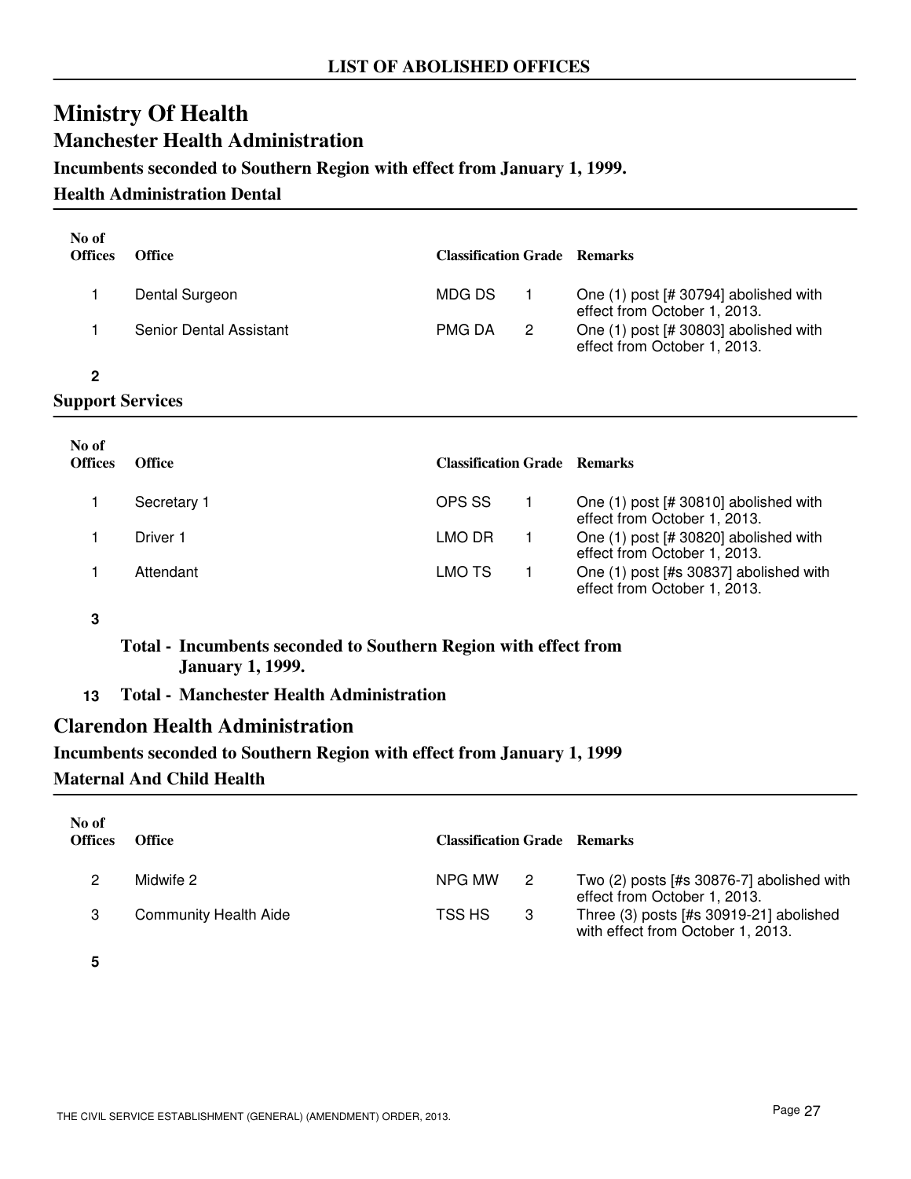## LIST OF ABOLISHED OFFICES

# Ministry Of Health

## Manchester Health Administration

### Incumbents seconded to Southern Region with effect from January 1, 1999.

### Health Administration Dental

| No of Offices | Office | Classification | Grade | Remarks |
|---|---|---|---|---|
| 1 | Dental Surgeon | MDG DS | 1 | One (1) post [# 30794] abolished with effect from October 1, 2013. |
| 1 | Senior Dental Assistant | PMG DA | 2 | One (1) post [# 30803] abolished with effect from October 1, 2013. |
| **2** | | | | |

### Support Services

| No of Offices | Office | Classification | Grade | Remarks |
|---|---|---|---|---|
| 1 | Secretary 1 | OPS SS | 1 | One (1) post [# 30810] abolished with effect from October 1, 2013. |
| 1 | Driver 1 | LMO DR | 1 | One (1) post [# 30820] abolished with effect from October 1, 2013. |
| 1 | Attendant | LMO TS | 1 | One (1) post [#s 30837] abolished with effect from October 1, 2013. |
| **3** | | | | |

**Total - Incumbents seconded to Southern Region with effect from January 1, 1999.**

**13 Total - Manchester Health Administration**

## Clarendon Health Administration

### Incumbents seconded to Southern Region with effect from January 1, 1999

### Maternal And Child Health

| No of Offices | Office | Classification | Grade | Remarks |
|---|---|---|---|---|
| 2 | Midwife 2 | NPG MW | 2 | Two (2) posts [#s 30876-7] abolished with effect from October 1, 2013. |
| 3 | Community Health Aide | TSS HS | 3 | Three (3) posts [#s 30919-21] abolished with effect from October 1, 2013. |
| **5** | | | | |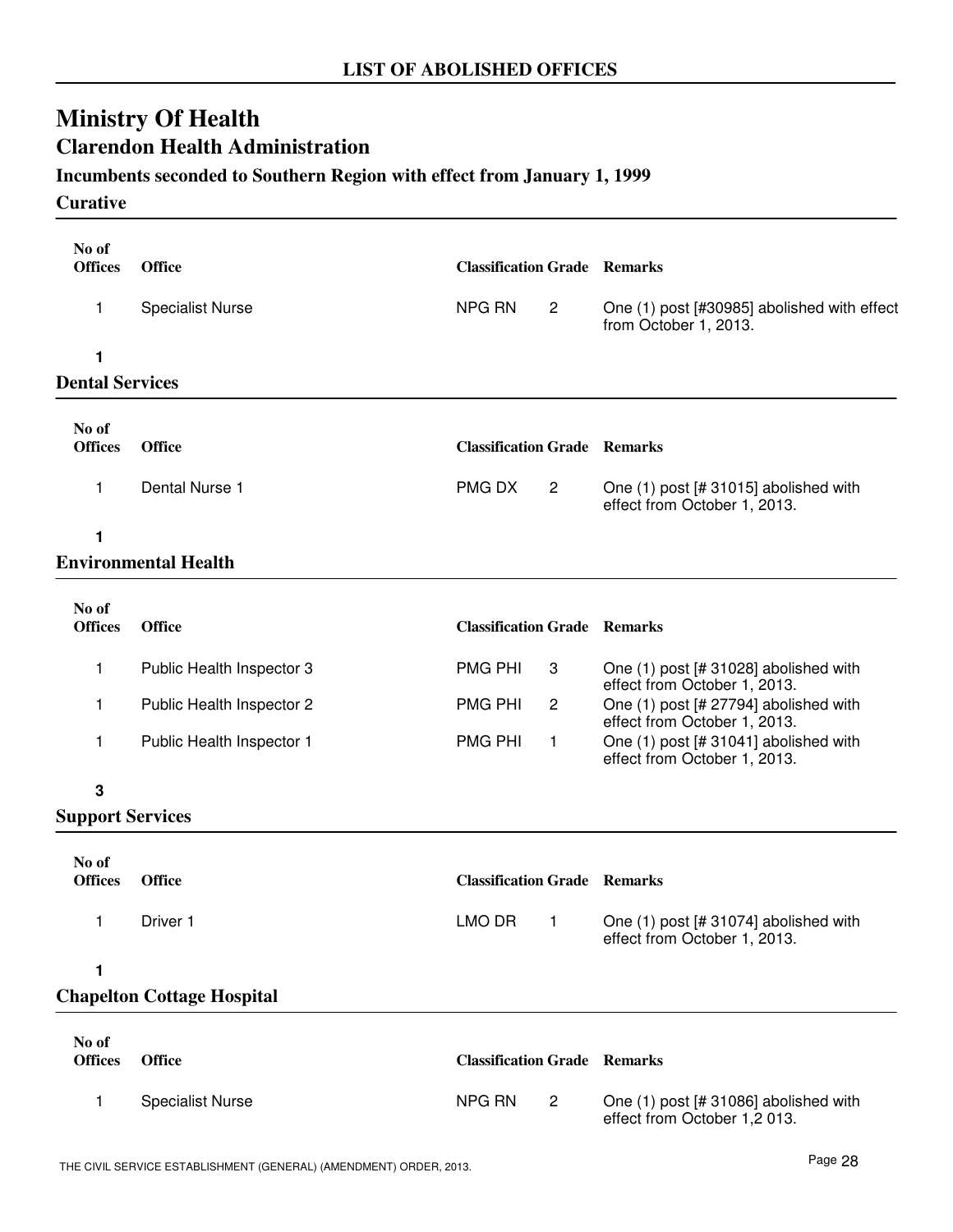# LIST OF ABOLISHED OFFICES

# Ministry Of Health

## Clarendon Health Administration

### Incumbents seconded to Southern Region with effect from January 1, 1999

#### Curative

| No of Offices | Office | Classification | Grade | Remarks |
|---|---|---|---|---|
| 1 | Specialist Nurse | NPG RN | 2 | One (1) post [#30985] abolished with effect from October 1, 2013. |
| **1** | | | | |

#### Dental Services

| No of Offices | Office | Classification | Grade | Remarks |
|---|---|---|---|---|
| 1 | Dental Nurse 1 | PMG DX | 2 | One (1) post [# 31015] abolished with effect from October 1, 2013. |
| **1** | | | | |

#### Environmental Health

| No of Offices | Office | Classification | Grade | Remarks |
|---|---|---|---|---|
| 1 | Public Health Inspector 3 | PMG PHI | 3 | One (1) post [# 31028] abolished with effect from October 1, 2013. |
| 1 | Public Health Inspector 2 | PMG PHI | 2 | One (1) post [# 27794] abolished with effect from October 1, 2013. |
| 1 | Public Health Inspector 1 | PMG PHI | 1 | One (1) post [# 31041] abolished with effect from October 1, 2013. |
| **3** | | | | |

#### Support Services

| No of Offices | Office | Classification | Grade | Remarks |
|---|---|---|---|---|
| 1 | Driver 1 | LMO DR | 1 | One (1) post [# 31074] abolished with effect from October 1, 2013. |
| **1** | | | | |

#### Chapelton Cottage Hospital

| No of Offices | Office | Classification | Grade | Remarks |
|---|---|---|---|---|
| 1 | Specialist Nurse | NPG RN | 2 | One (1) post [# 31086] abolished with effect from October 1,2 013. |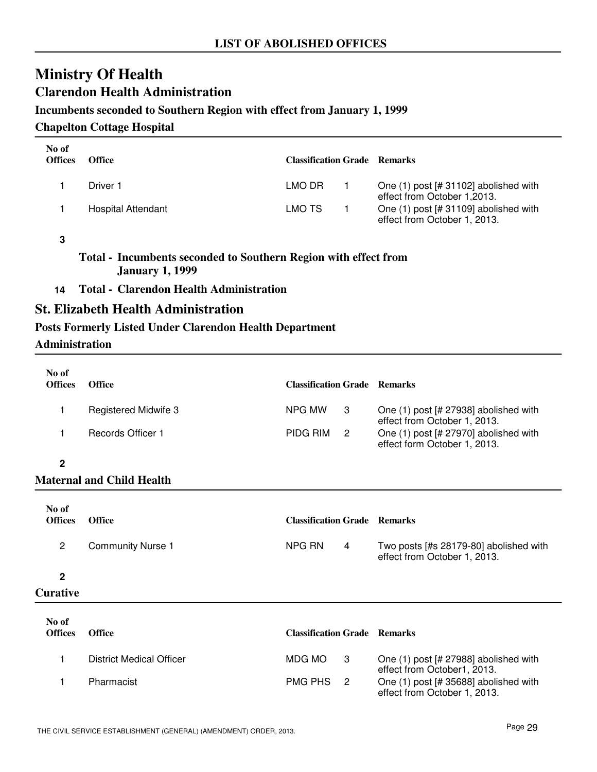**LIST OF ABOLISHED OFFICES**

# Ministry Of Health

## Clarendon Health Administration

### Incumbents seconded to Southern Region with effect from January 1, 1999

### Chapelton Cottage Hospital

| No of Offices | Office | Classification | Grade | Remarks |
|---|---|---|---|---|
| 1 | Driver 1 | LMO DR | 1 | One (1) post [# 31102] abolished with effect from October 1,2013. |
| 1 | Hospital Attendant | LMO TS | 1 | One (1) post [# 31109] abolished with effect from October 1, 2013. |
| **3** | | | | |

**Total - Incumbents seconded to Southern Region with effect from January 1, 1999**

**14 Total - Clarendon Health Administration**

## St. Elizabeth Health Administration

### Posts Formerly Listed Under Clarendon Health Department

### Administration

| No of Offices | Office | Classification | Grade | Remarks |
|---|---|---|---|---|
| 1 | Registered Midwife 3 | NPG MW | 3 | One (1) post [# 27938] abolished with effect from October 1, 2013. |
| 1 | Records Officer 1 | PIDG RIM | 2 | One (1) post [# 27970] abolished with effect form October 1, 2013. |
| **2** | | | | |

### Maternal and Child Health

| No of Offices | Office | Classification | Grade | Remarks |
|---|---|---|---|---|
| 2 | Community Nurse 1 | NPG RN | 4 | Two posts [#s 28179-80] abolished with effect from October 1, 2013. |
| **2** | | | | |

### Curative

| No of Offices | Office | Classification | Grade | Remarks |
|---|---|---|---|---|
| 1 | District Medical Officer | MDG MO | 3 | One (1) post [# 27988] abolished with effect from October1, 2013. |
| 1 | Pharmacist | PMG PHS | 2 | One (1) post [# 35688] abolished with effect from October 1, 2013. |

THE CIVIL SERVICE ESTABLISHMENT (GENERAL) (AMENDMENT) ORDER, 2013.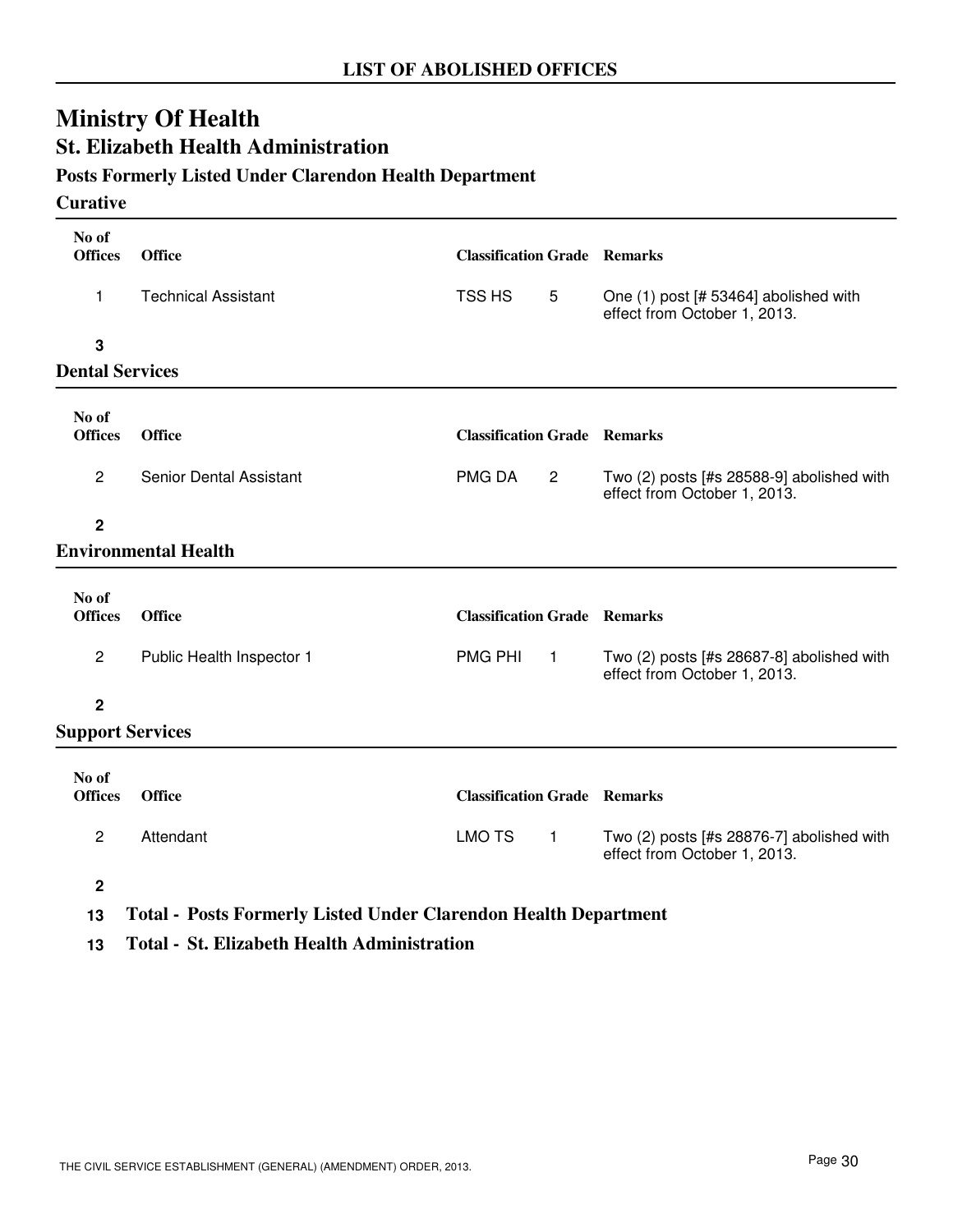## LIST OF ABOLISHED OFFICES

# Ministry Of Health

## St. Elizabeth Health Administration

### Posts Formerly Listed Under Clarendon Health Department

### Curative

| No of Offices | Office | Classification | Grade | Remarks |
|---|---|---|---|---|
| 1 | Technical Assistant | TSS HS | 5 | One (1) post [# 53464] abolished with effect from October 1, 2013. |
| **3** | | | | |

### Dental Services

| No of Offices | Office | Classification | Grade | Remarks |
|---|---|---|---|---|
| 2 | Senior Dental Assistant | PMG DA | 2 | Two (2) posts [#s 28588-9] abolished with effect from October 1, 2013. |
| **2** | | | | |

### Environmental Health

| No of Offices | Office | Classification | Grade | Remarks |
|---|---|---|---|---|
| 2 | Public Health Inspector 1 | PMG PHI | 1 | Two (2) posts [#s 28687-8] abolished with effect from October 1, 2013. |
| **2** | | | | |

### Support Services

| No of Offices | Office | Classification | Grade | Remarks |
|---|---|---|---|---|
| 2 | Attendant | LMO TS | 1 | Two (2) posts [#s 28876-7] abolished with effect from October 1, 2013. |
| **2** | | | | |

**13 Total - Posts Formerly Listed Under Clarendon Health Department**

**13 Total - St. Elizabeth Health Administration**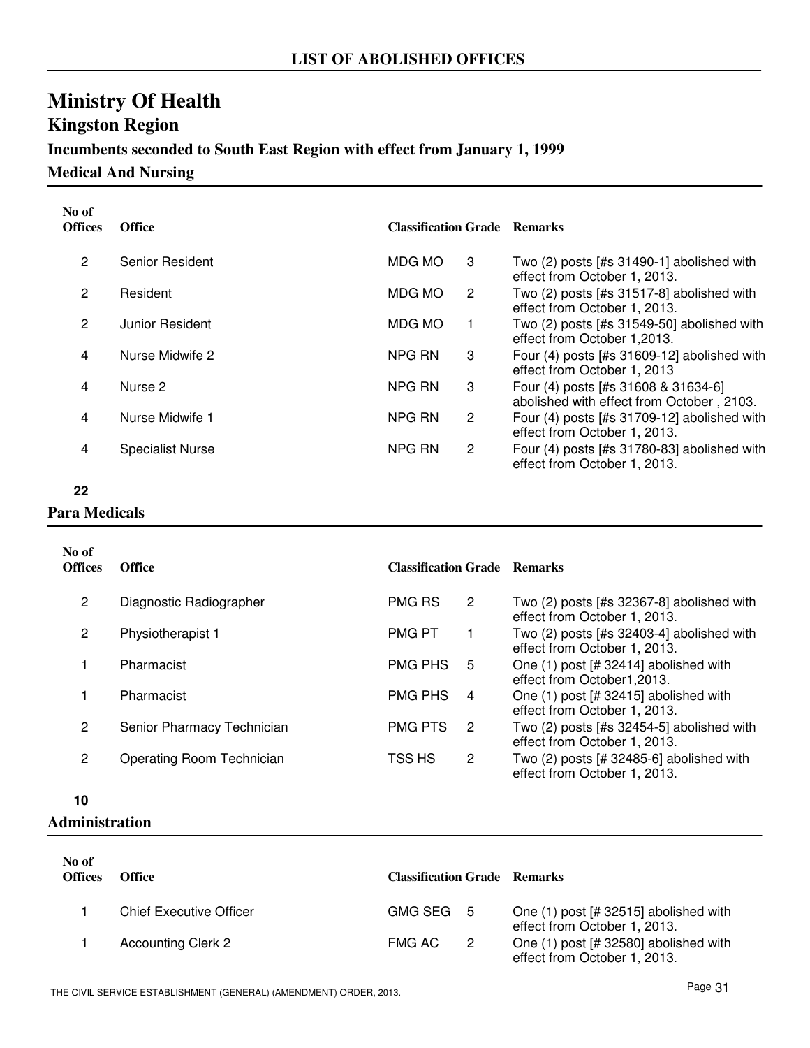# LIST OF ABOLISHED OFFICES

## Ministry Of Health

### Kingston Region

### Incumbents seconded to South East Region with effect from January 1, 1999

### Medical And Nursing

| No of Offices | Office | Classification | Grade | Remarks |
|---|---|---|---|---|
| 2 | Senior Resident | MDG MO | 3 | Two (2) posts [#s 31490-1] abolished with effect from October 1, 2013. |
| 2 | Resident | MDG MO | 2 | Two (2) posts [#s 31517-8] abolished with effect from October 1, 2013. |
| 2 | Junior Resident | MDG MO | 1 | Two (2) posts [#s 31549-50] abolished with effect from October 1,2013. |
| 4 | Nurse Midwife 2 | NPG RN | 3 | Four (4) posts [#s 31609-12] abolished with effect from October 1, 2013 |
| 4 | Nurse 2 | NPG RN | 3 | Four (4) posts [#s 31608 & 31634-6] abolished with effect from October , 2103. |
| 4 | Nurse Midwife 1 | NPG RN | 2 | Four (4) posts [#s 31709-12] abolished with effect from October 1, 2013. |
| 4 | Specialist Nurse | NPG RN | 2 | Four (4) posts [#s 31780-83] abolished with effect from October 1, 2013. |
| **22** | | | | |

### Para Medicals

| No of Offices | Office | Classification | Grade | Remarks |
|---|---|---|---|---|
| 2 | Diagnostic Radiographer | PMG RS | 2 | Two (2) posts [#s 32367-8] abolished with effect from October 1, 2013. |
| 2 | Physiotherapist 1 | PMG PT | 1 | Two (2) posts [#s 32403-4] abolished with effect from October 1, 2013. |
| 1 | Pharmacist | PMG PHS | 5 | One (1) post [# 32414] abolished with effect from October1,2013. |
| 1 | Pharmacist | PMG PHS | 4 | One (1) post [# 32415] abolished with effect from October 1, 2013. |
| 2 | Senior Pharmacy Technician | PMG PTS | 2 | Two (2) posts [#s 32454-5] abolished with effect from October 1, 2013. |
| 2 | Operating Room Technician | TSS HS | 2 | Two (2) posts [# 32485-6] abolished with effect from October 1, 2013. |
| **10** | | | | |

### Administration

| No of Offices | Office | Classification | Grade | Remarks |
|---|---|---|---|---|
| 1 | Chief Executive Officer | GMG SEG | 5 | One (1) post [# 32515] abolished with effect from October 1, 2013. |
| 1 | Accounting Clerk 2 | FMG AC | 2 | One (1) post [# 32580] abolished with effect from October 1, 2013. |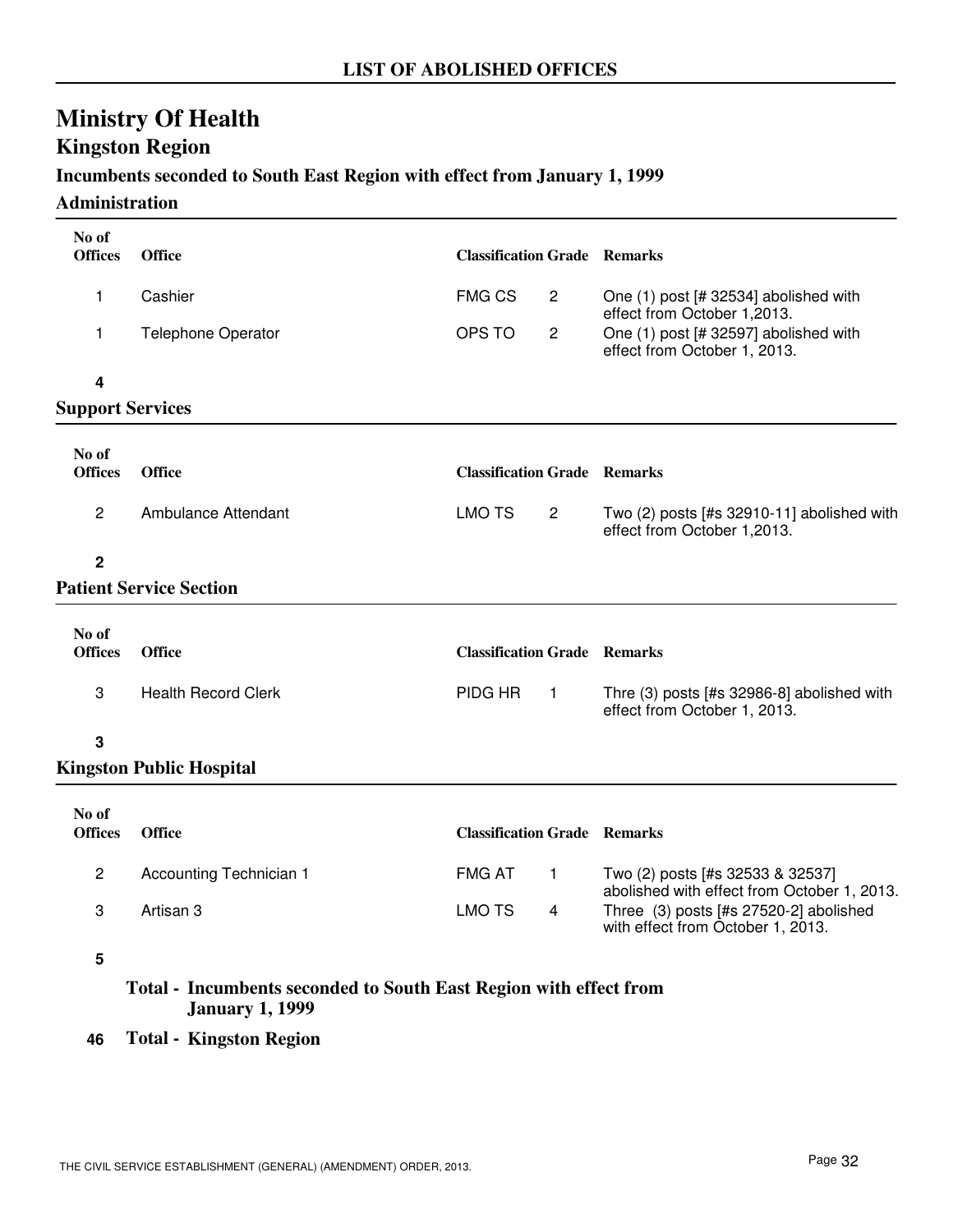## LIST OF ABOLISHED OFFICES

# Ministry Of Health

## Kingston Region

### Incumbents seconded to South East Region with effect from January 1, 1999

### Administration

| No of Offices | Office | Classification | Grade | Remarks |
|---|---|---|---|---|
| 1 | Cashier | FMG CS | 2 | One (1) post [# 32534] abolished with effect from October 1,2013. |
| 1 | Telephone Operator | OPS TO | 2 | One (1) post [# 32597] abolished with effect from October 1, 2013. |
| **4** | | | | |

### Support Services

| No of Offices | Office | Classification | Grade | Remarks |
|---|---|---|---|---|
| 2 | Ambulance Attendant | LMO TS | 2 | Two (2) posts [#s 32910-11] abolished with effect from October 1,2013. |
| **2** | | | | |

### Patient Service Section

| No of Offices | Office | Classification | Grade | Remarks |
|---|---|---|---|---|
| 3 | Health Record Clerk | PIDG HR | 1 | Thre (3) posts [#s 32986-8] abolished with effect from October 1, 2013. |
| **3** | | | | |

### Kingston Public Hospital

| No of Offices | Office | Classification | Grade | Remarks |
|---|---|---|---|---|
| 2 | Accounting Technician 1 | FMG AT | 1 | Two (2) posts [#s 32533 & 32537] abolished with effect from October 1, 2013. |
| 3 | Artisan 3 | LMO TS | 4 | Three (3) posts [#s 27520-2] abolished with effect from October 1, 2013. |
| **5** | | | | |

**Total - Incumbents seconded to South East Region with effect from January 1, 1999**

**46 Total - Kingston Region**

THE CIVIL SERVICE ESTABLISHMENT (GENERAL) (AMENDMENT) ORDER, 2013.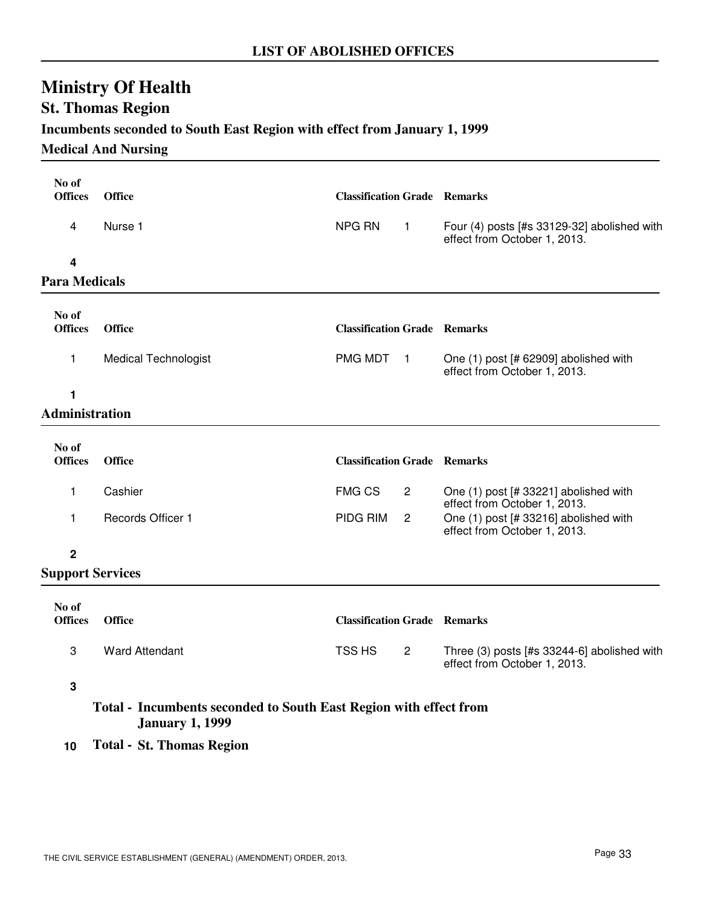## LIST OF ABOLISHED OFFICES

# Ministry Of Health

## St. Thomas Region

### Incumbents seconded to South East Region with effect from January 1, 1999

### Medical And Nursing

| No of Offices | Office | Classification | Grade | Remarks |
|---|---|---|---|---|
| 4 | Nurse 1 | NPG RN | 1 | Four (4) posts [#s 33129-32] abolished with effect from October 1, 2013. |
| **4** | | | | |

### Para Medicals

| No of Offices | Office | Classification | Grade | Remarks |
|---|---|---|---|---|
| 1 | Medical Technologist | PMG MDT | 1 | One (1) post [# 62909] abolished with effect from October 1, 2013. |
| **1** | | | | |

### Administration

| No of Offices | Office | Classification | Grade | Remarks |
|---|---|---|---|---|
| 1 | Cashier | FMG CS | 2 | One (1) post [# 33221] abolished with effect from October 1, 2013. |
| 1 | Records Officer 1 | PIDG RIM | 2 | One (1) post [# 33216] abolished with effect from October 1, 2013. |
| **2** | | | | |

### Support Services

| No of Offices | Office | Classification | Grade | Remarks |
|---|---|---|---|---|
| 3 | Ward Attendant | TSS HS | 2 | Three (3) posts [#s 33244-6] abolished with effect from October 1, 2013. |
| **3** | | | | |

**Total - Incumbents seconded to South East Region with effect from January 1, 1999**

**10 Total - St. Thomas Region**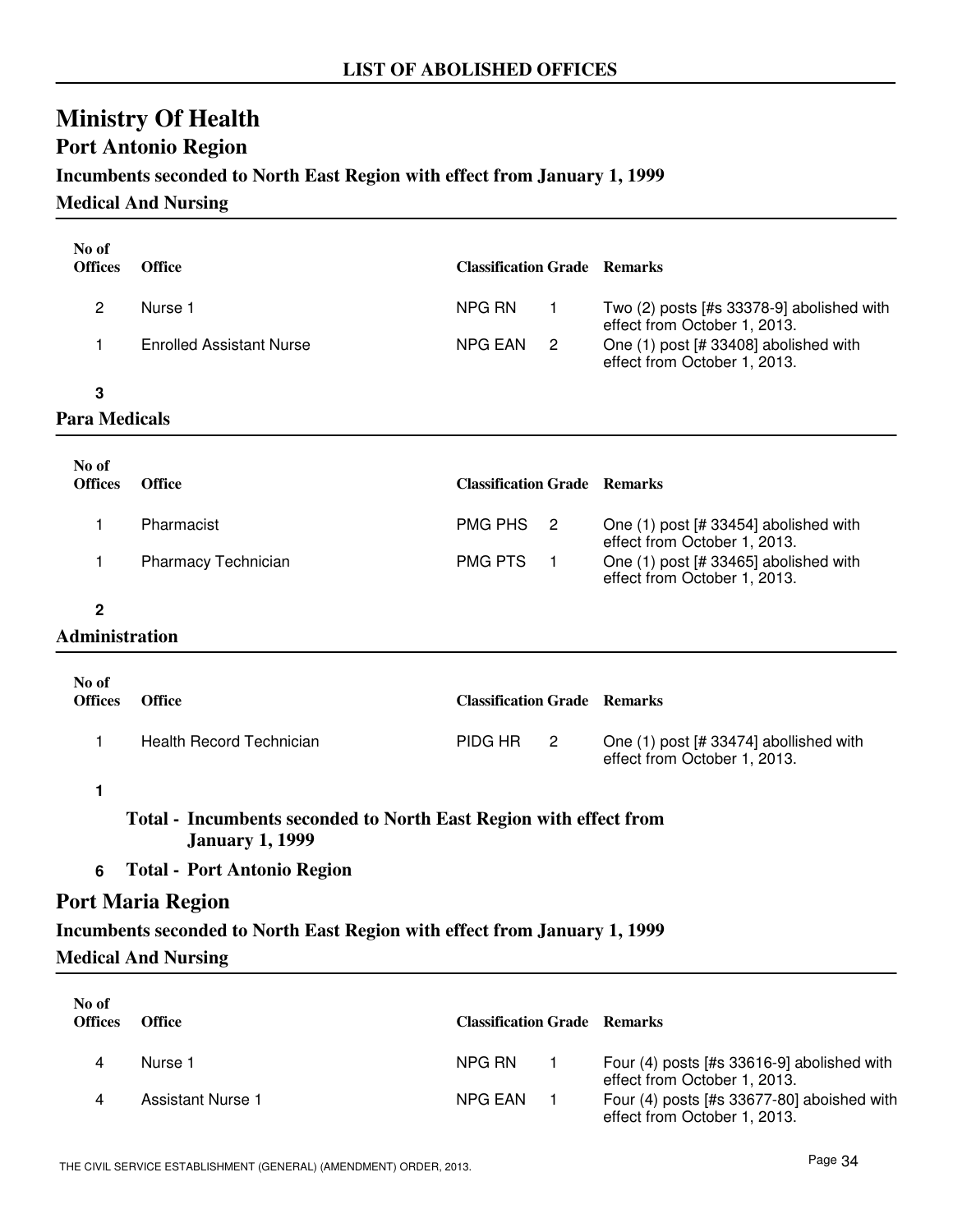# LIST OF ABOLISHED OFFICES

## Ministry Of Health

### Port Antonio Region

#### Incumbents seconded to North East Region with effect from January 1, 1999

#### Medical And Nursing

| No of Offices | Office | Classification | Grade | Remarks |
|---|---|---|---|---|
| 2 | Nurse 1 | NPG RN | 1 | Two (2) posts [#s 33378-9] abolished with effect from October 1, 2013. |
| 1 | Enrolled Assistant Nurse | NPG EAN | 2 | One (1) post [# 33408] abolished with effect from October 1, 2013. |
| **3** | | | | |

#### Para Medicals

| No of Offices | Office | Classification | Grade | Remarks |
|---|---|---|---|---|
| 1 | Pharmacist | PMG PHS | 2 | One (1) post [# 33454] abolished with effect from October 1, 2013. |
| 1 | Pharmacy Technician | PMG PTS | 1 | One (1) post [# 33465] abolished with effect from October 1, 2013. |
| **2** | | | | |

#### Administration

| No of Offices | Office | Classification | Grade | Remarks |
|---|---|---|---|---|
| 1 | Health Record Technician | PIDG HR | 2 | One (1) post [# 33474] abollished with effect from October 1, 2013. |
| **1** | | | | |

**Total - Incumbents seconded to North East Region with effect from January 1, 1999**

**6 Total - Port Antonio Region**

### Port Maria Region

#### Incumbents seconded to North East Region with effect from January 1, 1999

#### Medical And Nursing

| No of Offices | Office | Classification | Grade | Remarks |
|---|---|---|---|---|
| 4 | Nurse 1 | NPG RN | 1 | Four (4) posts [#s 33616-9] abolished with effect from October 1, 2013. |
| 4 | Assistant Nurse 1 | NPG EAN | 1 | Four (4) posts [#s 33677-80] aboished with effect from October 1, 2013. |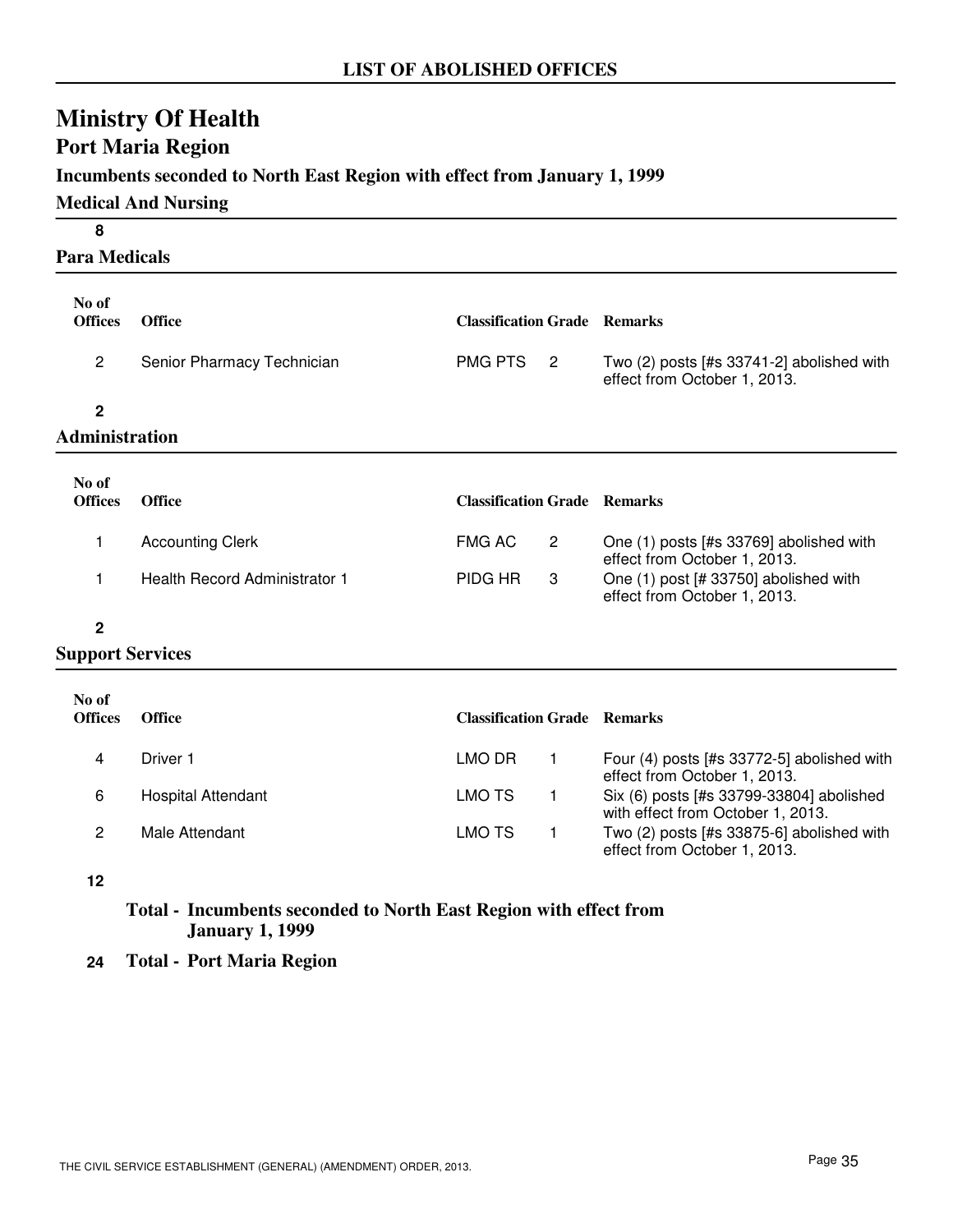# LIST OF ABOLISHED OFFICES

## Ministry Of Health

### Port Maria Region

**Incumbents seconded to North East Region with effect from January 1, 1999**

**Medical And Nursing**

**8**

**Para Medicals**

| No of Offices | Office | Classification | Grade | Remarks |
|---|---|---|---|---|
| 2 | Senior Pharmacy Technician | PMG PTS | 2 | Two (2) posts [#s 33741-2] abolished with effect from October 1, 2013. |

**2**

**Administration**

| No of Offices | Office | Classification | Grade | Remarks |
|---|---|---|---|---|
| 1 | Accounting Clerk | FMG AC | 2 | One (1) posts [#s 33769] abolished with effect from October 1, 2013. |
| 1 | Health Record Administrator 1 | PIDG HR | 3 | One (1) post [# 33750] abolished with effect from October 1, 2013. |

**2**

**Support Services**

| No of Offices | Office | Classification | Grade | Remarks |
|---|---|---|---|---|
| 4 | Driver 1 | LMO DR | 1 | Four (4) posts [#s 33772-5] abolished with effect from October 1, 2013. |
| 6 | Hospital Attendant | LMO TS | 1 | Six (6) posts [#s 33799-33804] abolished with effect from October 1, 2013. |
| 2 | Male Attendant | LMO TS | 1 | Two (2) posts [#s 33875-6] abolished with effect from October 1, 2013. |

**12**

**Total - Incumbents seconded to North East Region with effect from January 1, 1999**

**24 Total - Port Maria Region**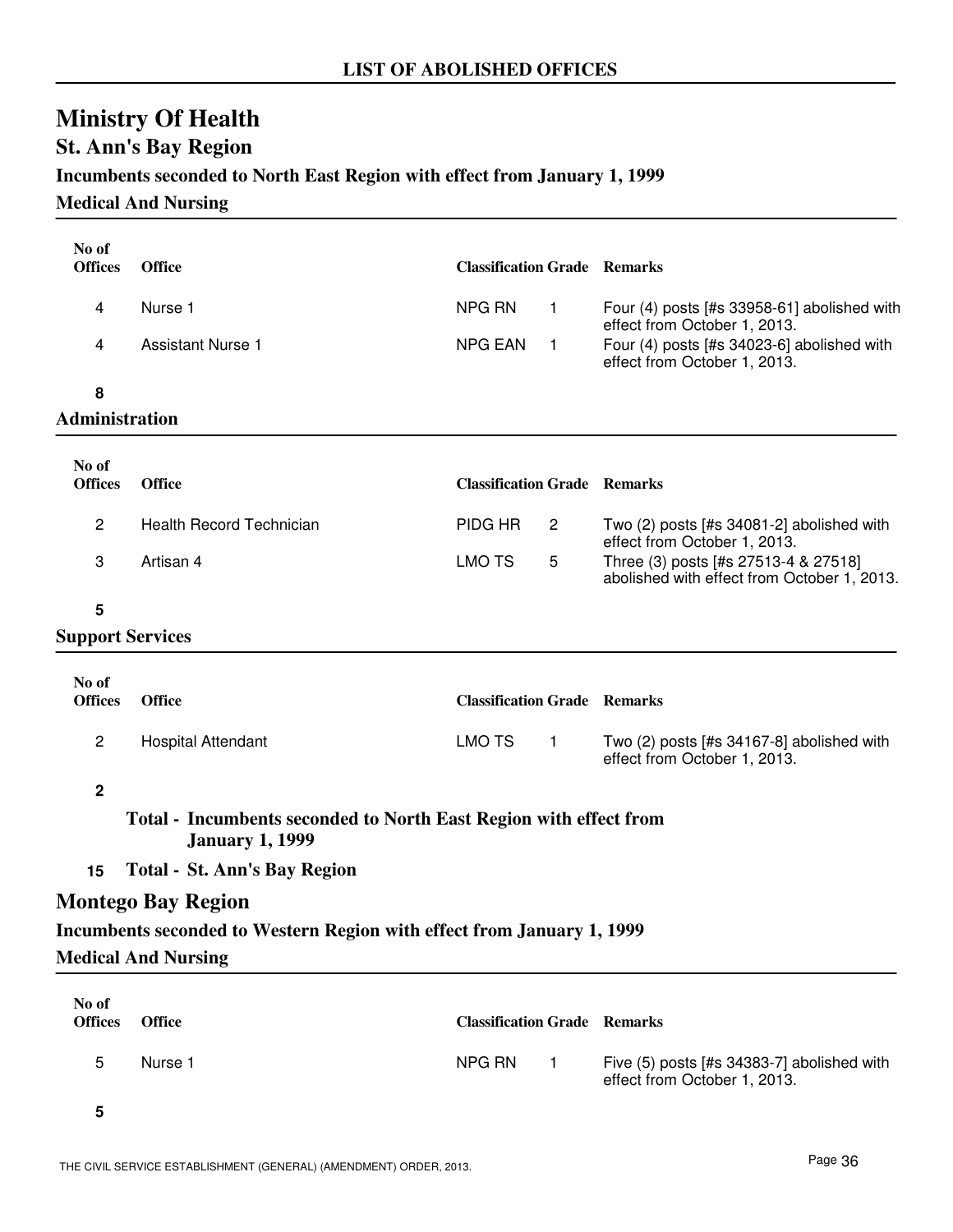## LIST OF ABOLISHED OFFICES

# Ministry Of Health

## St. Ann's Bay Region

### Incumbents seconded to North East Region with effect from January 1, 1999

#### Medical And Nursing

| No of Offices | Office | Classification | Grade | Remarks |
|---|---|---|---|---|
| 4 | Nurse 1 | NPG RN | 1 | Four (4) posts [#s 33958-61] abolished with effect from October 1, 2013. |
| 4 | Assistant Nurse 1 | NPG EAN | 1 | Four (4) posts [#s 34023-6] abolished with effect from October 1, 2013. |
| **8** | | | | |

#### Administration

| No of Offices | Office | Classification | Grade | Remarks |
|---|---|---|---|---|
| 2 | Health Record Technician | PIDG HR | 2 | Two (2) posts [#s 34081-2] abolished with effect from October 1, 2013. |
| 3 | Artisan 4 | LMO TS | 5 | Three (3) posts [#s 27513-4 & 27518] abolished with effect from October 1, 2013. |
| **5** | | | | |

#### Support Services

| No of Offices | Office | Classification | Grade | Remarks |
|---|---|---|---|---|
| 2 | Hospital Attendant | LMO TS | 1 | Two (2) posts [#s 34167-8] abolished with effect from October 1, 2013. |
| **2** | | | | |

**Total - Incumbents seconded to North East Region with effect from January 1, 1999**

**15 Total - St. Ann's Bay Region**

## Montego Bay Region

### Incumbents seconded to Western Region with effect from January 1, 1999

#### Medical And Nursing

| No of Offices | Office | Classification | Grade | Remarks |
|---|---|---|---|---|
| 5 | Nurse 1 | NPG RN | 1 | Five (5) posts [#s 34383-7] abolished with effect from October 1, 2013. |
| **5** | | | | |

THE CIVIL SERVICE ESTABLISHMENT (GENERAL) (AMENDMENT) ORDER, 2013.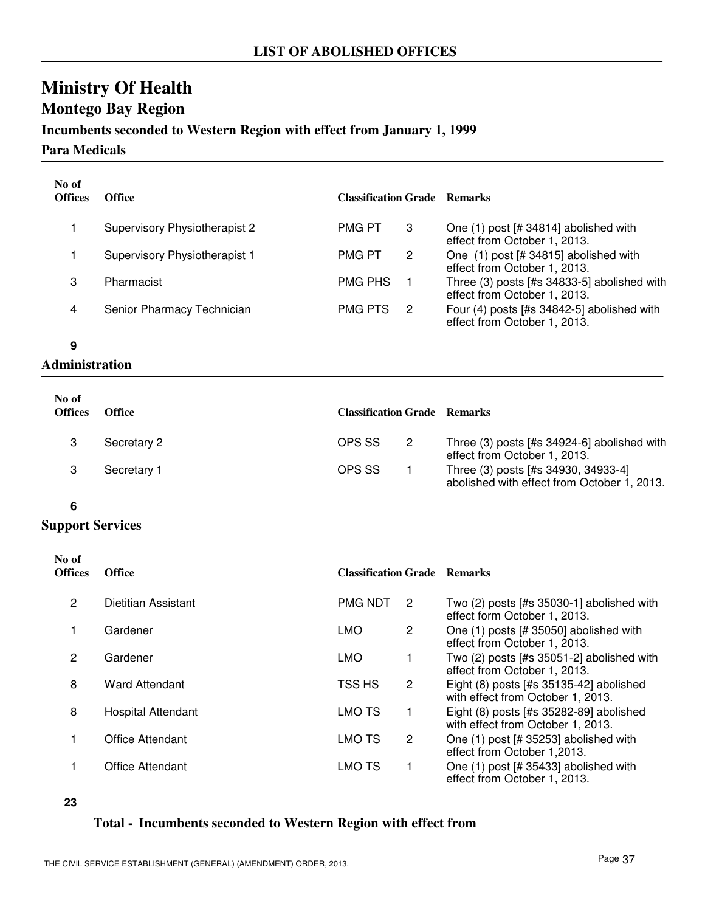**LIST OF ABOLISHED OFFICES**

# Ministry Of Health

## Montego Bay Region

### Incumbents seconded to Western Region with effect from January 1, 1999

### Para Medicals

| No of Offices | Office | Classification | Grade | Remarks |
|---|---|---|---|---|
| 1 | Supervisory Physiotherapist 2 | PMG PT | 3 | One (1) post [# 34814] abolished with effect from October 1, 2013. |
| 1 | Supervisory Physiotherapist 1 | PMG PT | 2 | One (1) post [# 34815] abolished with effect from October 1, 2013. |
| 3 | Pharmacist | PMG PHS | 1 | Three (3) posts [#s 34833-5] abolished with effect from October 1, 2013. |
| 4 | Senior Pharmacy Technician | PMG PTS | 2 | Four (4) posts [#s 34842-5] abolished with effect from October 1, 2013. |

**9**

### Administration

| No of Offices | Office | Classification | Grade | Remarks |
|---|---|---|---|---|
| 3 | Secretary 2 | OPS SS | 2 | Three (3) posts [#s 34924-6] abolished with effect from October 1, 2013. |
| 3 | Secretary 1 | OPS SS | 1 | Three (3) posts [#s 34930, 34933-4] abolished with effect from October 1, 2013. |

**6**

### Support Services

| No of Offices | Office | Classification | Grade | Remarks |
|---|---|---|---|---|
| 2 | Dietitian Assistant | PMG NDT | 2 | Two (2) posts [#s 35030-1] abolished with effect form October 1, 2013. |
| 1 | Gardener | LMO | 2 | One (1) posts [# 35050] abolished with effect from October 1, 2013. |
| 2 | Gardener | LMO | 1 | Two (2) posts [#s 35051-2] abolished with effect from October 1, 2013. |
| 8 | Ward Attendant | TSS HS | 2 | Eight (8) posts [#s 35135-42] abolished with effect from October 1, 2013. |
| 8 | Hospital Attendant | LMO TS | 1 | Eight (8) posts [#s 35282-89] abolished with effect from October 1, 2013. |
| 1 | Office Attendant | LMO TS | 2 | One (1) post [# 35253] abolished with effect from October 1,2013. |
| 1 | Office Attendant | LMO TS | 1 | One (1) post [# 35433] abolished with effect from October 1, 2013. |

**23**

**Total - Incumbents seconded to Western Region with effect from**

THE CIVIL SERVICE ESTABLISHMENT (GENERAL) (AMENDMENT) ORDER, 2013.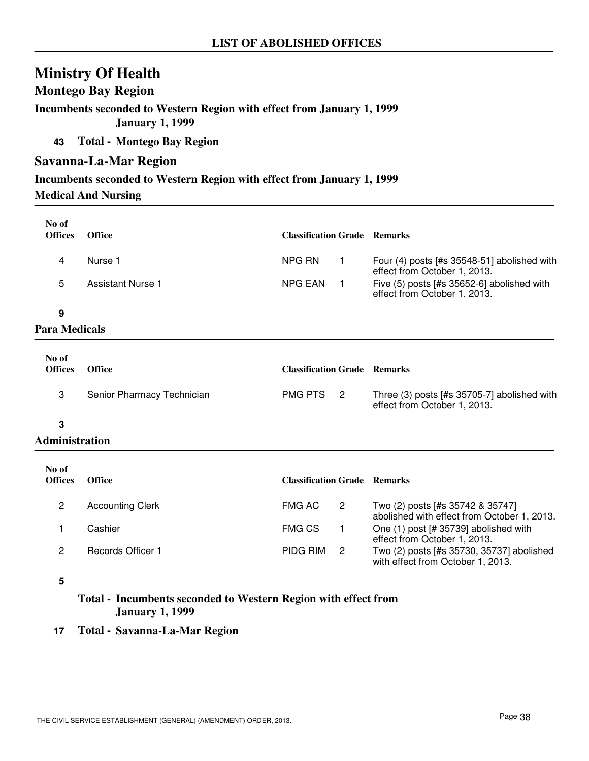# Ministry Of Health

## Montego Bay Region

### Incumbents seconded to Western Region with effect from January 1, 1999

**January 1, 1999**

**43 Total - Montego Bay Region**

## Savanna-La-Mar Region

### Incumbents seconded to Western Region with effect from January 1, 1999

#### Medical And Nursing

| No of Offices | Office | Classification | Grade | Remarks |
|---|---|---|---|---|
| 4 | Nurse 1 | NPG RN | 1 | Four (4) posts [#s 35548-51] abolished with effect from October 1, 2013. |
| 5 | Assistant Nurse 1 | NPG EAN | 1 | Five (5) posts [#s 35652-6] abolished with effect from October 1, 2013. |
| **9** | | | | |

#### Para Medicals

| No of Offices | Office | Classification | Grade | Remarks |
|---|---|---|---|---|
| 3 | Senior Pharmacy Technician | PMG PTS | 2 | Three (3) posts [#s 35705-7] abolished with effect from October 1, 2013. |
| **3** | | | | |

#### Administration

| No of Offices | Office | Classification | Grade | Remarks |
|---|---|---|---|---|
| 2 | Accounting Clerk | FMG AC | 2 | Two (2) posts [#s 35742 & 35747] abolished with effect from October 1, 2013. |
| 1 | Cashier | FMG CS | 1 | One (1) post [# 35739] abolished with effect from October 1, 2013. |
| 2 | Records Officer 1 | PIDG RIM | 2 | Two (2) posts [#s 35730, 35737] abolished with effect from October 1, 2013. |
| **5** | | | | |

**Total - Incumbents seconded to Western Region with effect from January 1, 1999**

**17 Total - Savanna-La-Mar Region**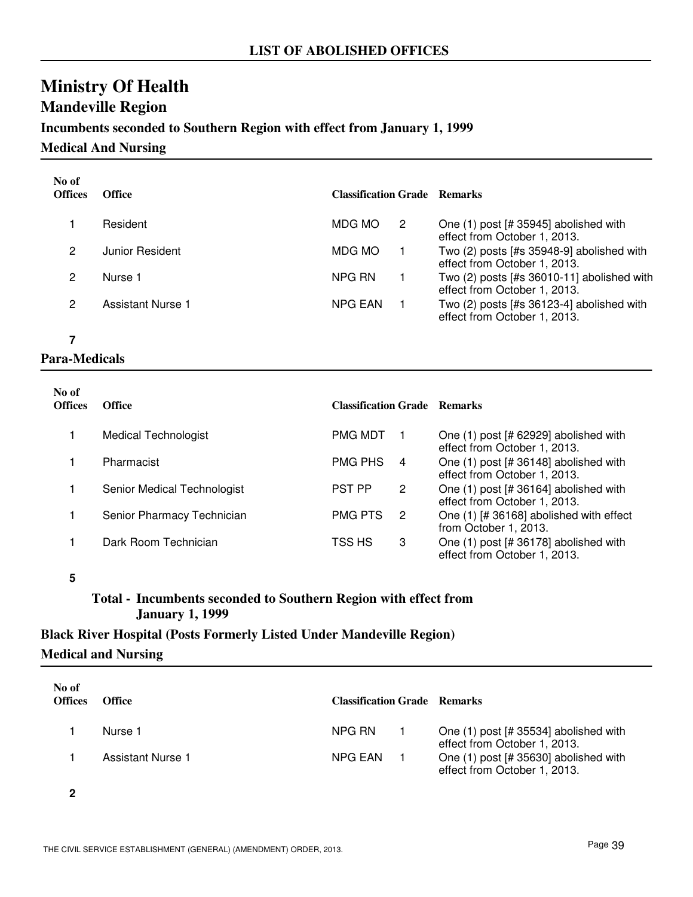## LIST OF ABOLISHED OFFICES

# Ministry Of Health

## Mandeville Region

### Incumbents seconded to Southern Region with effect from January 1, 1999

### Medical And Nursing

| No of Offices | Office | Classification | Grade | Remarks |
|---|---|---|---|---|
| 1 | Resident | MDG MO | 2 | One (1) post [# 35945] abolished with effect from October 1, 2013. |
| 2 | Junior Resident | MDG MO | 1 | Two (2) posts [#s 35948-9] abolished with effect from October 1, 2013. |
| 2 | Nurse 1 | NPG RN | 1 | Two (2) posts [#s 36010-11] abolished with effect from October 1, 2013. |
| 2 | Assistant Nurse 1 | NPG EAN | 1 | Two (2) posts [#s 36123-4] abolished with effect from October 1, 2013. |
| **7** | | | | |

### Para-Medicals

| No of Offices | Office | Classification | Grade | Remarks |
|---|---|---|---|---|
| 1 | Medical Technologist | PMG MDT | 1 | One (1) post [# 62929] abolished with effect from October 1, 2013. |
| 1 | Pharmacist | PMG PHS | 4 | One (1) post [# 36148] abolished with effect from October 1, 2013. |
| 1 | Senior Medical Technologist | PST PP | 2 | One (1) post [# 36164] abolished with effect from October 1, 2013. |
| 1 | Senior Pharmacy Technician | PMG PTS | 2 | One (1) [# 36168] abolished with effect from October 1, 2013. |
| 1 | Dark Room Technician | TSS HS | 3 | One (1) post [# 36178] abolished with effect from October 1, 2013. |
| **5** | | | | |

**Total - Incumbents seconded to Southern Region with effect from January 1, 1999**

### Black River Hospital (Posts Formerly Listed Under Mandeville Region)

### Medical and Nursing

| No of Offices | Office | Classification | Grade | Remarks |
|---|---|---|---|---|
| 1 | Nurse 1 | NPG RN | 1 | One (1) post [# 35534] abolished with effect from October 1, 2013. |
| 1 | Assistant Nurse 1 | NPG EAN | 1 | One (1) post [# 35630] abolished with effect from October 1, 2013. |
| **2** | | | | |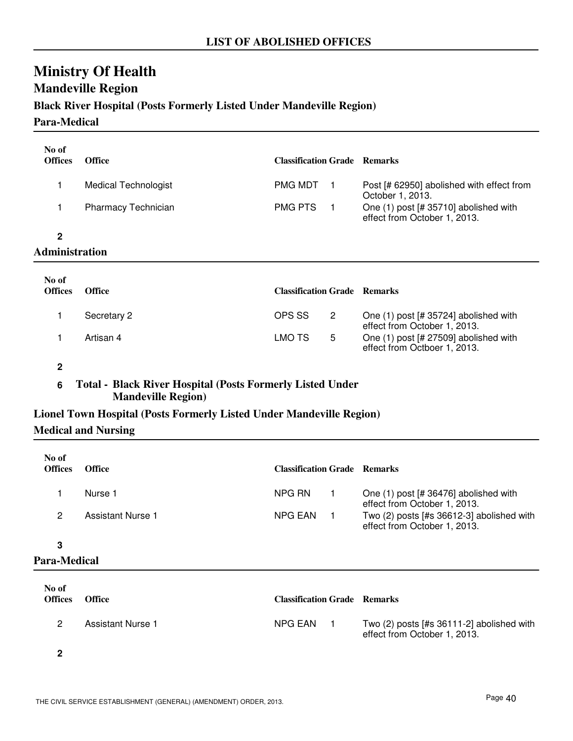## LIST OF ABOLISHED OFFICES

# Ministry Of Health

## Mandeville Region

### Black River Hospital (Posts Formerly Listed Under Mandeville Region)

#### Para-Medical

| No of Offices | Office | Classification | Grade | Remarks |
|---|---|---|---|---|
| 1 | Medical Technologist | PMG MDT | 1 | Post [# 62950] abolished with effect from October 1, 2013. |
| 1 | Pharmacy Technician | PMG PTS | 1 | One (1) post [# 35710] abolished with effect from October 1, 2013. |
| **2** | | | | |

#### Administration

| No of Offices | Office | Classification | Grade | Remarks |
|---|---|---|---|---|
| 1 | Secretary 2 | OPS SS | 2 | One (1) post [# 35724] abolished with effect from October 1, 2013. |
| 1 | Artisan 4 | LMO TS | 5 | One (1) post [# 27509] abolished with effect from Octboer 1, 2013. |
| **2** | | | | |

**6 Total - Black River Hospital (Posts Formerly Listed Under Mandeville Region)**

### Lionel Town Hospital (Posts Formerly Listed Under Mandeville Region)

#### Medical and Nursing

| No of Offices | Office | Classification | Grade | Remarks |
|---|---|---|---|---|
| 1 | Nurse 1 | NPG RN | 1 | One (1) post [# 36476] abolished with effect from October 1, 2013. |
| 2 | Assistant Nurse 1 | NPG EAN | 1 | Two (2) posts [#s 36612-3] abolished with effect from October 1, 2013. |
| **3** | | | | |

#### Para-Medical

| No of Offices | Office | Classification | Grade | Remarks |
|---|---|---|---|---|
| 2 | Assistant Nurse 1 | NPG EAN | 1 | Two (2) posts [#s 36111-2] abolished with effect from October 1, 2013. |
| **2** | | | | |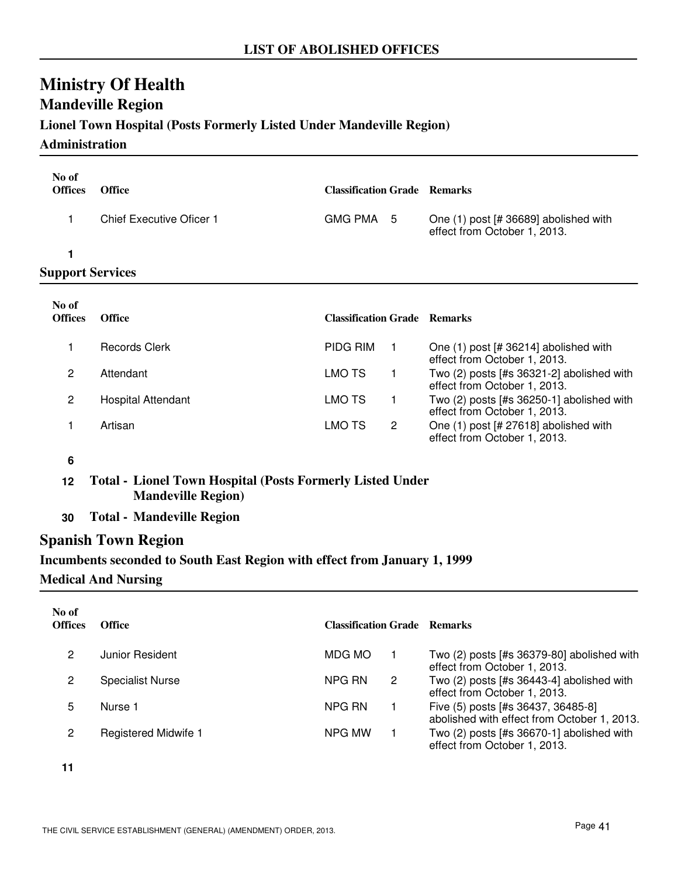## LIST OF ABOLISHED OFFICES

# Ministry Of Health

## Mandeville Region

### Lionel Town Hospital (Posts Formerly Listed Under Mandeville Region)

### Administration

| No of Offices | Office | Classification | Grade | Remarks |
|---|---|---|---|---|
| 1 | Chief Executive Oficer 1 | GMG PMA | 5 | One (1) post [# 36689] abolished with effect from October 1, 2013. |
| **1** | | | | |

### Support Services

| No of Offices | Office | Classification | Grade | Remarks |
|---|---|---|---|---|
| 1 | Records Clerk | PIDG RIM | 1 | One (1) post [# 36214] abolished with effect from October 1, 2013. |
| 2 | Attendant | LMO TS | 1 | Two (2) posts [#s 36321-2] abolished with effect from October 1, 2013. |
| 2 | Hospital Attendant | LMO TS | 1 | Two (2) posts [#s 36250-1] abolished with effect from October 1, 2013. |
| 1 | Artisan | LMO TS | 2 | One (1) post [# 27618] abolished with effect from October 1, 2013. |
| **6** | | | | |

**12 Total - Lionel Town Hospital (Posts Formerly Listed Under Mandeville Region)**

**30 Total - Mandeville Region**

## Spanish Town Region

### Incumbents seconded to South East Region with effect from January 1, 1999

### Medical And Nursing

| No of Offices | Office | Classification | Grade | Remarks |
|---|---|---|---|---|
| 2 | Junior Resident | MDG MO | 1 | Two (2) posts [#s 36379-80] abolished with effect from October 1, 2013. |
| 2 | Specialist Nurse | NPG RN | 2 | Two (2) posts [#s 36443-4] abolished with effect from October 1, 2013. |
| 5 | Nurse 1 | NPG RN | 1 | Five (5) posts [#s 36437, 36485-8] abolished with effect from October 1, 2013. |
| 2 | Registered Midwife 1 | NPG MW | 1 | Two (2) posts [#s 36670-1] abolished with effect from October 1, 2013. |
| **11** | | | | |

THE CIVIL SERVICE ESTABLISHMENT (GENERAL) (AMENDMENT) ORDER, 2013.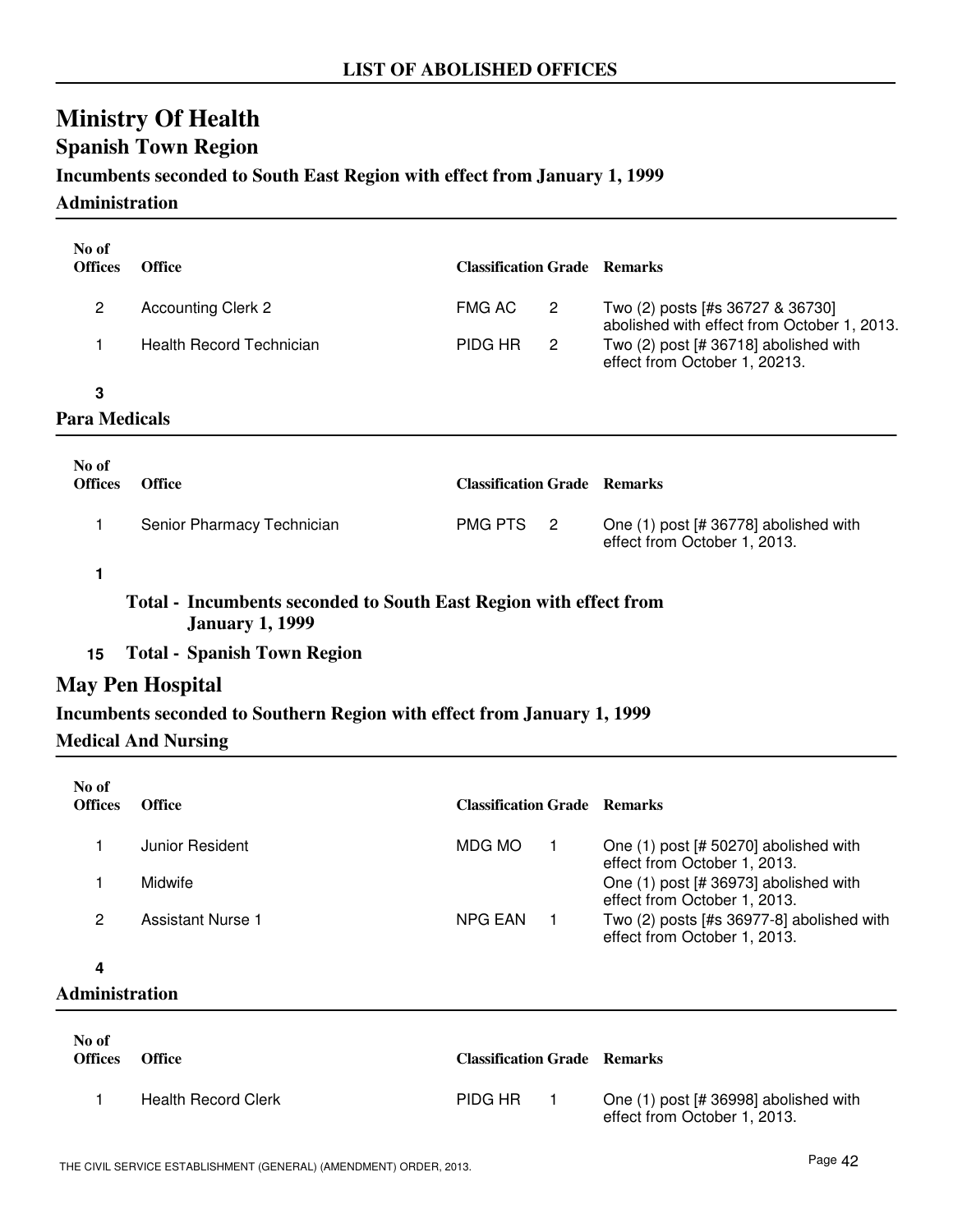## LIST OF ABOLISHED OFFICES

# Ministry Of Health

## Spanish Town Region

### Incumbents seconded to South East Region with effect from January 1, 1999

### Administration

| No of Offices | Office | Classification | Grade | Remarks |
|---|---|---|---|---|
| 2 | Accounting Clerk 2 | FMG AC | 2 | Two (2) posts [#s 36727 & 36730] abolished with effect from October 1, 2013. |
| 1 | Health Record Technician | PIDG HR | 2 | Two (2) post [# 36718] abolished with effect from October 1, 20213. |
| **3** | | | | |

### Para Medicals

| No of Offices | Office | Classification | Grade | Remarks |
|---|---|---|---|---|
| 1 | Senior Pharmacy Technician | PMG PTS | 2 | One (1) post [# 36778] abolished with effect from October 1, 2013. |
| **1** | | | | |

**Total - Incumbents seconded to South East Region with effect from January 1, 1999**

**15 Total - Spanish Town Region**

## May Pen Hospital

### Incumbents seconded to Southern Region with effect from January 1, 1999

### Medical And Nursing

| No of Offices | Office | Classification | Grade | Remarks |
|---|---|---|---|---|
| 1 | Junior Resident | MDG MO | 1 | One (1) post [# 50270] abolished with effect from October 1, 2013. |
| 1 | Midwife | | | One (1) post [# 36973] abolished with effect from October 1, 2013. |
| 2 | Assistant Nurse 1 | NPG EAN | 1 | Two (2) posts [#s 36977-8] abolished with effect from October 1, 2013. |
| **4** | | | | |

### Administration

| No of Offices | Office | Classification | Grade | Remarks |
|---|---|---|---|---|
| 1 | Health Record Clerk | PIDG HR | 1 | One (1) post [# 36998] abolished with effect from October 1, 2013. |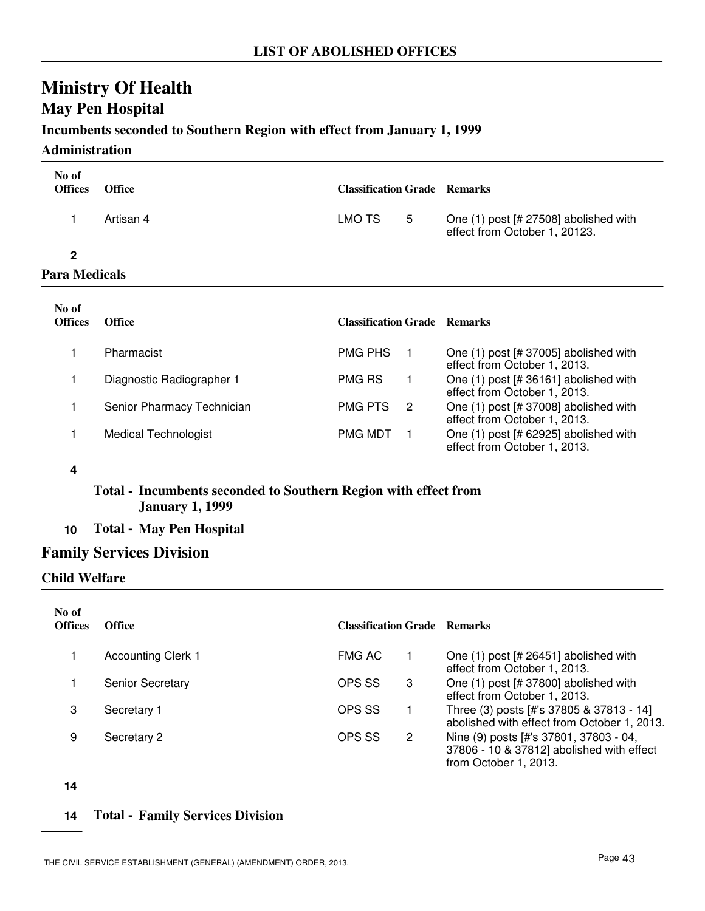## LIST OF ABOLISHED OFFICES

# Ministry Of Health

## May Pen Hospital

### Incumbents seconded to Southern Region with effect from January 1, 1999

#### Administration

| No of Offices | Office | Classification | Grade | Remarks |
|---|---|---|---|---|
| 1 | Artisan 4 | LMO TS | 5 | One (1) post [# 27508] abolished with effect from October 1, 20123. |
| **2** | | | | |

#### Para Medicals

| No of Offices | Office | Classification | Grade | Remarks |
|---|---|---|---|---|
| 1 | Pharmacist | PMG PHS | 1 | One (1) post [# 37005] abolished with effect from October 1, 2013. |
| 1 | Diagnostic Radiographer 1 | PMG RS | 1 | One (1) post [# 36161] abolished with effect from October 1, 2013. |
| 1 | Senior Pharmacy Technician | PMG PTS | 2 | One (1) post [# 37008] abolished with effect from October 1, 2013. |
| 1 | Medical Technologist | PMG MDT | 1 | One (1) post [# 62925] abolished with effect from October 1, 2013. |
| **4** | | | | |

**Total - Incumbents seconded to Southern Region with effect from January 1, 1999**

**10 Total - May Pen Hospital**

## Family Services Division

#### Child Welfare

| No of Offices | Office | Classification | Grade | Remarks |
|---|---|---|---|---|
| 1 | Accounting Clerk 1 | FMG AC | 1 | One (1) post [# 26451] abolished with effect from October 1, 2013. |
| 1 | Senior Secretary | OPS SS | 3 | One (1) post [# 37800] abolished with effect from October 1, 2013. |
| 3 | Secretary 1 | OPS SS | 1 | Three (3) posts [#'s 37805 & 37813 - 14] abolished with effect from October 1, 2013. |
| 9 | Secretary 2 | OPS SS | 2 | Nine (9) posts [#'s 37801, 37803 - 04, 37806 - 10 & 37812] abolished with effect from October 1, 2013. |
| **14** | | | | |

**14 Total - Family Services Division**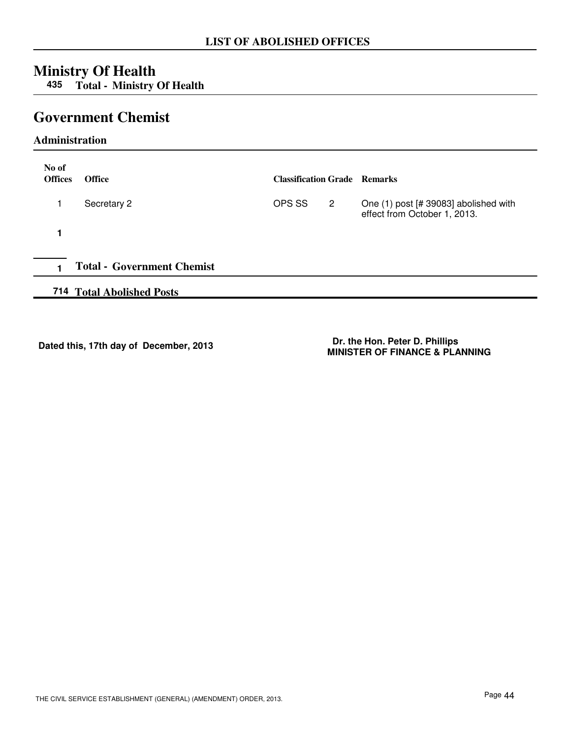## LIST OF ABOLISHED OFFICES

# Ministry Of Health

**435 Total - Ministry Of Health**

# Government Chemist

### Administration

| No of Offices | Office | Classification | Grade | Remarks |
|---|---|---|---|---|
| 1 | Secretary 2 | OPS SS | 2 | One (1) post [# 39083] abolished with effect from October 1, 2013. |
| **1** | | | | |
| **1** | **Total - Government Chemist** | | | |
| **714** | **Total Abolished Posts** | | | |

**Dated this, 17th day of December, 2013**

**Dr. the Hon. Peter D. Phillips**
**MINISTER OF FINANCE & PLANNING**